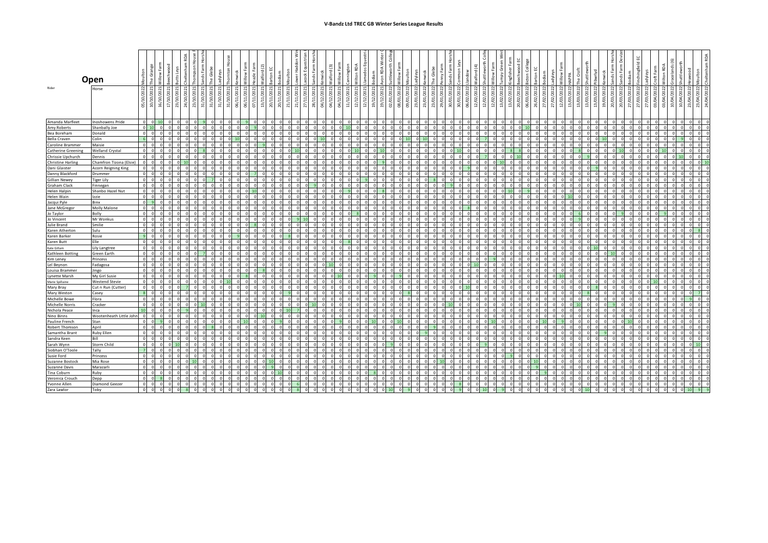# V-Bandz Ltd TREC GB Winter Series League Results

## Open

| Rider | Horse | Moulton 05/10/2022 | The Grange 10/10/2021 | Willow Farm 16/10/2021 | Beechwood 17/10/2021 | Butts Leys 23/10/2021 | Cheltenham RDA 23/10/2021 | Thompson House F 23/10/2021 | Sands Farm Horsha 31/10/2021 | The Glebe 31/10/2021 | Ladyleys 31/10/2021 | Thornton House 31/10/2021 | Kenwick 06/11/2021 | Willow Farm 06/11/2021 | Heazle Farm 07/11/2021 | Walford (2) 13/11/2021 | Barton EC 20/11/2021 | Bodiam 20/11/2021 | Moulton 21/11/2021 | Lower Haddon Win 21/11/2021 | Lacock Equestrian 27/11/2021 | Sands Farm Horsha 28/11/2021 | Kenwick 04/12/2021 | Walford (3) 04/12/2021 | Willow Farm 04/12/2021 | Cannington 11/12/2021 | Wilton RDA 12/12/2021 | Llanedos Equestri 12/12/2021 | Bodiam 19/12/2021 | Avon RDA Winter C 19/12/2021 | Suttleworth College 02/01/2022 | Willow Farm 08/01/2022 | Moulton 09/01/2022 | Ladyleys 23/01/2022 | Kenwick 23/01/2022 | The Glebe 23/01/2022 | Penny Farm 29/01/2022 | Sands Farm Horsha 30/01/2022 | Common Leys 30/01/2022 | Llandow 06/02/2022 | Walford (4) 12/02/2022 | Shuttleworth Colle 12/02/2022 | Willow Farm 12/02/2022 | Tumpy Green Wint 13/02/2022 | Kingfisher Farm 13/02/2022 | Beechwood EC 20/02/2022 | Bicton College 06/02/2022 | Barton EC 26/02/2022 | Bodiam 27/02/2022 | Ladyleys 27/02/2022 | Willow Farm 12/03/2022 | HAPPA 13/03/2022 | The Croft 13/03/2022 | Shuttleworth 13/03/2022 | Pitwllyd 13/03/2022 | Kenwick 19/03/2022 | Sands Farm Horsha 20/03/2022 | Sands Farm Devize 20/03/2022 | Bodiam 27/03/2022 | Finchingfield EC 27/03/2022 | Ladyleys 27/03/2022 | Croft Farm 03/04/2022 | Wilton RDA 03/04/2022 | Gracelands (6) 10/04/2022 | Shuttleworth 10/04/2022 | Heywood 23/04/2022 | Moulton 23/04/2022 | Cheltenham RDA 24/04/2022 |
|---|---|---|---|---|---|---|---|---|---|---|---|---|---|---|---|---|---|---|---|---|---|---|---|---|---|---|---|---|---|---|---|---|---|---|---|---|---|---|---|---|---|---|---|---|---|---|---|---|---|---|---|---|---|---|---|---|---|---|---|---|---|---|---|---|---|---|---|---|
| Amanda Marfleet | Inoshowens Pride | 0 | 0 | 10 | 0 | 0 | 0 | 0 | 9 | 0 | 0 | 0 | 9 | 0 | 0 | 0 | 0 | 0 | 0 | 0 | 0 | 0 | 0 | 0 | 0 | 0 | 0 | 0 | 0 | 0 | 0 | 0 | 0 | 0 | 0 | 0 | 0 | 0 | 0 | 0 | 0 | 0 | 0 | 0 | 0 | 0 | 0 | 0 | 0 | 0 | 0 | 0 | 0 | 0 | 0 | 0 | 0 | 0 | 0 | 0 | 0 | 0 | 0 | 0 | 0 | 0 | 0 | 0 |
| Amy Roberts | Shanbally Joe | 0 | 10 | 10 | 0 | 0 | 0 | 0 | 0 | 0 | 0 | 0 | 0 | 0 | 0 | 9 | 0 | 0 | 0 | 0 | 0 | 0 | 0 | 0 | 0 | 10 | 0 | 0 | 0 | 0 | 0 | 0 | 0 | 0 | 0 | 0 | 0 | 0 | 0 | 0 | 0 | 0 | 0 | 0 | 0 | 0 | 10 | 0 | 0 | 0 | 0 | 0 | 0 | 0 | 0 | 0 | 0 | 0 | 0 | 0 | 0 | 0 | 0 | 0 | 0 | 0 | 0 | 0 |
| Bea Boreham | Donald | 0 | 0 | 0 | 0 | 0 | 0 | 0 | 0 | 0 | 0 | 0 | 0 | 0 | 0 | 0 | 0 | 0 | 0 | 0 | 0 | 0 | 0 | 0 | 0 | 0 | 0 | 0 | 0 | 0 | 0 | 0 | 0 | 0 | 0 | 0 | 0 | 0 | 0 | 0 | 0 | 0 | 0 | 0 | 0 | 0 | 0 | 0 | 0 | 0 | 0 | 0 | 0 | 0 | 0 | 0 | 0 | 0 | 0 | 0 | 0 | 0 | 0 | 0 | 0 | 0 | 0 | 0 |
| Bella Craven | Colin | 6 | 0 | 0 | 0 | 0 | 0 | 0 | 0 | 0 | 0 | 0 | 10 | 0 | 0 | 0 | 0 | 0 | 0 | 0 | 0 | 0 | 0 | 10 | 0 | 0 | 0 | 0 | 0 | 0 | 0 | 0 | 10 | 0 | 10 | 0 | 0 | 0 | 0 | 0 | 0 | 0 | 7 | 0 | 0 | 0 | 0 | 0 | 0 | 0 | 0 | 0 | 0 | 0 | 0 | 10 | 0 | 0 | 0 | 0 | 0 | 0 | 0 | 0 | 0 | 9 | 0 | 0 |
| Caroline Brammer | Maisie | 0 | 0 | 0 | 0 | 0 | 0 | 0 | 0 | 0 | 0 | 0 | 0 | 0 | 9 | 0 | 0 | 0 | 0 | 0 | 0 | 0 | 0 | 0 | 0 | 0 | 0 | 0 | 0 | 0 | 0 | 0 | 0 | 0 | 0 | 0 | 0 | 0 | 0 | 0 | 0 | 0 | 0 | 0 | 0 | 0 | 0 | 0 | 0 | 0 | 0 | 0 | 0 | 0 | 0 | 0 | 0 | 0 | 0 | 0 | 0 | 0 | 0 | 0 | 0 | 0 | 0 | 0 |
| Catherine Greening | Welland Crystal | 0 | 0 | 0 | 0 | 0 | 0 | 0 | 8 | 0 | 0 | 0 | 0 | 0 | 0 | 0 | 0 | 0 | 10 | 0 | 0 | 0 | 0 | 0 | 0 | 0 | 10 | 0 | 0 | 10 | 0 | 0 | 0 | 0 | 0 | 0 | 0 | 0 | 10 | 0 | 0 | 0 | 0 | 8 | 8 | 0 | 0 | 0 | 0 | 0 | 0 | 0 | 8 | 0 | 0 | 0 | 0 | 10 | 0 | 0 | 0 | 0 | 10 | 0 | 0 | 0 | 0 | 0 |
| Christine Harling | Chamfron Tizona (Elsie) | 0 | 0 | 0 | 0 | 0 | 10 | 0 | 0 | 0 | 0 | 0 | 0 | 0 | 0 | 0 | 0 | 0 | 0 | 0 | 0 | 0 | 0 | 0 | 0 | 0 | 0 | 0 | 0 | 9 | 0 | 0 | 0 | 0 | 0 | 0 | 0 | 0 | 0 | 0 | 0 | 0 | 0 | 10 | 0 | 0 | 0 | 0 | 0 | 0 | 0 | 0 | 0 | 0 | 0 | 0 | 0 | 0 | 0 | 0 | 0 | 0 | 0 | 0 | 0 | 0 | 0 | 10 |
| Dani Glaister | Acorn Reigning King | 0 | 0 | 0 | 0 | 0 | 0 | 0 | 0 | 0 | 0 | 0 | 0 | 0 | 0 | 0 | 0 | 0 | 0 | 0 | 0 | 0 | 0 | 0 | 0 | 0 | 0 | 0 | 0 | 0 | 0 | 0 | 0 | 0 | 0 | 0 | 0 | 0 | 0 | 9 | 0 | 0 | 0 | 0 | 0 | 0 | 0 | 0 | 0 | 0 | 0 | 0 | 0 | 0 | 9 | 0 | 0 | 0 | 0 | 0 | 0 | 0 | 0 | 0 | 0 | 0 | 0 | 0 |
| Danny Blackford | Drummer | 0 | 0 | 0 | 0 | 0 | 0 | 0 | 0 | 0 | 0 | 0 | 0 | 7 | 0 | 0 | 0 | 0 | 0 | 0 | 0 | 0 | 0 | 0 | 0 | 0 | 0 | 0 | 0 | 0 | 0 | 0 | 0 | 0 | 0 | 0 | 0 | 0 | 0 | 0 | 0 | 0 | 0 | 0 | 0 | 0 | 0 | 0 | 0 | 0 | 0 | 0 | 0 | 0 | 0 | 0 | 0 | 0 | 0 | 0 | 0 | 0 | 0 | 0 | 0 | 0 | 0 | 0 |
| Gillian Newey | Tiger Lily | 0 | 0 | 0 | 0 | 0 | 0 | 0 | 0 | 7 | 0 | 0 | 0 | 0 | 0 | 0 | 0 | 0 | 0 | 0 | 0 | 0 | 0 | 0 | 0 | 0 | 0 | 9 | 0 | 0 | 0 | 0 | 0 | 0 | 0 | 0 | 8 | 0 | 0 | 0 | 0 | 0 | 0 | 0 | 0 | 0 | 0 | 0 | 0 | 0 | 0 | 0 | 0 | 0 | 0 | 0 | 0 | 0 | 0 | 0 | 0 | 0 | 0 | 0 | 0 | 0 | 0 | 0 |
| Graham Clack | Finnegan | 0 | 0 | 0 | 0 | 0 | 0 | 0 | 0 | 0 | 0 | 0 | 0 | 0 | 0 | 0 | 0 | 0 | 0 | 0 | 0 | 9 | 0 | 0 | 0 | 0 | 0 | 0 | 0 | 0 | 0 | 0 | 0 | 0 | 0 | 0 | 0 | 0 | 0 | 0 | 0 | 0 | 0 | 0 | 0 | 0 | 0 | 0 | 0 | 0 | 0 | 0 | 0 | 0 | 0 | 0 | 0 | 0 | 0 | 0 | 0 | 0 | 0 | 0 | 0 | 0 | 0 | 0 |
| Helen Halpin | Shanbo Hazel Nut | 0 | 0 | 0 | 0 | 0 | 0 | 0 | 0 | 0 | 0 | 0 | 0 | 10 | 0 | 0 | 0 | 0 | 0 | 0 | 0 | 0 | 0 | 0 | 0 | 0 | 0 | 0 | 0 | 8 | 0 | 0 | 0 | 0 | 0 | 0 | 0 | 0 | 0 | 0 | 0 | 0 | 0 | 10 | 0 | 0 | 0 | 9 | 0 | 0 | 0 | 0 | 0 | 0 | 0 | 0 | 0 | 0 | 0 | 0 | 0 | 0 | 0 | 0 | 0 | 0 | 0 | 0 |
| Helen Wain | Izzie | 0 | 0 | 0 | 0 | 0 | 0 | 0 | 0 | 0 | 0 | 0 | 0 | 0 | 0 | 0 | 0 | 0 | 0 | 0 | 0 | 0 | 0 | 0 | 0 | 9 | 0 | 0 | 0 | 0 | 0 | 0 | 0 | 0 | 0 | 0 | 0 | 0 | 0 | 0 | 0 | 0 | 0 | 0 | 0 | 0 | 0 | 0 | 0 | 0 | 0 | 10 | 0 | 0 | 0 | 0 | 0 | 0 | 0 | 0 | 0 | 0 | 0 | 0 | 0 | 0 | 0 | 0 |
| Jacqui Pyle | Binx | 0 | 9 | 0 | 0 | 0 | 0 | 0 | 0 | 0 | 0 | 0 | 0 | 0 | 0 | 0 | 0 | 0 | 0 | 0 | 0 | 0 | 0 | 0 | 0 | 0 | 0 | 0 | 0 | 0 | 0 | 0 | 0 | 0 | 0 | 0 | 0 | 0 | 0 | 0 | 0 | 0 | 0 | 0 | 0 | 0 | 0 | 0 | 0 | 0 | 0 | 0 | 0 | 0 | 0 | 0 | 0 | 0 | 0 | 0 | 0 | 0 | 0 | 0 | 0 | 0 | 0 | 0 |
| Jane McGregor | Molly Malone | 0 | 0 | 0 | 0 | 0 | 0 | 0 | 0 | 0 | 0 | 0 | 0 | 0 | 0 | 0 | 0 | 0 | 0 | 0 | 0 | 0 | 0 | 0 | 0 | 0 | 0 | 0 | 0 | 0 | 0 | 0 | 0 | 0 | 0 | 0 | 0 | 0 | 0 | 0 | 8 | 0 | 0 | 0 | 0 | 0 | 0 | 0 | 0 | 0 | 0 | 0 | 0 | 0 | 0 | 0 | 0 | 0 | 0 | 0 | 0 | 0 | 0 | 0 | 0 | 0 | 0 | 0 |
| Jo Taylor | Bolly | 0 | 0 | 0 | 0 | 0 | 0 | 0 | 0 | 0 | 0 | 0 | 0 | 0 | 0 | 0 | 0 | 0 | 0 | 0 | 0 | 0 | 0 | 0 | 0 | 0 | 8 | 0 | 0 | 0 | 0 | 0 | 0 | 0 | 0 | 0 | 0 | 0 | 0 | 0 | 0 | 0 | 0 | 0 | 0 | 0 | 0 | 0 | 0 | 0 | 0 | 0 | 6 | 0 | 0 | 0 | 0 | 9 | 0 | 0 | 0 | 0 | 9 | 0 | 0 | 0 | 0 | 0 |
| Jo Vincent | Mr Wonkus | 0 | 0 | 0 | 0 | 0 | 0 | 0 | 0 | 0 | 0 | 0 | 0 | 0 | 0 | 0 | 0 | 0 | 0 | 9 | 10 | 0 | 0 | 0 | 0 | 0 | 0 | 0 | 0 | 0 | 0 | 0 | 0 | 0 | 0 | 0 | 0 | 0 | 0 | 0 | 0 | 0 | 0 | 0 | 0 | 0 | 0 | 0 | 0 | 0 | 0 | 0 | 0 | 0 | 0 | 0 | 0 | 0 | 0 | 0 | 0 | 0 | 0 | 0 | 0 | 0 | 0 | 0 |
| Julie Brand | Smilie | 0 | 0 | 0 | 0 | 0 | 0 | 0 | 0 | 0 | 0 | 0 | 0 | 0 | 8 | 0 | 0 | 0 | 0 | 0 | 0 | 0 | 0 | 0 | 0 | 0 | 0 | 0 | 0 | 0 | 0 | 0 | 0 | 0 | 0 | 0 | 0 | 0 | 0 | 0 | 0 | 0 | 0 | 0 | 0 | 0 | 0 | 0 | 0 | 0 | 0 | 0 | 0 | 0 | 0 | 0 | 0 | 0 | 0 | 0 | 0 | 0 | 0 | 0 | 0 | 0 | 0 | 0 |
| Karen Atherton | Sulu | 0 | 0 | 0 | 0 | 0 | 0 | 0 | 0 | 0 | 0 | 0 | 0 | 0 | 0 | 0 | 0 | 0 | 0 | 0 | 0 | 0 | 0 | 0 | 0 | 0 | 0 | 0 | 0 | 0 | 0 | 0 | 0 | 0 | 0 | 0 | 0 | 0 | 0 | 0 | 0 | 0 | 0 | 0 | 0 | 0 | 0 | 0 | 0 | 0 | 0 | 0 | 0 | 0 | 0 | 0 | 0 | 0 | 0 | 0 | 0 | 0 | 0 | 0 | 0 | 0 | 8 | 0 |
| Karen Barker | Rosie | 9 | 0 | 0 | 0 | 0 | 0 | 0 | 0 | 0 | 0 | 0 | 9 | 0 | 0 | 0 | 0 | 0 | 8 | 0 | 0 | 0 | 0 | 0 | 0 | 0 | 0 | 0 | 0 | 0 | 0 | 0 | 0 | 0 | 0 | 0 | 0 | 0 | 0 | 0 | 0 | 0 | 0 | 0 | 0 | 0 | 0 | 0 | 0 | 0 | 0 | 0 | 0 | 0 | 0 | 0 | 0 | 0 | 0 | 0 | 0 | 0 | 0 | 0 | 0 | 0 | 0 | 0 |
| Karen Butt | Elle | 0 | 0 | 0 | 0 | 0 | 0 | 0 | 0 | 0 | 0 | 0 | 0 | 0 | 0 | 0 | 0 | 0 | 0 | 0 | 0 | 0 | 0 | 0 | 0 | 8 | 0 | 0 | 0 | 0 | 0 | 0 | 0 | 0 | 0 | 0 | 0 | 0 | 0 | 0 | 0 | 0 | 0 | 0 | 0 | 0 | 0 | 0 | 0 | 0 | 0 | 0 | 0 | 0 | 0 | 0 | 0 | 0 | 0 | 0 | 0 | 0 | 0 | 0 | 0 | 0 | 0 | 0 |
| Kate Gillam | Lily Langtree | 0 | 0 | 0 | 0 | 0 | 0 | 0 | 0 | 0 | 0 | 0 | 0 | 0 | 0 | 0 | 0 | 0 | 0 | 0 | 0 | 0 | 0 | 0 | 0 | 0 | 0 | 0 | 0 | 0 | 0 | 0 | 0 | 0 | 0 | 0 | 0 | 0 | 0 | 0 | 0 | 0 | 0 | 0 | 0 | 0 | 0 | 0 | 0 | 0 | 0 | 0 | 0 | 0 | 10 | 0 | 0 | 0 | 0 | 0 | 0 | 0 | 0 | 0 | 0 | 0 | 0 | 0 |
| Kathleen Botting | Green Earth | 0 | 0 | 0 | 0 | 0 | 0 | 0 | 7 | 0 | 0 | 0 | 0 | 0 | 0 | 0 | 0 | 0 | 0 | 0 | 0 | 0 | 0 | 0 | 0 | 0 | 0 | 0 | 0 | 0 | 0 | 0 | 0 | 0 | 0 | 0 | 0 | 0 | 0 | 0 | 0 | 0 | 0 | 0 | 0 | 0 | 0 | 0 | 0 | 0 | 0 | 0 | 0 | 0 | 0 | 0 | 10 | 0 | 0 | 0 | 0 | 0 | 0 | 0 | 0 | 0 | 0 | 0 |
| Kim Leney | Princess | 0 | 0 | 0 | 0 | 0 | 0 | 0 | 0 | 0 | 0 | 0 | 0 | 0 | 0 | 0 | 0 | 0 | 0 | 0 | 0 | 0 | 0 | 0 | 0 | 0 | 0 | 0 | 0 | 0 | 0 | 0 | 0 | 0 | 0 | 0 | 0 | 0 | 0 | 0 | 0 | 0 | 9 | 0 | 0 | 0 | 0 | 0 | 0 | 0 | 0 | 0 | 0 | 0 | 0 | 0 | 0 | 0 | 0 | 0 | 0 | 0 | 0 | 0 | 0 | 0 | 0 | 0 |
| Lel Beynon | Fadagosa | 0 | 0 | 0 | 0 | 0 | 0 | 0 | 0 | 0 | 0 | 0 | 0 | 0 | 0 | 0 | 0 | 0 | 0 | 0 | 0 | 0 | 0 | 10 | 0 | 0 | 0 | 0 | 0 | 0 | 0 | 0 | 0 | 0 | 0 | 0 | 0 | 0 | 0 | 0 | 10 | 0 | 0 | 0 | 0 | 0 | 0 | 0 | 0 | 0 | 0 | 0 | 0 | 0 | 0 | 0 | 0 | 0 | 0 | 0 | 0 | 0 | 0 | 0 | 0 | 0 | 0 | 0 |
| Louisa Brammer | Jingo | 0 | 0 | 0 | 0 | 0 | 0 | 0 | 0 | 0 | 0 | 0 | 0 | 0 | 0 | 8 | 0 | 0 | 0 | 0 | 0 | 0 | 0 | 0 | 0 | 0 | 0 | 0 | 0 | 0 | 0 | 0 | 0 | 0 | 0 | 0 | 0 | 0 | 0 | 0 | 0 | 0 | 0 | 0 | 0 | 0 | 0 | 0 | 0 | 0 | 0 | 0 | 0 | 0 | 0 | 0 | 0 | 0 | 0 | 0 | 0 | 0 | 0 | 0 | 0 | 0 | 0 | 0 |
| Lynette Marsh | My Girl Susie | 0 | 0 | 0 | 0 | 0 | 0 | 0 | 0 | 0 | 0 | 0 | 8 | 0 | 0 | 0 | 0 | 0 | 0 | 0 | 0 | 0 | 0 | 0 | 10 | 0 | 0 | 0 | 9 | 0 | 0 | 9 | 0 | 0 | 0 | 0 | 0 | 0 | 0 | 0 | 0 | 0 | 0 | 0 | 0 | 0 | 0 | 0 | 0 | 0 | 0 | 10 | 0 | 0 | 0 | 0 | 0 | 0 | 0 | 0 | 0 | 0 | 0 | 0 | 0 | 0 | 0 | 0 |
| Marie Spillaine | Westend Stevie | 0 | 0 | 0 | 0 | 0 | 0 | 0 | 0 | 0 | 0 | 10 | 0 | 0 | 0 | 0 | 0 | 0 | 0 | 0 | 0 | 0 | 0 | 0 | 0 | 0 | 0 | 0 | 0 | 0 | 0 | 0 | 0 | 0 | 0 | 0 | 0 | 0 | 0 | 0 | 0 | 0 | 0 | 0 | 0 | 0 | 0 | 0 | 0 | 0 | 0 | 0 | 0 | 0 | 0 | 0 | 0 | 0 | 0 | 0 | 0 | 10 | 0 | 0 | 0 | 0 | 0 | 0 |
| Mary Bray | Cut n Run (Cutter) | 0 | 0 | 0 | 0 | 0 | 7 | 0 | 0 | 0 | 0 | 0 | 0 | 0 | 0 | 0 | 0 | 0 | 0 | 0 | 0 | 0 | 0 | 0 | 0 | 0 | 0 | 0 | 0 | 0 | 0 | 0 | 0 | 0 | 0 | 0 | 0 | 0 | 0 | 10 | 0 | 0 | 0 | 0 | 0 | 0 | 0 | 0 | 0 | 0 | 0 | 0 | 0 | 8 | 0 | 0 | 0 | 0 | 0 | 0 | 0 | 0 | 0 | 0 | 0 | 0 | 0 | 0 |
| Mary Weston | Casey | 8 | 0 | 0 | 0 | 0 | 0 | 0 | 0 | 0 | 0 | 0 | 0 | 0 | 0 | 0 | 0 | 9 | 0 | 0 | 0 | 0 | 0 | 0 | 0 | 0 | 0 | 0 | 0 | 0 | 0 | 0 | 0 | 8 | 0 | 0 | 0 | 0 | 0 | 0 | 0 | 0 | 0 | 0 | 0 | 0 | 0 | 0 | 0 | 0 | 0 | 0 | 0 | 0 | 0 | 0 | 0 | 0 | 0 | 0 | 0 | 0 | 0 | 0 | 0 | 0 | 7 | 0 |
| Michelle Bowe | Flora | 0 | 0 | 0 | 0 | 0 | 0 | 0 | 0 | 0 | 0 | 0 | 0 | 0 | 0 | 0 | 0 | 0 | 0 | 0 | 0 | 0 | 0 | 0 | 0 | 0 | 0 | 0 | 0 | 0 | 0 | 0 | 0 | 0 | 0 | 0 | 0 | 0 | 0 | 0 | 0 | 0 | 0 | 0 | 0 | 0 | 0 | 0 | 0 | 0 | 0 | 0 | 0 | 0 | 0 | 0 | 0 | 0 | 0 | 0 | 0 | 0 | 0 | 0 | 0 | 9 | 0 | 0 |
| Michelle Norris | Cracker | 0 | 0 | 0 | 0 | 0 | 0 | 0 | 10 | 0 | 0 | 0 | 0 | 0 | 0 | 0 | 0 | 0 | 0 | 0 | 0 | 10 | 0 | 0 | 0 | 0 | 0 | 0 | 0 | 0 | 0 | 0 | 0 | 0 | 0 | 0 | 0 | 10 | 0 | 0 | 0 | 0 | 0 | 0 | 0 | 0 | 0 | 0 | 0 | 0 | 0 | 0 | 10 | 0 | 0 | 0 | 9 | 0 | 0 | 0 | 0 | 0 | 0 | 0 | 0 | 0 | 0 | 0 |
| Nichola Peace | Inca | 10 | 0 | 0 | 0 | 0 | 9 | 0 | 0 | 0 | 0 | 0 | 0 | 0 | 0 | 0 | 0 | 0 | 10 | 7 | 0 | 0 | 0 | 0 | 0 | 0 | 0 | 0 | 0 | 0 | 0 | 0 | 0 | 0 | 0 | 0 | 0 | 0 | 0 | 0 | 0 | 0 | 0 | 0 | 0 | 0 | 0 | 0 | 0 | 0 | 0 | 0 | 0 | 0 | 0 | 0 | 0 | 0 | 0 | 0 | 0 | 0 | 0 | 0 | 0 | 0 | 0 | 0 |
| Nino Binns | Wootenheath Little John | 0 | 0 | 0 | 0 | 0 | 0 | 0 | 0 | 0 | 0 | 0 | 0 | 0 | 0 | 10 | 0 | 0 | 0 | 0 | 0 | 0 | 0 | 0 | 0 | 0 | 0 | 0 | 0 | 0 | 0 | 0 | 0 | 0 | 0 | 0 | 0 | 0 | 0 | 0 | 0 | 0 | 0 | 0 | 0 | 0 | 0 | 0 | 0 | 0 | 0 | 0 | 0 | 0 | 0 | 0 | 0 | 0 | 0 | 0 | 0 | 0 | 0 | 0 | 0 | 0 | 0 | 0 |
| Pauline French | Stan | 0 | 0 | 9 | 0 | 0 | 0 | 0 | 0 | 0 | 0 | 0 | 0 | 10 | 0 | 0 | 0 | 9 | 0 | 0 | 0 | 0 | 0 | 0 | 9 | 0 | 0 | 10 | 0 | 0 | 0 | 0 | 10 | 0 | 0 | 0 | 0 | 0 | 0 | 0 | 10 | 0 | 0 | 0 | 0 | 0 | 0 | 0 | 10 | 0 | 9 | 0 | 0 | 0 | 0 | 0 | 0 | 0 | 10 | 0 | 0 | 0 | 0 | 0 | 0 | 0 | 0 | 0 |
| Robert Thomson | April | 0 | 0 | 0 | 0 | 0 | 0 | 0 | 0 | 8 | 0 | 0 | 0 | 0 | 0 | 0 | 0 | 0 | 0 | 0 | 0 | 0 | 0 | 0 | 0 | 0 | 0 | 0 | 0 | 0 | 0 | 0 | 0 | 0 | 0 | 9 | 0 | 0 | 0 | 0 | 0 | 0 | 0 | 0 | 0 | 0 | 0 | 0 | 0 | 0 | 0 | 0 | 0 | 0 | 0 | 0 | 0 | 0 | 0 | 0 | 0 | 0 | 0 | 0 | 0 | 0 | 0 | 0 |
| Samantha Brant | Ruby Ellen | 0 | 0 | 0 | 0 | 0 | 0 | 0 | 0 | 0 | 0 | 0 | 0 | 0 | 0 | 0 | 0 | 0 | 0 | 0 | 0 | 0 | 0 | 0 | 0 | 0 | 0 | 0 | 0 | 0 | 0 | 0 | 0 | 0 | 9 | 0 | 0 | 0 | 0 | 0 | 0 | 0 | 0 | 0 | 0 | 0 | 0 | 0 | 0 | 0 | 0 | 0 | 0 | 0 | 0 | 9 | 0 | 0 | 0 | 0 | 0 | 0 | 0 | 0 | 0 | 0 | 0 | 0 |
| Sandra Keen | Bill | 0 | 0 | 0 | 0 | 0 | 0 | 0 | 0 | 0 | 0 | 0 | 0 | 0 | 0 | 0 | 0 | 0 | 0 | 0 | 0 | 0 | 0 | 0 | 0 | 0 | 0 | 0 | 0 | 0 | 0 | 0 | 0 | 0 | 0 | 0 | 0 | 0 | 0 | 0 | 0 | 0 | 0 | 0 | 0 | 0 | 0 | 0 | 0 | 0 | 0 | 0 | 0 | 0 | 0 | 0 | 0 | 0 | 0 | 0 | 0 | 0 | 0 | 0 | 0 | 0 | 0 | 0 |
| Sarah Wynn | Storm Child | 0 | 0 | 0 | 0 | 10 | 0 | 0 | 0 | 0 | 0 | 0 | 0 | 0 | 0 | 0 | 0 | 0 | 0 | 0 | 0 | 0 | 0 | 0 | 0 | 0 | 0 | 0 | 0 | 0 | 0 | 9 | 0 | 0 | 0 | 0 | 0 | 0 | 0 | 0 | 0 | 9 | 0 | 0 | 0 | 0 | 0 | 0 | 0 | 0 | 0 | 0 | 0 | 0 | 0 | 0 | 0 | 0 | 0 | 0 | 0 | 0 | 0 | 0 | 0 | 0 | 10 | 0 |
| Siobhan O'Toole | Tally | 7 | 0 | 0 | 0 | 0 | 0 | 0 | 0 | 0 | 0 | 0 | 0 | 0 | 0 | 0 | 0 | 0 | 0 | 0 | 0 | 0 | 0 | 0 | 0 | 0 | 0 | 0 | 0 | 0 | 0 | 0 | 0 | 0 | 0 | 0 | 0 | 0 | 0 | 0 | 0 | 0 | 0 | 0 | 0 | 0 | 0 | 0 | 0 | 0 | 0 | 0 | 0 | 0 | 0 | 0 | 0 | 0 | 0 | 0 | 0 | 0 | 0 | 0 | 0 | 0 | 0 | 0 |
| Susie Ford | Princess | 0 | 0 | 0 | 0 | 0 | 0 | 0 | 0 | 0 | 0 | 0 | 0 | 0 | 0 | 0 | 0 | 0 | 0 | 0 | 0 | 0 | 0 | 0 | 0 | 0 | 0 | 0 | 0 | 0 | 0 | 0 | 0 | 0 | 0 | 0 | 0 | 0 | 0 | 0 | 0 | 0 | 0 | 0 | 0 | 9 | 0 | 0 | 0 | 0 | 0 | 0 | 0 | 0 | 0 | 0 | 0 | 0 | 0 | 0 | 0 | 0 | 0 | 0 | 0 | 0 | 0 | 0 |
| Suzanne Bostock | Mia Rose | 0 | 0 | 0 | 0 | 0 | 0 | 10 | 0 | 0 | 0 | 0 | 0 | 0 | 0 | 0 | 10 | 0 | 0 | 0 | 0 | 0 | 0 | 0 | 0 | 0 | 0 | 0 | 0 | 0 | 0 | 0 | 0 | 0 | 0 | 0 | 0 | 0 | 10 | 0 | 0 | 0 | 0 | 0 | 0 | 0 | 10 | 0 | 0 | 0 | 0 | 0 | 0 | 0 | 0 | 0 | 0 | 0 | 0 | 0 | 0 | 0 | 0 | 0 | 0 | 0 | 0 | 0 |
| Suzanne Davis | Marazarli | 0 | 0 | 0 | 0 | 0 | 0 | 0 | 0 | 0 | 0 | 0 | 0 | 0 | 0 | 0 | 9 | 0 | 0 | 0 | 0 | 0 | 0 | 0 | 0 | 0 | 0 | 0 | 0 | 0 | 0 | 0 | 0 | 0 | 0 | 0 | 0 | 0 | 0 | 0 | 0 | 0 | 0 | 0 | 0 | 0 | 0 | 9 | 0 | 0 | 0 | 0 | 0 | 0 | 0 | 0 | 0 | 0 | 0 | 0 | 0 | 0 | 0 | 0 | 0 | 0 | 0 | 0 |
| Tina Coburn | Ruby | 0 | 0 | 0 | 0 | 0 | 0 | 0 | 0 | 0 | 0 | 0 | 0 | 0 | 0 | 0 | 0 | 10 | 0 | 0 | 0 | 0 | 0 | 0 | 0 | 0 | 0 | 0 | 8 | 0 | 0 | 0 | 0 | 0 | 0 | 0 | 0 | 0 | 0 | 0 | 0 | 0 | 0 | 0 | 0 | 0 | 0 | 0 | 9 | 0 | 0 | 0 | 0 | 0 | 0 | 0 | 0 | 0 | 0 | 0 | 0 | 0 | 0 | 0 | 0 | 0 | 0 | 0 |
| Veronica Crouch | Depp | 0 | 0 | 8 | 0 | 0 | 0 | 0 | 0 | 0 | 0 | 0 | 0 | 0 | 0 | 0 | 0 | 0 | 0 | 0 | 0 | 0 | 0 | 0 | 0 | 0 | 0 | 0 | 0 | 0 | 0 | 0 | 0 | 0 | 0 | 0 | 0 | 0 | 0 | 0 | 0 | 0 | 0 | 0 | 0 | 0 | 0 | 0 | 0 | 0 | 0 | 0 | 0 | 0 | 0 | 0 | 0 | 0 | 0 | 0 | 0 | 0 | 0 | 0 | 0 | 0 | 0 | 0 |
| Yvonne Allen | Diamond Geezer | 0 | 0 | 0 | 0 | 0 | 0 | 0 | 0 | 0 | 0 | 0 | 0 | 0 | 0 | 0 | 0 | 0 | 0 | 6 | 0 | 0 | 0 | 0 | 0 | 0 | 0 | 0 | 0 | 0 | 0 | 0 | 0 | 0 | 0 | 0 | 0 | 0 | 8 | 0 | 0 | 0 | 0 | 0 | 0 | 0 | 0 | 0 | 0 | 0 | 0 | 0 | 0 | 0 | 0 | 0 | 0 | 0 | 0 | 0 | 0 | 0 | 0 | 0 | 0 | 0 | 0 | 0 |
| Zara Lawlor | Toby | 0 | 0 | 0 | 0 | 0 | 0 | 8 | 0 | 0 | 0 | 0 | 0 | 0 | 0 | 0 | 0 | 0 | 0 | 8 | 0 | 0 | 0 | 0 | 0 | 0 | 0 | 0 | 0 | 0 | 0 | 10 | 0 | 9 | 0 | 0 | 0 | 0 | 0 | 9 | 0 | 10 | 0 | 9 | 0 | 0 | 0 | 0 | 0 | 0 | 0 | 0 | 10 | 0 | 0 | 0 | 0 | 0 | 0 | 0 | 0 | 0 | 0 | 0 | 0 | 10 | 9 | 9 |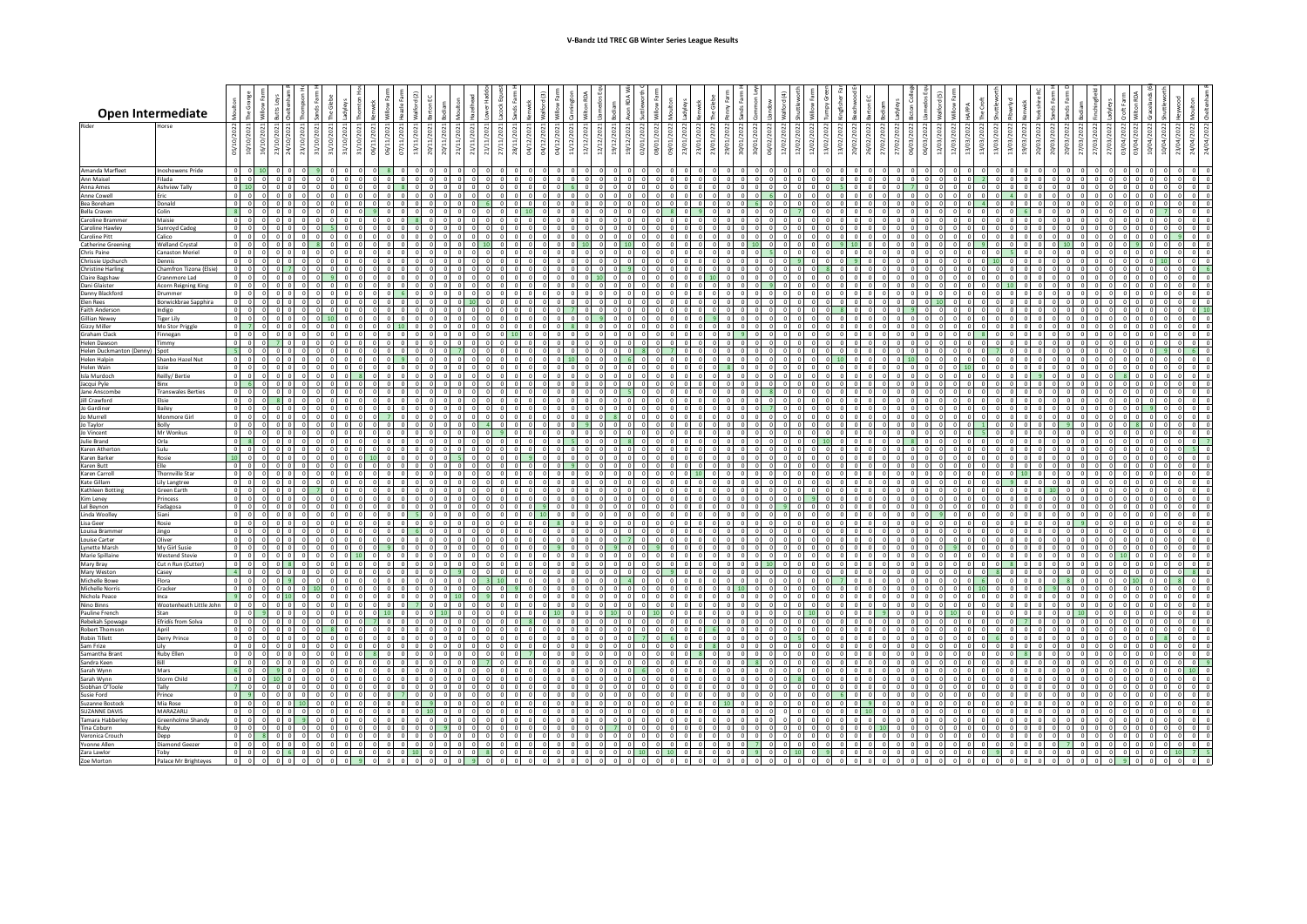# V-Bandz Ltd TREC GB Winter Series League Results

## Open Intermediate

| Rider | Horse |
|---|---|
| Amanda Marfleet | Inoshowens Pride |
| Ann Maisel | Filada |
| Anna Ames | Ashview Tally |
| Anne Cowell | Eric |
| Bea Boreham | Donald |
| Bella Craven | Colin |
| Caroline Brammer | Maisie |
| Caroline Hawley | Sunnyrod Cadog |
| Caroline Pitt | Calico |
| Catherine Greening | Welland Crystal |
| Chris Paine | Canaston Meriel |
| Chrissie Upchurch | Dennis |
| Christine Harling | Chamfron Tizona (Elsie) |
| Claire Bagshaw | Crannmore Lad |
| Dani Glaister | Acorn Reigning King |
| Danny Blackford | Drummer |
| Elen Rees | Borwickbrae Sapphira |
| Faith Anderson | Indigo |
| Gillian Newey | Tiger Lily |
| Gizzy Miller | Mo Stor Priggle |
| Graham Clack | Finnegan |
| Helen Dawson | Timmy |
| Helen Duckmanton (Denny) | Spot |
| Helen Halpin | Shanbo Hazel Nut |
| Helen Wain | Izzie |
| Isla Murdoch | Reilly/ Bertie |
| Jacqui Pyle | Binx |
| Jane Anscombe | Transwales Berties |
| Jill Crawford | Elsie |
| Jo Gardiner | Bailey |
| Jo Murrell | Monmore Girl |
| Jo Taylor | Bolly |
| Jo Vincent | Mr Wonkus |
| Julie Brand | Orla |
| Karen Atherton | Sulu |
| Karen Barker | Rosie |
| Karen Butt | Elle |
| Karen Carroll | Thornville Star |
| Kate Gillam | Lily Langtree |
| Kathleen Botting | Green Earth |
| Kim Leney | Princess |
| Lel Beynon | Fadagosa |
| Linda Woolley | Siani |
| Lisa Geer | Rosie |
| Louisa Brammer | Jingo |
| Louise Carter | Oliver |
| Lynette Marsh | My Girl Susie |
| Marie Spillaine | Westend Stevie |
| Mary Bray | Cut n Run (Cutter) |
| Mary Weston | Casey |
| Michelle Bowe | Flora |
| Michelle Norris | Cracker |
| Nichola Peace | Inca |
| Nino Binns | Wootenheath Little John |
| Pauline French | Stan |
| Rebekah Spowage | Efridis from Solva |
| Robert Thomson | April |
| Robin Tillett | Derry Prince |
| Sam Frize | Lily |
| Samantha Brant | Ruby Ellen |
| Sandra Keen | Bill |
| Sarah Wynn | Mars |
| Sarah Wynn | Storm Child |
| Siobhan O'Toole | Tally |
| Susie Ford | Prince |
| Suzanne Bostock | Mia Rose |
| SUZANNE DAVIS | MARAZARLI |
| Tamara Habberley | Greenholme Shandy |
| Tina Coburn | Ruby |
| Veronica Crouch | Depp |
| Yvonne Allen | Diamond Geezer |
| Zara Lawlor | Toby |
| Zoe Morton | Palace Mr Brighteyes |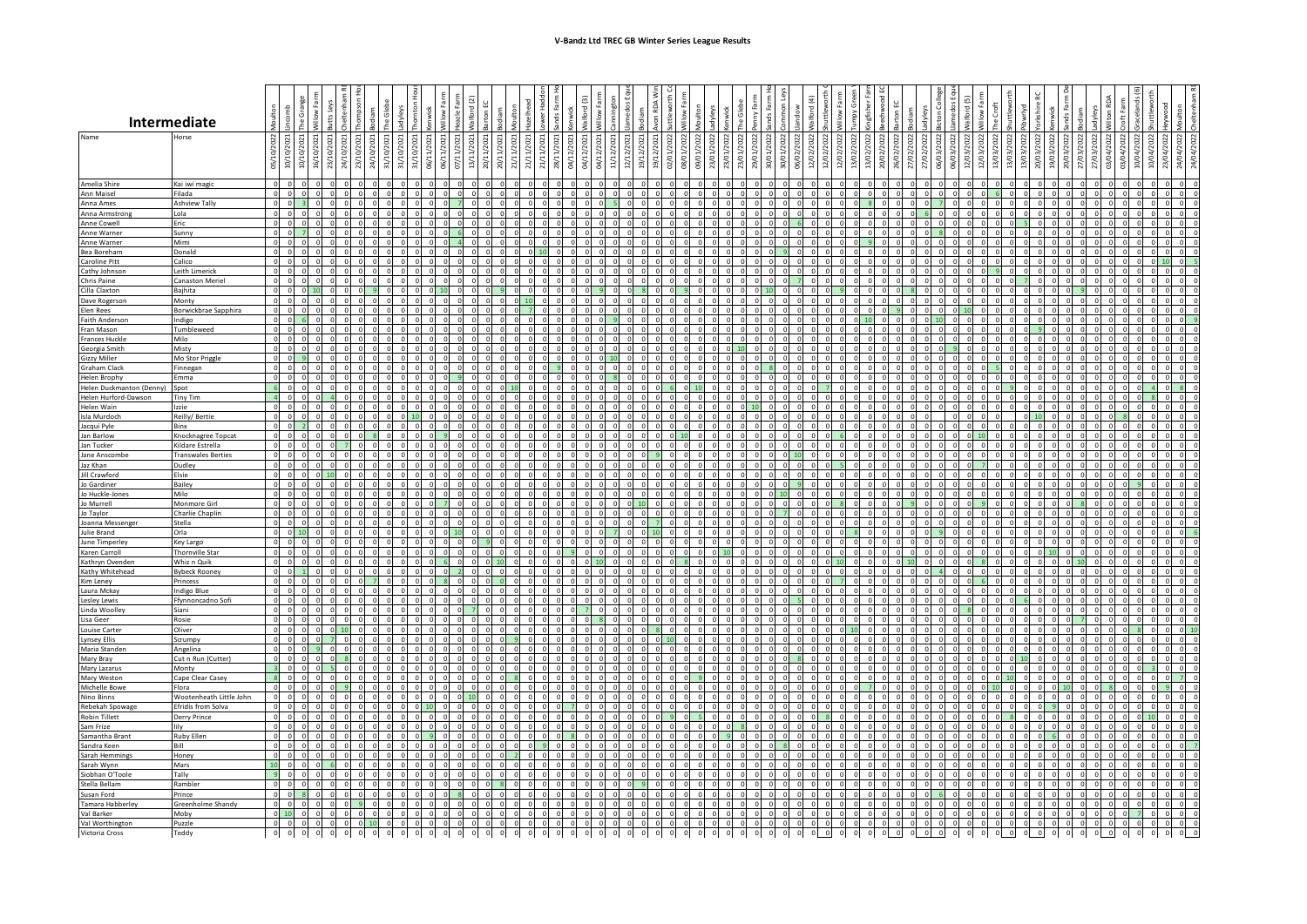# V-Bandz Ltd TREC GB Winter Series League Results

## Intermediate

| Name | Horse | Moulton 05/10/2022 | Lincomb 10/10/2021 | The Grange 10/10/2021 | Willow Farm 16/10/2021 | Butts Leys 23/10/2021 | Cheltenham R 24/10/2021 | Thompson Ho 23/10/2021 | Bodiam 24/10/2021 | The Glebe 31/10/2021 | Ladyleys 31/10/2021 | Thornton Hou 31/10/2021 | Kenwick 06/11/2021 | Willow Farm 06/11/2021 | Heazle Farm 07/11/2021 | Walford (2) 13/11/2021 | Barton EC 13/11/2021 | Bodiam 20/11/2021 | Moulton 21/11/2021 | Hazelhead 21/11/2021 | Lower Haddon 21/11/2021 | Sands Farm Ho 28/11/2021 | Kenwick 04/12/2021 | Walford (3) 04/12/2021 | Willow Farm 04/12/2021 | Cannington 11/12/2021 | Llanedos Equ 12/12/2021 | Bodiam 19/12/2021 | Avon RDA Win 19/12/2021 | Shuttleworth C 02/01/2022 | Willow Farm 02/01/2022 | Moulton 08/01/2022 | Ladyleys 09/01/2022 | Kenwick 23/01/2022 | The Glebe 23/01/2022 | Penny Farm 29/01/2022 | Sands Farm Ho 30/01/2022 | Common Leys 30/01/2022 | Llandow 06/02/2022 | Walford (4) 12/02/2022 | Shuttleworth C 12/02/2022 | Willow Farm 12/02/2022 | Turnpy Green 13/02/2022 | Kingfisher Farm 13/02/2022 | Beechwood EC 20/02/2022 | Barton EC 26/02/2022 | Bodiam 27/02/2022 | Ladyleys 27/02/2022 | Bicton College 27/02/2022 | Llanedos Equ 06/03/2022 | Walford (5) 06/03/2022 | Willow Farm 12/03/2022 | The Croft 12/03/2022 | Shuttleworth 13/03/2022 | Pitwylyd 13/03/2022 | Yorkshire RC 13/03/2022 | Kenwick 20/03/2022 | Sands Farm De 19/03/2022 | Bodiam 20/03/2022 | Ladyleys 27/03/2022 | Wilton RDA 27/03/2022 | Croft Farm 03/04/2022 | Gracelands (6) 03/04/2022 | Shuttleworth 10/04/2022 | Heywood 10/04/2022 | Moulton 23/04/2022 | Cheltenham R 24/04/2022 | Cheltenham R 24/04/2022 |
|---|---|---|---|---|---|---|---|---|---|---|---|---|---|---|---|---|---|---|---|---|---|---|---|---|---|---|---|---|---|---|---|---|---|---|---|---|---|---|---|---|---|---|---|---|---|---|---|---|---|---|---|---|---|---|---|---|---|---|---|---|---|---|---|---|---|---|---|---|
| Amelia Shire | Kai iwi magic | 0 | 0 | 0 | 0 | 0 | 0 | 0 | 0 | 0 | 0 | 0 | 0 | 0 | 0 | 0 | 0 | 0 | 0 | 0 | 0 | 0 | 0 | 0 | 0 | 0 | 0 | 0 | 0 | 0 | 0 | 0 | 0 | 0 | 0 | 0 | 0 | 0 | 0 | 0 | 0 | 0 | 0 | 0 | 0 | 0 | 0 | 0 | 0 | 0 | 0 | 0 | 0 | 0 | 0 | 0 | 0 | 0 | 0 | 0 | 0 | 0 | 0 | 0 | 0 | 0 | 0 | 0 |
| Ann Maisel | Filada | 0 | 0 | 0 | 0 | 0 | 0 | 0 | 0 | 0 | 0 | 0 | 0 | 0 | 0 | 0 | 0 | 0 | 0 | 0 | 0 | 0 | 0 | 0 | 0 | 0 | 0 | 0 | 0 | 0 | 0 | 0 | 0 | 0 | 0 | 0 | 0 | 0 | 0 | 0 | 0 | 0 | 0 | 0 | 0 | 0 | 0 | 0 | 0 | 0 | 0 | 0 | 6 | 0 | 0 | 0 | 0 | 0 | 0 | 0 | 0 | 0 | 0 | 0 | 0 | 0 | 0 | 0 |
| Anna Ames | Ashview Tally | 0 | 0 | 3 | 0 | 0 | 0 | 0 | 0 | 0 | 0 | 0 | 7 | 0 | 0 | 0 | 0 | 0 | 0 | 0 | 0 | 0 | 0 | 0 | 0 | 0 | 5 | 0 | 0 | 0 | 0 | 0 | 0 | 0 | 0 | 0 | 0 | 0 | 0 | 0 | 0 | 0 | 0 | 0 | 0 | 8 | 0 | 0 | 7 | 0 | 0 | 0 | 0 | 0 | 0 | 0 | 0 | 0 | 0 | 0 | 0 | 0 | 0 | 0 | 0 | 0 | 0 | 0 |
| Anna Armstrong | Lola | 0 | 0 | 0 | 0 | 0 | 0 | 0 | 0 | 0 | 0 | 0 | 0 | 0 | 0 | 0 | 0 | 0 | 0 | 0 | 0 | 0 | 0 | 0 | 0 | 0 | 0 | 0 | 0 | 0 | 0 | 0 | 0 | 0 | 0 | 0 | 0 | 0 | 0 | 0 | 0 | 0 | 0 | 0 | 0 | 0 | 0 | 0 | 0 | 6 | 0 | 0 | 0 | 0 | 0 | 0 | 0 | 0 | 0 | 0 | 0 | 0 | 0 | 0 | 0 | 0 | 0 | 0 |
| Anne Cowell | Eric | 0 | 0 | 0 | 0 | 0 | 0 | 0 | 0 | 0 | 0 | 0 | 0 | 0 | 0 | 0 | 0 | 0 | 0 | 0 | 0 | 0 | 0 | 0 | 0 | 0 | 0 | 0 | 0 | 0 | 0 | 0 | 0 | 0 | 0 | 0 | 0 | 0 | 0 | 6 | 0 | 0 | 0 | 0 | 0 | 0 | 0 | 0 | 0 | 0 | 0 | 0 | 0 | 0 | 5 | 0 | 0 | 0 | 0 | 0 | 0 | 0 | 0 | 0 | 0 | 0 | 0 | 0 |
| Anne Warner | Sunny | 0 | 0 | 7 | 0 | 0 | 0 | 0 | 0 | 0 | 0 | 0 | 6 | 0 | 0 | 0 | 0 | 0 | 0 | 0 | 0 | 0 | 0 | 0 | 0 | 0 | 0 | 0 | 0 | 0 | 0 | 0 | 0 | 0 | 0 | 0 | 0 | 0 | 0 | 0 | 0 | 0 | 0 | 0 | 0 | 0 | 0 | 0 | 0 | 0 | 8 | 0 | 0 | 0 | 0 | 0 | 0 | 0 | 0 | 0 | 0 | 0 | 0 | 0 | 0 | 0 | 0 | 0 |
| Anne Warner | Mimi | 0 | 0 | 0 | 0 | 0 | 0 | 0 | 0 | 0 | 0 | 0 | 0 | 4 | 0 | 0 | 0 | 0 | 0 | 0 | 0 | 0 | 0 | 0 | 0 | 0 | 0 | 0 | 0 | 0 | 0 | 0 | 0 | 0 | 0 | 0 | 0 | 0 | 0 | 0 | 0 | 0 | 0 | 0 | 0 | 9 | 0 | 0 | 0 | 0 | 0 | 0 | 0 | 0 | 0 | 0 | 0 | 0 | 0 | 0 | 0 | 0 | 0 | 0 | 0 | 0 | 0 | 0 |
| Bea Boreham | Donald | 0 | 0 | 0 | 0 | 0 | 0 | 0 | 0 | 0 | 0 | 0 | 0 | 0 | 0 | 0 | 0 | 0 | 10 | 0 | 0 | 0 | 0 | 0 | 0 | 0 | 0 | 0 | 0 | 0 | 0 | 0 | 0 | 0 | 0 | 0 | 0 | 0 | 0 | 0 | 0 | 0 | 0 | 0 | 0 | 0 | 0 | 0 | 0 | 0 | 0 | 0 | 0 | 0 | 0 | 0 | 0 | 0 | 0 | 0 | 0 | 0 | 0 | 0 | 0 | 0 | 0 | 0 |
| Caroline Pitt | Calico | 0 | 0 | 0 | 0 | 0 | 0 | 0 | 0 | 0 | 0 | 0 | 0 | 0 | 0 | 0 | 0 | 0 | 0 | 0 | 0 | 0 | 0 | 0 | 0 | 0 | 0 | 0 | 0 | 0 | 0 | 0 | 0 | 0 | 0 | 0 | 0 | 0 | 0 | 0 | 0 | 0 | 0 | 0 | 0 | 0 | 0 | 0 | 0 | 0 | 0 | 0 | 0 | 0 | 0 | 0 | 0 | 0 | 0 | 0 | 0 | 0 | 0 | 0 | 0 | 10 | 0 | 5 |
| Cathy Johnson | Leith Limerick | 0 | 0 | 0 | 0 | 0 | 0 | 0 | 0 | 0 | 0 | 0 | 0 | 0 | 0 | 0 | 0 | 0 | 0 | 0 | 0 | 0 | 0 | 0 | 0 | 0 | 0 | 0 | 0 | 0 | 0 | 0 | 0 | 0 | 0 | 0 | 0 | 0 | 0 | 0 | 0 | 0 | 0 | 0 | 0 | 0 | 0 | 0 | 0 | 0 | 0 | 0 | 0 | 9 | 0 | 0 | 0 | 0 | 0 | 0 | 0 | 0 | 0 | 0 | 0 | 0 | 0 | 0 |
| Chris Paine | Canaston Meriel | 0 | 0 | 0 | 0 | 0 | 0 | 0 | 0 | 0 | 0 | 0 | 0 | 0 | 0 | 0 | 0 | 0 | 0 | 0 | 0 | 0 | 0 | 0 | 0 | 0 | 0 | 0 | 0 | 0 | 0 | 0 | 0 | 0 | 0 | 0 | 0 | 0 | 0 | 7 | 0 | 0 | 0 | 0 | 0 | 0 | 0 | 0 | 0 | 0 | 0 | 0 | 0 | 0 | 0 | 7 | 0 | 0 | 0 | 9 | 0 | 0 | 0 | 0 | 0 | 0 | 0 | 0 |
| Cilla Claxton | Bajhita | 0 | 0 | 0 | 10 | 0 | 0 | 0 | 9 | 0 | 0 | 0 | 10 | 0 | 0 | 0 | 9 | 0 | 0 | 0 | 0 | 0 | 0 | 0 | 0 | 0 | 0 | 0 | 8 | 0 | 9 | 0 | 0 | 0 | 0 | 10 | 0 | 0 | 0 | 0 | 0 | 0 | 9 | 0 | 0 | 0 | 0 | 8 | 0 | 0 | 0 | 0 | 0 | 0 | 0 | 0 | 0 | 0 | 0 | 0 | 0 | 0 | 0 | 0 | 0 | 0 | 0 | 0 |
| Dave Rogerson | Monty | 0 | 0 | 0 | 0 | 0 | 0 | 0 | 0 | 0 | 0 | 0 | 0 | 0 | 0 | 0 | 0 | 0 | 10 | 0 | 0 | 0 | 0 | 0 | 0 | 0 | 0 | 0 | 0 | 0 | 0 | 0 | 0 | 0 | 0 | 0 | 0 | 0 | 0 | 0 | 0 | 0 | 0 | 0 | 0 | 0 | 0 | 0 | 0 | 0 | 0 | 0 | 0 | 0 | 0 | 0 | 0 | 0 | 0 | 0 | 0 | 0 | 0 | 0 | 0 | 0 | 0 | 0 |
| Elen Rees | Borwickbrae Sapphira | 0 | 0 | 0 | 0 | 0 | 0 | 0 | 0 | 0 | 0 | 0 | 0 | 0 | 0 | 0 | 0 | 0 | 0 | 7 | 0 | 0 | 0 | 0 | 0 | 0 | 0 | 0 | 0 | 0 | 0 | 0 | 0 | 0 | 0 | 0 | 0 | 0 | 0 | 0 | 0 | 0 | 0 | 0 | 0 | 0 | 0 | 9 | 0 | 0 | 0 | 10 | 0 | 0 | 0 | 0 | 0 | 0 | 0 | 0 | 0 | 0 | 0 | 0 | 0 | 0 | 0 | 0 |
| Faith Anderson | Indigo | 0 | 0 | 6 | 0 | 0 | 0 | 0 | 0 | 0 | 0 | 0 | 0 | 0 | 0 | 0 | 0 | 0 | 0 | 0 | 0 | 0 | 0 | 0 | 0 | 9 | 0 | 0 | 0 | 0 | 0 | 0 | 0 | 0 | 0 | 0 | 0 | 0 | 0 | 0 | 0 | 0 | 0 | 0 | 0 | 10 | 0 | 0 | 0 | 10 | 0 | 0 | 0 | 0 | 0 | 0 | 0 | 0 | 0 | 0 | 0 | 0 | 0 | 0 | 0 | 0 | 0 | 9 |
| Fran Mason | Tumbleweed | 0 | 0 | 0 | 0 | 0 | 0 | 0 | 0 | 0 | 0 | 0 | 0 | 0 | 0 | 0 | 0 | 0 | 0 | 0 | 0 | 0 | 0 | 0 | 0 | 0 | 0 | 0 | 0 | 0 | 0 | 0 | 0 | 0 | 0 | 0 | 0 | 0 | 0 | 0 | 0 | 0 | 0 | 0 | 0 | 0 | 0 | 0 | 0 | 0 | 0 | 0 | 0 | 0 | 0 | 0 | 0 | 9 | 0 | 0 | 0 | 0 | 0 | 0 | 0 | 0 | 0 | 0 |
| Frances Huckle | Milo | 0 | 0 | 0 | 0 | 0 | 0 | 0 | 0 | 0 | 0 | 0 | 0 | 0 | 0 | 0 | 0 | 0 | 0 | 0 | 0 | 0 | 0 | 0 | 0 | 0 | 0 | 0 | 0 | 0 | 0 | 0 | 0 | 0 | 0 | 0 | 0 | 0 | 0 | 0 | 0 | 0 | 0 | 0 | 0 | 0 | 0 | 0 | 0 | 0 | 0 | 0 | 0 | 0 | 0 | 0 | 0 | 0 | 0 | 0 | 0 | 0 | 0 | 0 | 0 | 0 | 0 | 0 |
| Georgia Smith | Misty | 0 | 0 | 0 | 0 | 0 | 0 | 0 | 0 | 0 | 0 | 0 | 0 | 0 | 0 | 0 | 0 | 0 | 0 | 0 | 0 | 0 | 0 | 0 | 0 | 0 | 0 | 0 | 0 | 0 | 0 | 0 | 0 | 0 | 10 | 0 | 0 | 0 | 0 | 0 | 0 | 0 | 0 | 0 | 0 | 0 | 0 | 0 | 0 | 0 | 9 | 0 | 0 | 0 | 0 | 0 | 0 | 0 | 0 | 0 | 0 | 0 | 0 | 0 | 0 | 0 | 0 | 0 |
| Gizzy Miller | Mo Stor Priggle | 0 | 0 | 9 | 0 | 0 | 0 | 0 | 0 | 0 | 0 | 0 | 0 | 0 | 0 | 0 | 0 | 0 | 0 | 0 | 0 | 0 | 0 | 0 | 0 | 0 | 10 | 0 | 0 | 0 | 0 | 0 | 0 | 0 | 0 | 0 | 0 | 0 | 0 | 0 | 0 | 0 | 0 | 0 | 0 | 0 | 0 | 0 | 0 | 0 | 0 | 0 | 0 | 0 | 0 | 0 | 0 | 0 | 0 | 0 | 0 | 0 | 0 | 0 | 0 | 0 | 0 | 0 |
| Graham Clack | Finnegan | 0 | 0 | 0 | 0 | 0 | 0 | 0 | 0 | 0 | 0 | 0 | 0 | 0 | 0 | 0 | 0 | 0 | 0 | 0 | 0 | 9 | 0 | 0 | 0 | 0 | 0 | 0 | 0 | 0 | 0 | 0 | 0 | 0 | 0 | 0 | 0 | 0 | 0 | 0 | 0 | 0 | 0 | 0 | 0 | 0 | 0 | 0 | 0 | 0 | 0 | 0 | 0 | 5 | 0 | 0 | 0 | 0 | 0 | 0 | 0 | 0 | 0 | 0 | 0 | 0 | 0 | 0 |
| Helen Brophy | Emma | 0 | 0 | 0 | 0 | 0 | 0 | 0 | 0 | 0 | 0 | 0 | 0 | 0 | 9 | 0 | 0 | 0 | 0 | 0 | 0 | 0 | 0 | 0 | 8 | 0 | 0 | 0 | 0 | 0 | 0 | 0 | 0 | 0 | 0 | 0 | 0 | 8 | 0 | 0 | 0 | 0 | 0 | 0 | 0 | 0 | 0 | 0 | 0 | 0 | 0 | 0 | 0 | 0 | 0 | 0 | 0 | 0 | 0 | 0 | 0 | 0 | 0 | 0 | 0 | 0 | 0 | 0 |
| Helen Duckmanton (Denny) | Spot | 6 | 0 | 0 | 0 | 0 | 0 | 0 | 0 | 0 | 0 | 0 | 0 | 0 | 0 | 0 | 0 | 0 | 0 | 10 | 0 | 0 | 0 | 0 | 0 | 0 | 0 | 0 | 0 | 0 | 0 | 6 | 0 | 10 | 0 | 0 | 0 | 0 | 0 | 0 | 0 | 0 | 7 | 0 | 0 | 0 | 0 | 0 | 0 | 0 | 0 | 0 | 0 | 0 | 9 | 0 | 0 | 0 | 0 | 0 | 0 | 0 | 0 | 0 | 0 | 4 | 0 | 8 |
| Helen Hurford-Dawson | Tiny Tim | 4 | 0 | 0 | 0 | 4 | 0 | 0 | 0 | 0 | 0 | 0 | 0 | 0 | 0 | 0 | 0 | 0 | 0 | 0 | 0 | 0 | 0 | 0 | 0 | 0 | 0 | 0 | 0 | 0 | 0 | 0 | 0 | 0 | 0 | 0 | 0 | 0 | 0 | 0 | 0 | 0 | 0 | 0 | 0 | 0 | 0 | 0 | 0 | 0 | 0 | 0 | 0 | 0 | 0 | 0 | 0 | 0 | 0 | 0 | 0 | 0 | 0 | 0 | 0 | 8 | 0 | 0 |
| Helen Wain | Izzie | 0 | 0 | 0 | 0 | 0 | 0 | 0 | 0 | 0 | 0 | 0 | 0 | 0 | 0 | 0 | 0 | 0 | 0 | 0 | 0 | 0 | 0 | 0 | 0 | 0 | 0 | 0 | 0 | 0 | 0 | 0 | 0 | 0 | 0 | 0 | 10 | 0 | 0 | 0 | 0 | 0 | 0 | 0 | 0 | 0 | 0 | 0 | 0 | 0 | 0 | 0 | 0 | 0 | 0 | 0 | 0 | 0 | 0 | 0 | 0 | 0 | 0 | 0 | 0 | 0 | 0 | 0 |
| Isla Murdoch | Reilly/ Bertie | 0 | 0 | 0 | 0 | 0 | 0 | 0 | 0 | 0 | 10 | 0 | 0 | 0 | 0 | 0 | 0 | 0 | 0 | 0 | 0 | 0 | 0 | 0 | 0 | 0 | 0 | 0 | 0 | 0 | 0 | 0 | 0 | 0 | 0 | 0 | 0 | 0 | 0 | 0 | 0 | 0 | 0 | 0 | 0 | 0 | 0 | 0 | 0 | 0 | 0 | 0 | 0 | 0 | 0 | 0 | 10 | 0 | 0 | 0 | 0 | 0 | 8 | 0 | 0 | 0 | 0 | 0 |
| Jacqui Pyle | Binx | 0 | 0 | 2 | 0 | 0 | 0 | 0 | 0 | 0 | 0 | 0 | 0 | 0 | 0 | 0 | 0 | 0 | 0 | 0 | 0 | 0 | 0 | 0 | 0 | 0 | 0 | 0 | 0 | 0 | 0 | 0 | 0 | 0 | 0 | 0 | 0 | 0 | 0 | 0 | 0 | 0 | 0 | 0 | 0 | 0 | 0 | 0 | 0 | 0 | 0 | 0 | 0 | 0 | 0 | 0 | 0 | 0 | 0 | 0 | 0 | 0 | 0 | 0 | 0 | 0 | 0 | 0 |
| Jan Barlow | Knocknagree Topcat | 0 | 0 | 0 | 0 | 0 | 0 | 0 | 8 | 0 | 0 | 0 | 9 | 0 | 0 | 0 | 0 | 0 | 0 | 0 | 0 | 0 | 0 | 0 | 0 | 0 | 0 | 0 | 0 | 0 | 0 | 10 | 0 | 0 | 0 | 0 | 0 | 0 | 0 | 0 | 0 | 0 | 6 | 0 | 0 | 0 | 0 | 0 | 0 | 0 | 0 | 0 | 10 | 0 | 0 | 0 | 0 | 0 | 0 | 0 | 0 | 0 | 0 | 0 | 0 | 0 | 0 | 0 |
| Jan Tucker | Kildare Estrella | 0 | 0 | 0 | 0 | 0 | 7 | 0 | 0 | 0 | 0 | 0 | 0 | 0 | 0 | 0 | 0 | 0 | 0 | 0 | 0 | 0 | 0 | 0 | 0 | 0 | 0 | 0 | 0 | 0 | 0 | 0 | 0 | 0 | 0 | 0 | 0 | 0 | 0 | 0 | 0 | 0 | 0 | 0 | 0 | 0 | 0 | 0 | 0 | 0 | 0 | 0 | 0 | 0 | 0 | 0 | 0 | 0 | 0 | 0 | 0 | 0 | 0 | 0 | 0 | 0 | 0 | 0 |
| Jane Anscombe | Transwales Berties | 0 | 0 | 0 | 0 | 0 | 0 | 0 | 0 | 0 | 0 | 0 | 0 | 0 | 0 | 0 | 0 | 0 | 0 | 0 | 0 | 0 | 0 | 0 | 0 | 0 | 0 | 0 | 9 | 0 | 0 | 0 | 0 | 0 | 0 | 0 | 0 | 10 | 0 | 0 | 0 | 0 | 0 | 0 | 0 | 0 | 0 | 0 | 0 | 0 | 0 | 0 | 0 | 0 | 0 | 0 | 0 | 0 | 0 | 0 | 0 | 0 | 0 | 0 | 0 | 0 | 0 | 0 |
| Jaz Khan | Dudley | 0 | 0 | 0 | 0 | 0 | 0 | 0 | 0 | 0 | 0 | 0 | 0 | 0 | 0 | 0 | 0 | 0 | 0 | 0 | 0 | 0 | 0 | 0 | 0 | 0 | 0 | 0 | 0 | 0 | 0 | 0 | 0 | 0 | 0 | 0 | 0 | 0 | 0 | 0 | 0 | 0 | 0 | 0 | 0 | 0 | 0 | 0 | 0 | 0 | 0 | 0 | 7 | 0 | 0 | 0 | 0 | 0 | 0 | 0 | 0 | 0 | 0 | 0 | 0 | 0 | 0 | 0 |
| Jill Crawford | Elsie | 0 | 0 | 0 | 0 | 10 | 0 | 0 | 0 | 0 | 0 | 0 | 0 | 0 | 0 | 0 | 0 | 0 | 0 | 0 | 0 | 0 | 0 | 0 | 0 | 0 | 0 | 0 | 0 | 0 | 0 | 0 | 0 | 0 | 0 | 0 | 0 | 0 | 0 | 0 | 5 | 0 | 0 | 0 | 0 | 0 | 0 | 0 | 0 | 0 | 0 | 0 | 0 | 0 | 0 | 0 | 0 | 0 | 0 | 0 | 0 | 0 | 0 | 0 | 0 | 0 | 0 | 0 |
| Jo Gardiner | Bailey | 0 | 0 | 0 | 0 | 0 | 0 | 0 | 0 | 0 | 0 | 0 | 0 | 0 | 0 | 0 | 0 | 0 | 0 | 0 | 0 | 0 | 0 | 0 | 0 | 0 | 0 | 0 | 0 | 0 | 0 | 0 | 0 | 0 | 0 | 0 | 0 | 0 | 9 | 0 | 0 | 0 | 0 | 0 | 0 | 0 | 0 | 0 | 0 | 0 | 0 | 0 | 0 | 0 | 0 | 0 | 0 | 0 | 0 | 0 | 0 | 0 | 0 | 9 | 0 | 0 | 0 | 0 |
| Jo Huckle-Jones | Milo | 0 | 0 | 0 | 0 | 0 | 0 | 0 | 0 | 0 | 0 | 0 | 0 | 0 | 0 | 0 | 0 | 0 | 0 | 0 | 0 | 0 | 0 | 0 | 0 | 0 | 0 | 0 | 0 | 0 | 0 | 0 | 0 | 0 | 0 | 0 | 0 | 10 | 0 | 0 | 0 | 0 | 0 | 0 | 0 | 0 | 0 | 0 | 0 | 0 | 0 | 0 | 0 | 0 | 0 | 0 | 0 | 0 | 0 | 0 | 0 | 0 | 0 | 0 | 0 | 0 | 0 | 0 |
| Jo Murrell | Monmore Girl | 0 | 0 | 0 | 0 | 0 | 0 | 0 | 0 | 0 | 0 | 0 | 7 | 0 | 0 | 0 | 0 | 0 | 0 | 0 | 0 | 0 | 0 | 0 | 0 | 0 | 10 | 0 | 0 | 0 | 0 | 0 | 0 | 0 | 0 | 0 | 0 | 0 | 0 | 0 | 0 | 8 | 0 | 0 | 0 | 0 | 0 | 9 | 0 | 0 | 0 | 0 | 9 | 0 | 0 | 0 | 0 | 0 | 0 | 8 | 0 | 0 | 0 | 0 | 0 | 0 | 0 | 0 |
| Jo Taylor | Charlie Chaplin | 0 | 0 | 0 | 0 | 0 | 0 | 0 | 0 | 0 | 0 | 0 | 0 | 0 | 0 | 0 | 0 | 0 | 0 | 0 | 0 | 0 | 0 | 0 | 0 | 0 | 0 | 0 | 0 | 0 | 0 | 0 | 0 | 0 | 0 | 0 | 7 | 0 | 0 | 0 | 0 | 0 | 0 | 0 | 0 | 0 | 0 | 0 | 0 | 0 | 0 | 0 | 0 | 0 | 0 | 0 | 0 | 0 | 0 | 0 | 0 | 0 | 0 | 0 | 0 | 0 | 0 | 0 |
| Joanna Messenger | Stella | 0 | 0 | 0 | 0 | 0 | 0 | 0 | 0 | 0 | 0 | 0 | 0 | 0 | 0 | 0 | 0 | 0 | 0 | 0 | 0 | 0 | 0 | 0 | 0 | 0 | 0 | 0 | 7 | 0 | 0 | 0 | 0 | 0 | 0 | 0 | 0 | 0 | 0 | 0 | 0 | 0 | 0 | 0 | 0 | 0 | 0 | 0 | 0 | 0 | 0 | 0 | 0 | 0 | 0 | 0 | 0 | 0 | 0 | 0 | 0 | 0 | 0 | 0 | 0 | 0 | 0 | 0 |
| Julie Brand | Orla | 0 | 0 | 10 | 0 | 0 | 0 | 0 | 0 | 0 | 0 | 0 | 0 | 0 | 0 | 10 | 0 | 0 | 0 | 0 | 0 | 0 | 0 | 0 | 0 | 7 | 0 | 0 | 10 | 0 | 0 | 0 | 0 | 0 | 0 | 0 | 0 | 0 | 0 | 0 | 0 | 0 | 8 | 0 | 0 | 0 | 0 | 0 | 0 | 9 | 0 | 0 | 0 | 0 | 0 | 0 | 0 | 0 | 0 | 0 | 0 | 0 | 0 | 0 | 0 | 0 | 0 | 6 |
| June Timperley | Key Largo | 0 | 0 | 0 | 0 | 0 | 0 | 0 | 0 | 0 | 0 | 0 | 0 | 0 | 0 | 0 | 9 | 0 | 0 | 0 | 0 | 0 | 0 | 0 | 0 | 0 | 0 | 0 | 0 | 0 | 0 | 0 | 0 | 0 | 0 | 0 | 0 | 0 | 0 | 0 | 0 | 0 | 0 | 0 | 0 | 0 | 0 | 0 | 0 | 0 | 0 | 0 | 0 | 0 | 0 | 0 | 0 | 0 | 0 | 0 | 0 | 0 | 0 | 0 | 0 | 0 | 0 | 0 |
| Karen Carroll | Thornville Star | 0 | 0 | 0 | 0 | 0 | 0 | 0 | 0 | 0 | 0 | 0 | 0 | 0 | 0 | 0 | 0 | 0 | 0 | 0 | 0 | 9 | 0 | 0 | 0 | 0 | 0 | 0 | 0 | 0 | 0 | 0 | 0 | 0 | 10 | 0 | 0 | 0 | 0 | 0 | 0 | 0 | 0 | 0 | 0 | 0 | 0 | 0 | 0 | 0 | 0 | 0 | 0 | 0 | 0 | 0 | 10 | 0 | 0 | 0 | 0 | 0 | 0 | 0 | 0 | 0 | 0 | 0 |
| Kathryn Ovenden | Whiz n Quik | 0 | 0 | 0 | 0 | 0 | 0 | 0 | 0 | 0 | 0 | 0 | 0 | 6 | 0 | 0 | 0 | 10 | 0 | 0 | 0 | 0 | 0 | 10 | 0 | 0 | 0 | 0 | 0 | 0 | 8 | 0 | 0 | 0 | 0 | 0 | 0 | 0 | 0 | 0 | 0 | 10 | 0 | 0 | 0 | 0 | 0 | 0 | 10 | 0 | 0 | 8 | 0 | 0 | 0 | 0 | 0 | 0 | 0 | 0 | 10 | 0 | 0 | 0 | 0 | 0 | 0 | 0 |
| Kathy Whitehead | Bybeck Rooney | 0 | 0 | 1 | 0 | 0 | 0 | 0 | 0 | 0 | 0 | 0 | 0 | 2 | 0 | 0 | 0 | 0 | 0 | 0 | 0 | 0 | 0 | 0 | 8 | 0 | 0 | 0 | 0 | 0 | 0 | 0 | 0 | 0 | 0 | 0 | 0 | 0 | 0 | 0 | 0 | 0 | 0 | 0 | 0 | 0 | 0 | 0 | 4 | 0 | 0 | 0 | 0 | 0 | 0 | 0 | 0 | 0 | 0 | 0 | 0 | 0 | 0 | 0 | 0 | 0 | 0 | 0 |
| Kim Leney | Princess | 0 | 0 | 0 | 0 | 0 | 0 | 0 | 7 | 0 | 0 | 0 | 0 | 8 | 0 | 0 | 0 | 0 | 0 | 0 | 0 | 0 | 0 | 0 | 0 | 0 | 0 | 0 | 0 | 0 | 0 | 0 | 0 | 0 | 0 | 0 | 0 | 0 | 0 | 0 | 0 | 0 | 7 | 0 | 0 | 0 | 0 | 0 | 0 | 0 | 0 | 6 | 0 | 0 | 0 | 0 | 0 | 0 | 0 | 0 | 0 | 0 | 0 | 0 | 0 | 0 | 0 | 0 |
| Laura Mckay | Indigo Blue | 0 | 0 | 0 | 0 | 0 | 0 | 0 | 0 | 0 | 0 | 0 | 0 | 0 | 0 | 0 | 0 | 0 | 0 | 0 | 0 | 0 | 0 | 0 | 0 | 0 | 0 | 0 | 0 | 0 | 0 | 0 | 0 | 0 | 0 | 0 | 0 | 0 | 0 | 0 | 0 | 0 | 0 | 0 | 0 | 0 | 0 | 0 | 0 | 0 | 0 | 0 | 0 | 0 | 0 | 0 | 0 | 0 | 0 | 0 | 0 | 0 | 0 | 0 | 0 | 0 | 0 | 0 |
| Lesley Lewis | Ffynnoncadno Sofi | 0 | 0 | 0 | 0 | 0 | 0 | 0 | 0 | 0 | 0 | 0 | 0 | 0 | 0 | 0 | 0 | 0 | 0 | 0 | 0 | 0 | 0 | 0 | 0 | 0 | 0 | 0 | 0 | 0 | 0 | 0 | 0 | 0 | 0 | 0 | 0 | 0 | 5 | 0 | 0 | 0 | 0 | 0 | 0 | 0 | 0 | 0 | 0 | 0 | 0 | 0 | 0 | 0 | 0 | 6 | 0 | 0 | 0 | 0 | 0 | 0 | 0 | 0 | 0 | 0 | 0 | 0 |
| Linda Woolley | Siani | 0 | 0 | 0 | 0 | 0 | 0 | 0 | 0 | 0 | 0 | 0 | 0 | 0 | 0 | 7 | 0 | 0 | 0 | 0 | 0 | 0 | 7 | 0 | 0 | 0 | 0 | 0 | 0 | 0 | 0 | 0 | 0 | 0 | 0 | 0 | 0 | 0 | 0 | 0 | 0 | 0 | 0 | 0 | 0 | 0 | 0 | 0 | 0 | 0 | 8 | 0 | 0 | 0 | 0 | 0 | 0 | 0 | 0 | 0 | 0 | 0 | 0 | 0 | 0 | 0 | 0 | 0 |
| Lisa Geer | Rosie | 0 | 0 | 0 | 0 | 0 | 0 | 0 | 0 | 0 | 0 | 0 | 0 | 0 | 0 | 0 | 0 | 0 | 0 | 0 | 0 | 0 | 0 | 0 | 0 | 0 | 0 | 0 | 0 | 0 | 0 | 0 | 0 | 0 | 0 | 0 | 0 | 0 | 0 | 0 | 0 | 0 | 0 | 0 | 0 | 0 | 0 | 0 | 0 | 0 | 0 | 0 | 0 | 0 | 0 | 0 | 0 | 0 | 0 | 0 | 7 | 0 | 0 | 0 | 0 | 0 | 0 | 0 |
| Louise Carter | Oliver | 0 | 0 | 0 | 0 | 0 | 10 | 0 | 0 | 0 | 0 | 0 | 0 | 0 | 0 | 0 | 0 | 0 | 0 | 0 | 0 | 0 | 0 | 0 | 0 | 0 | 0 | 8 | 0 | 0 | 0 | 0 | 0 | 0 | 0 | 0 | 0 | 0 | 0 | 0 | 0 | 0 | 0 | 10 | 0 | 0 | 0 | 0 | 0 | 0 | 0 | 0 | 0 | 0 | 0 | 0 | 0 | 0 | 0 | 0 | 0 | 0 | 0 | 8 | 0 | 0 | 0 | 10 |
| Lynsey Ellis | Scrumpy | 0 | 0 | 0 | 0 | 7 | 0 | 0 | 0 | 0 | 0 | 0 | 0 | 0 | 0 | 0 | 0 | 0 | 9 | 0 | 0 | 0 | 0 | 0 | 0 | 0 | 0 | 0 | 0 | 10 | 0 | 0 | 0 | 0 | 0 | 0 | 0 | 0 | 0 | 0 | 0 | 0 | 0 | 0 | 0 | 0 | 0 | 0 | 0 | 0 | 0 | 0 | 0 | 0 | 0 | 0 | 0 | 0 | 0 | 0 | 0 | 0 | 0 | 0 | 0 | 0 | 0 | 0 |
| Maria Standen | Angelina | 0 | 0 | 0 | 9 | 0 | 0 | 0 | 0 | 0 | 0 | 0 | 0 | 0 | 0 | 0 | 0 | 0 | 0 | 0 | 0 | 0 | 0 | 0 | 0 | 0 | 0 | 0 | 0 | 0 | 0 | 0 | 0 | 0 | 0 | 0 | 0 | 0 | 0 | 0 | 0 | 0 | 0 | 0 | 0 | 0 | 0 | 0 | 0 | 0 | 0 | 0 | 0 | 0 | 0 | 0 | 0 | 0 | 0 | 0 | 0 | 0 | 0 | 0 | 0 | 0 | 0 | 0 |
| Mary Bray | Cut n Run (Cutter) | 0 | 0 | 0 | 0 | 0 | 8 | 0 | 0 | 0 | 0 | 0 | 0 | 0 | 0 | 0 | 0 | 0 | 0 | 0 | 0 | 0 | 0 | 0 | 0 | 0 | 0 | 0 | 0 | 0 | 0 | 0 | 0 | 0 | 0 | 0 | 0 | 0 | 8 | 0 | 0 | 0 | 0 | 0 | 0 | 0 | 0 | 0 | 0 | 0 | 0 | 0 | 0 | 0 | 0 | 10 | 0 | 0 | 0 | 0 | 0 | 0 | 0 | 0 | 0 | 0 | 0 | 0 |
| Mary Lazarus | Monty | 3 | 0 | 0 | 0 | 5 | 0 | 0 | 0 | 0 | 0 | 0 | 0 | 0 | 0 | 0 | 0 | 0 | 0 | 0 | 0 | 0 | 0 | 0 | 0 | 0 | 0 | 0 | 0 | 0 | 0 | 0 | 0 | 0 | 0 | 0 | 0 | 0 | 0 | 0 | 0 | 0 | 0 | 0 | 0 | 0 | 0 | 0 | 0 | 0 | 0 | 0 | 0 | 0 | 0 | 0 | 0 | 0 | 0 | 0 | 0 | 0 | 0 | 0 | 0 | 3 | 0 | 0 |
| Mary Weston | Cape Clear Casey | 8 | 0 | 0 | 0 | 0 | 0 | 0 | 0 | 0 | 0 | 0 | 0 | 0 | 0 | 0 | 0 | 0 | 8 | 0 | 0 | 0 | 0 | 0 | 0 | 0 | 0 | 0 | 0 | 0 | 0 | 0 | 9 | 0 | 0 | 0 | 0 | 0 | 0 | 0 | 0 | 0 | 0 | 0 | 0 | 0 | 0 | 0 | 0 | 0 | 0 | 0 | 0 | 0 | 10 | 0 | 0 | 0 | 0 | 0 | 0 | 0 | 0 | 0 | 0 | 0 | 7 | 0 |
| Michelle Bowe | Flora | 0 | 0 | 0 | 0 | 0 | 9 | 0 | 0 | 0 | 0 | 0 | 0 | 0 | 0 | 0 | 0 | 0 | 0 | 0 | 0 | 0 | 0 | 0 | 0 | 0 | 0 | 0 | 0 | 0 | 0 | 0 | 0 | 0 | 0 | 0 | 0 | 0 | 0 | 0 | 7 | 0 | 0 | 0 | 0 | 0 | 0 | 0 | 0 | 0 | 0 | 0 | 0 | 10 | 0 | 0 | 0 | 10 | 0 | 0 | 8 | 0 | 0 | 0 | 0 | 9 | 0 | 0 |
| Nino Binns | Wootenheath Little John | 0 | 0 | 0 | 0 | 0 | 0 | 0 | 0 | 0 | 0 | 0 | 0 | 0 | 0 | 0 | 10 | 0 | 0 | 0 | 0 | 0 | 0 | 0 | 0 | 0 | 0 | 0 | 0 | 0 | 0 | 0 | 0 | 0 | 0 | 0 | 0 | 0 | 0 | 0 | 0 | 0 | 0 | 0 | 0 | 0 | 0 | 0 | 0 | 0 | 0 | 0 | 0 | 0 | 0 | 0 | 0 | 0 | 0 | 0 | 0 | 0 | 0 | 0 | 0 | 0 | 0 | 0 |
| Rebekah Spowage | Efridis from Solva | 0 | 0 | 0 | 0 | 0 | 0 | 0 | 0 | 0 | 0 | 10 | 0 | 0 | 0 | 0 | 0 | 0 | 0 | 0 | 0 | 7 | 0 | 0 | 0 | 0 | 0 | 0 | 0 | 0 | 0 | 0 | 0 | 0 | 0 | 0 | 0 | 0 | 0 | 0 | 0 | 0 | 0 | 0 | 0 | 0 | 0 | 0 | 0 | 0 | 0 | 0 | 0 | 0 | 0 | 0 | 9 | 0 | 0 | 0 | 0 | 0 | 0 | 0 | 0 | 0 | 0 | 0 |
| Robin Tillett | Derry Prince | 0 | 0 | 0 | 0 | 0 | 0 | 0 | 0 | 0 | 0 | 0 | 0 | 0 | 0 | 0 | 0 | 0 | 0 | 0 | 0 | 0 | 0 | 0 | 0 | 0 | 0 | 0 | 0 | 0 | 9 | 0 | 5 | 0 | 0 | 0 | 0 | 0 | 0 | 0 | 8 | 0 | 0 | 0 | 0 | 0 | 0 | 0 | 0 | 0 | 0 | 0 | 0 | 0 | 8 | 0 | 0 | 0 | 0 | 0 | 0 | 0 | 0 | 0 | 10 | 0 | 0 | 0 |
| Sam Frize | lily | 0 | 0 | 0 | 0 | 0 | 0 | 0 | 0 | 0 | 0 | 0 | 0 | 0 | 0 | 0 | 0 | 0 | 0 | 0 | 0 | 0 | 0 | 0 | 0 | 0 | 0 | 0 | 0 | 0 | 0 | 0 | 0 | 0 | 8 | 0 | 0 | 0 | 0 | 0 | 0 | 0 | 0 | 0 | 0 | 0 | 0 | 0 | 0 | 0 | 0 | 0 | 0 | 0 | 0 | 0 | 0 | 0 | 0 | 0 | 0 | 0 | 0 | 0 | 0 | 0 | 0 | 0 |
| Samantha Brant | Ruby Ellen | 0 | 0 | 0 | 0 | 0 | 0 | 0 | 0 | 0 | 9 | 0 | 0 | 0 | 0 | 0 | 0 | 0 | 0 | 0 | 8 | 0 | 0 | 0 | 0 | 0 | 0 | 0 | 0 | 0 | 0 | 0 | 0 | 9 | 0 | 0 | 0 | 0 | 0 | 0 | 0 | 0 | 0 | 0 | 0 | 0 | 0 | 0 | 0 | 0 | 0 | 0 | 0 | 0 | 0 | 0 | 0 | 6 | 0 | 0 | 0 | 0 | 0 | 0 | 0 | 0 | 0 | 0 |
| Sandra Keen | Bill | 0 | 0 | 0 | 0 | 0 | 0 | 0 | 0 | 0 | 0 | 0 | 0 | 0 | 0 | 0 | 0 | 0 | 0 | 0 | 0 | 0 | 0 | 0 | 0 | 0 | 0 | 0 | 0 | 0 | 0 | 0 | 0 | 0 | 0 | 0 | 0 | 0 | 0 | 0 | 0 | 0 | 0 | 0 | 0 | 0 | 0 | 0 | 0 | 0 | 0 | 0 | 0 | 0 | 0 | 0 | 0 | 0 | 0 | 0 | 0 | 0 | 0 | 0 | 0 | 0 | 0 | 0 |
| Sarah Hemmings | Honey | 0 | 0 | 0 | 0 | 0 | 0 | 0 | 0 | 0 | 0 | 0 | 0 | 0 | 0 | 0 | 0 | 0 | 9 | 0 | 0 | 0 | 0 | 0 | 0 | 0 | 0 | 0 | 0 | 0 | 0 | 0 | 0 | 0 | 0 | 0 | 0 | 8 | 0 | 0 | 0 | 0 | 0 | 0 | 0 | 0 | 0 | 0 | 0 | 0 | 0 | 0 | 0 | 0 | 0 | 0 | 0 | 0 | 0 | 0 | 0 | 0 | 0 | 0 | 0 | 0 | 0 | 7 |
| Sarah Wynn | Honey | 0 | 0 | 0 | 0 | 0 | 0 | 0 | 0 | 0 | 0 | 0 | 0 | 0 | 0 | 0 | 0 | 0 | 0 | 2 | 0 | 0 | 0 | 0 | 0 | 0 | 0 | 0 | 0 | 0 | 0 | 0 | 0 | 0 | 0 | 0 | 0 | 0 | 0 | 0 | 0 | 0 | 0 | 0 | 0 | 0 | 0 | 0 | 0 | 0 | 0 | 0 | 0 | 0 | 0 | 0 | 0 | 0 | 0 | 0 | 0 | 0 | 0 | 0 | 0 | 0 | 0 | 0 |
| Sarah Wynn | Mars | 10 | 0 | 0 | 0 | 6 | 0 | 0 | 0 | 0 | 0 | 0 | 0 | 0 | 0 | 0 | 0 | 0 | 0 | 0 | 0 | 0 | 0 | 0 | 0 | 0 | 0 | 0 | 0 | 0 | 0 | 0 | 0 | 0 | 0 | 0 | 0 | 0 | 0 | 0 | 0 | 0 | 0 | 0 | 0 | 0 | 0 | 0 | 0 | 0 | 0 | 0 | 0 | 0 | 0 | 0 | 0 | 0 | 0 | 0 | 0 | 0 | 0 | 0 | 0 | 0 | 0 | 0 |
| Siobhan O'Toole | Tally | 9 | 0 | 0 | 0 | 0 | 0 | 0 | 0 | 0 | 0 | 0 | 0 | 0 | 0 | 0 | 0 | 0 | 0 | 0 | 0 | 0 | 0 | 0 | 0 | 0 | 0 | 0 | 0 | 0 | 0 | 0 | 0 | 0 | 0 | 0 | 0 | 0 | 0 | 0 | 0 | 0 | 0 | 0 | 0 | 0 | 0 | 0 | 0 | 0 | 0 | 0 | 0 | 0 | 0 | 0 | 0 | 0 | 0 | 0 | 0 | 0 | 0 | 0 | 0 | 0 | 0 | 0 |
| Stella Bellam | Rambler | 0 | 0 | 0 | 0 | 0 | 0 | 0 | 0 | 0 | 0 | 0 | 0 | 0 | 0 | 0 | 0 | 8 | 0 | 0 | 0 | 0 | 0 | 0 | 0 | 0 | 0 | 0 | 9 | 0 | 0 | 0 | 0 | 0 | 0 | 0 | 0 | 0 | 0 | 0 | 0 | 0 | 0 | 0 | 0 | 0 | 0 | 0 | 0 | 0 | 0 | 0 | 0 | 0 | 0 | 0 | 0 | 0 | 0 | 0 | 0 | 0 | 0 | 0 | 0 | 0 | 0 | 0 |
| Susan Ford | Prince | 0 | 0 | 8 | 0 | 0 | 0 | 0 | 0 | 0 | 0 | 0 | 0 | 0 | 8 | 0 | 0 | 0 | 0 | 0 | 0 | 0 | 0 | 0 | 0 | 0 | 0 | 0 | 0 | 0 | 0 | 0 | 0 | 0 | 0 | 0 | 0 | 0 | 0 | 0 | 0 | 0 | 0 | 0 | 0 | 0 | 0 | 0 | 0 | 6 | 0 | 0 | 0 | 0 | 0 | 0 | 0 | 0 | 0 | 0 | 0 | 0 | 0 | 0 | 0 | 0 | 0 | 0 |
| Tamara Habberley | Greenholme Shandy | 0 | 0 | 0 | 0 | 0 | 0 | 9 | 0 | 0 | 0 | 0 | 0 | 0 | 0 | 0 | 0 | 0 | 0 | 0 | 0 | 0 | 0 | 0 | 0 | 0 | 0 | 0 | 0 | 0 | 0 | 0 | 0 | 0 | 0 | 0 | 0 | 0 | 0 | 0 | 0 | 0 | 0 | 0 | 0 | 0 | 0 | 0 | 0 | 0 | 0 | 0 | 0 | 0 | 0 | 0 | 0 | 0 | 0 | 0 | 0 | 0 | 0 | 0 | 0 | 0 | 0 | 0 |
| Val Barker | Moby | 0 | 10 | 0 | 0 | 0 | 0 | 0 | 0 | 0 | 0 | 0 | 0 | 0 | 0 | 0 | 0 | 0 | 0 | 0 | 0 | 0 | 0 | 0 | 0 | 0 | 0 | 0 | 0 | 0 | 0 | 0 | 0 | 0 | 0 | 0 | 0 | 0 | 0 | 0 | 0 | 0 | 0 | 0 | 0 | 0 | 0 | 0 | 0 | 0 | 0 | 0 | 0 | 0 | 0 | 0 | 0 | 0 | 0 | 0 | 0 | 7 | 0 | 0 | 0 | 0 | 0 | 0 |
| Val Worthington | Puzzle | 0 | 0 | 0 | 0 | 0 | 0 | 0 | 10 | 0 | 0 | 0 | 0 | 0 | 0 | 0 | 0 | 0 | 0 | 0 | 0 | 0 | 0 | 0 | 0 | 0 | 0 | 0 | 0 | 0 | 0 | 0 | 0 | 0 | 0 | 0 | 0 | 0 | 0 | 0 | 0 | 0 | 0 | 0 | 0 | 0 | 0 | 0 | 0 | 0 | 0 | 0 | 0 | 0 | 0 | 0 | 0 | 0 | 0 | 0 | 0 | 0 | 0 | 0 | 0 | 0 | 0 | 0 |
| Victoria Cross | Teddy | 0 | 0 | 0 | 0 | 0 | 0 | 0 | 0 | 0 | 0 | 0 | 0 | 0 | 0 | 0 | 0 | 0 | 0 | 0 | 0 | 0 | 0 | 0 | 0 | 0 | 0 | 0 | 0 | 0 | 0 | 0 | 0 | 0 | 0 | 0 | 0 | 0 | 0 | 0 | 0 | 0 | 0 | 0 | 0 | 0 | 0 | 0 | 0 | 0 | 0 | 0 | 0 | 0 | 0 | 0 | 0 | 0 | 0 | 0 | 0 | 0 | 0 | 0 | 0 | 0 | 0 | 0 |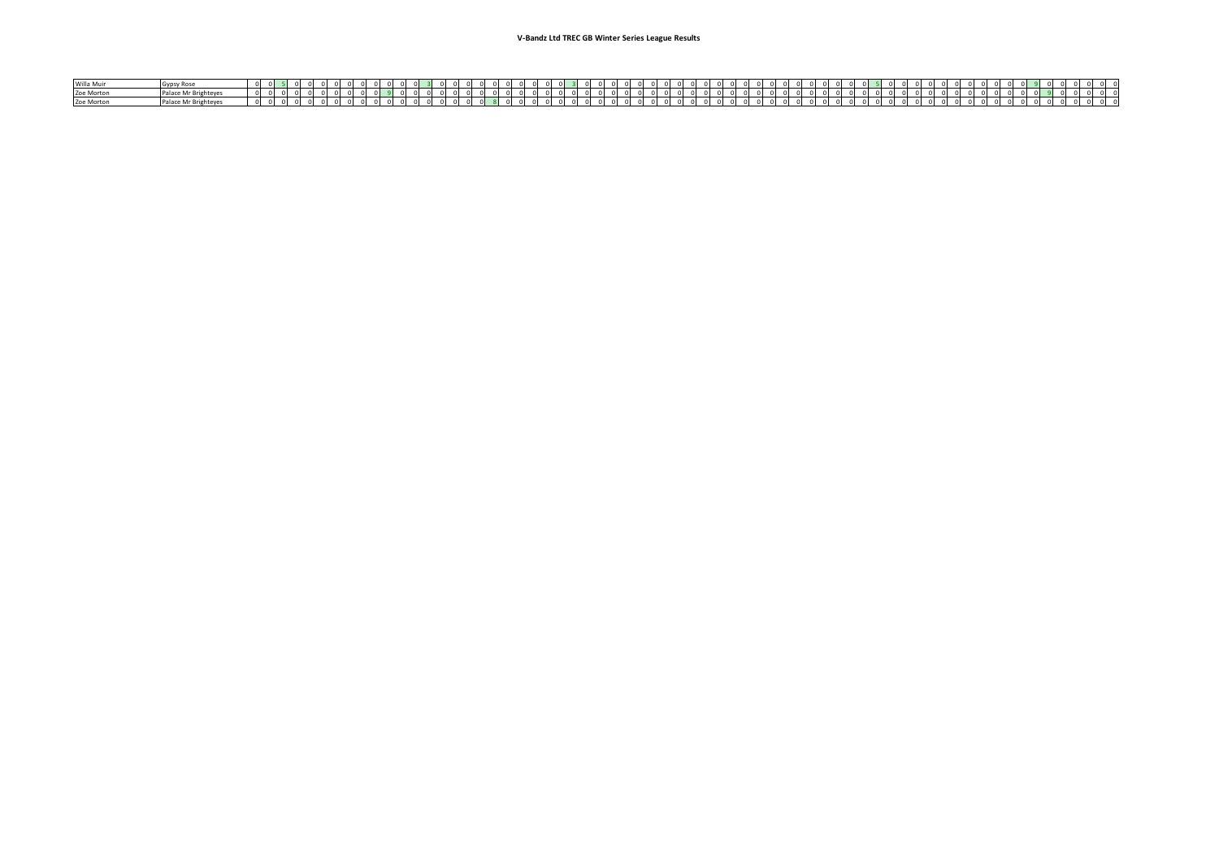# V-Bandz Ltd TREC GB Winter Series League Results

| | | | | | | | | | | | | | | | | | | | | | | | | | | | | | | | | | | | | | | | | | | | | | | | | | | | | | | | | | | | | | | | | | | | |
|---|---|---|---|---|---|---|---|---|---|---|---|---|---|---|---|---|---|---|---|---|---|---|---|---|---|---|---|---|---|---|---|---|---|---|---|---|---|---|---|---|---|---|---|---|---|---|---|---|---|---|---|---|---|---|---|---|---|---|---|---|---|---|---|---|---|---|---|
| Willa Muir | Gypsy Rose | 0 | 0 | 5 | 0 | 0 | 0 | 0 | 0 | 0 | 0 | 0 | 0 | 0 | 3 | 0 | 0 | 0 | 0 | 0 | 0 | 0 | 0 | 0 | 0 | 3 | 0 | 0 | 0 | 0 | 0 | 0 | 0 | 0 | 0 | 0 | 0 | 0 | 0 | 0 | 0 | 0 | 0 | 0 | 0 | 0 | 0 | 0 | 5 | 0 | 0 | 0 | 0 | 0 | 0 | 0 | 0 | 0 | 0 | 0 | 9 | 0 | 0 | 0 | 0 | 0 | 0 |
| Zoe Morton | Palace Mr Brighteyes | 0 | 0 | 0 | 0 | 0 | 0 | 0 | 0 | 0 | 0 | 9 | 0 | 0 | 0 | 0 | 0 | 0 | 0 | 0 | 0 | 0 | 0 | 0 | 0 | 0 | 0 | 0 | 0 | 0 | 0 | 0 | 0 | 0 | 0 | 0 | 0 | 0 | 0 | 0 | 0 | 0 | 0 | 0 | 0 | 0 | 0 | 0 | 0 | 0 | 0 | 0 | 0 | 0 | 0 | 0 | 0 | 0 | 0 | 0 | 0 | 9 | 0 | 0 | 0 | 0 | 0 |
| Zoe Morton | Palace Mr Brighteyes | 0 | 0 | 0 | 0 | 0 | 0 | 0 | 0 | 0 | 0 | 0 | 0 | 0 | 0 | 0 | 0 | 0 | 0 | 8 | 0 | 0 | 0 | 0 | 0 | 0 | 0 | 0 | 0 | 0 | 0 | 0 | 0 | 0 | 0 | 0 | 0 | 0 | 0 | 0 | 0 | 0 | 0 | 0 | 0 | 0 | 0 | 0 | 0 | 0 | 0 | 0 | 0 | 0 | 0 | 0 | 0 | 0 | 0 | 0 | 0 | 0 | 0 | 0 | 0 | 0 | 0 |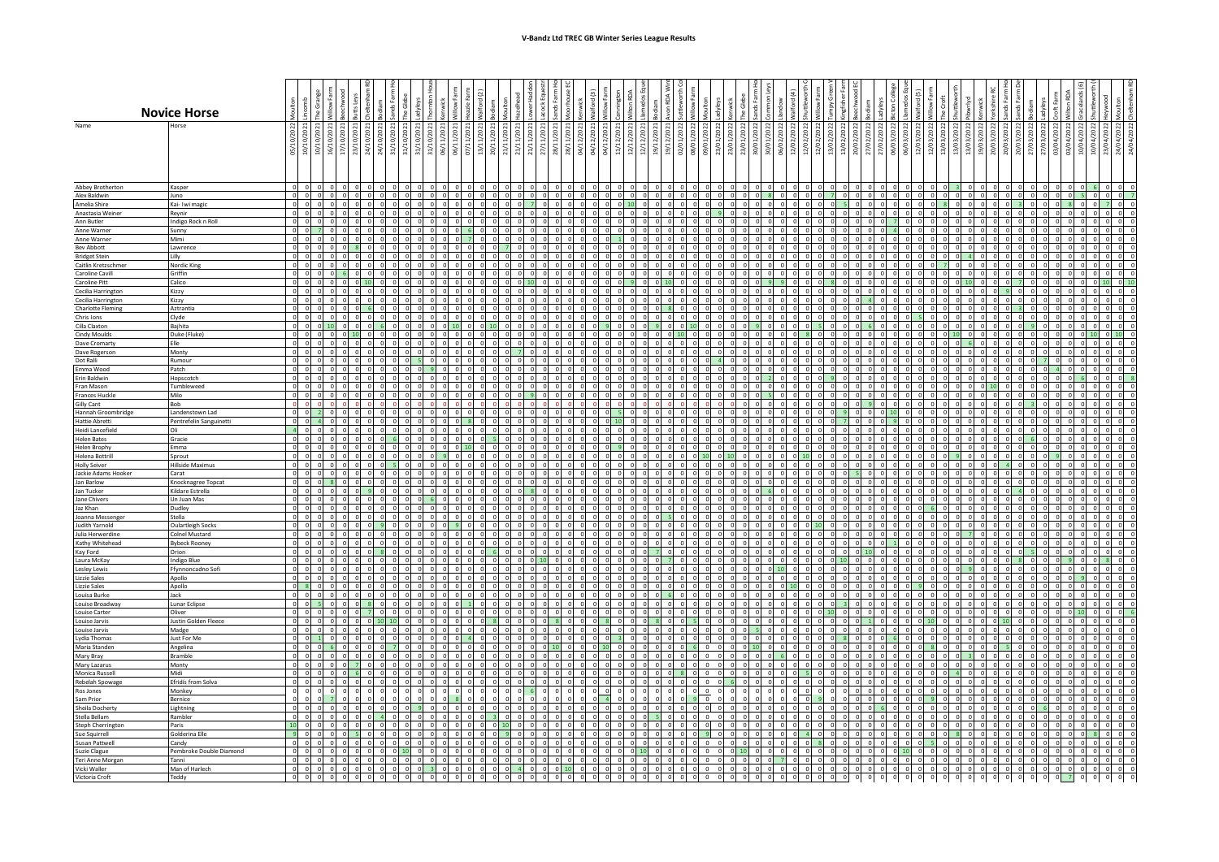# Novice Horse

| Name | Horse | 05/10/2022 Moulton | 10/10/2021 Lincomb | 10/10/2021 The Grange | 16/10/2021 Willow Farm | 17/10/2021 Beechwood | 23/10/2021 Butts Leys | 24/10/2021 Cheltenham RD | 24/10/2021 Bodiam | 31/10/2021 Sands Farm Ho | 31/10/2021 The Glebe | 31/10/2021 Ladyleys | 31/10/2021 Thornton Hous | 06/11/2021 Kenwick | 06/11/2021 Willow Farm | 07/11/2021 Hazele Farm | 13/11/2021 Walford (2) | 20/11/2021 Bodiam | 21/11/2021 Moulton | 21/11/2021 Hazelhead | 21/11/2021 Lower Haddon | 27/11/2021 Lacock Equestr | 27/11/2021 Sands Farm Ho | 28/11/2021 Moorhouse EC | 04/12/2021 Kenwick | 04/12/2021 Walford (3) | 04/12/2021 Willow Farm | 11/12/2021 Cannington | 12/12/2021 Witton RDA | 12/12/2021 Llanedlos Eque | 19/12/2021 Bodiam | 19/12/2021 Avon RDA Wint | 02/01/2022 Sutflesworth Co | 02/01/2022 Willow Farm | 08/01/2022 Moulton | 09/01/2022 Ladyleys | 23/01/2022 Kenwick | 23/01/2022 The Glebe | 30/01/2022 Sands Farm Ho | 30/01/2022 Common Leys | 06/02/2022 Llandow | 12/02/2022 Walford (4) | 12/02/2022 Shuttleworth C | 12/02/2022 Willow Farm | 13/02/2022 Tumpy Green | 13/02/2022 Kingfisher Farm | 20/02/2022 Beechwood EC | 27/02/2022 Bodiam | 27/02/2022 Ladyleys | 06/03/2022 Bicton College | 06/03/2022 Llanedlos Eque | 12/03/2022 Walford (5) | 12/03/2022 Willow Farm | 13/03/2022 The Croft | 13/03/2022 Shuttleworth | 13/03/2022 Plowryd | 19/03/2022 Kenwick | 20/03/2022 Yorkshire RC | 20/03/2022 Sands Farm Ho | 20/03/2022 Sands Farm De | 27/03/2022 Bodiam | 27/03/2022 Ladyleys | 27/03/2022 Croft Farm | 03/04/2022 Ladyleys | 03/04/2022 Witton RDA | 10/04/2022 Gracelands (6) | 10/04/2022 Shuttleworth | 23/04/2022 Heywood | 24/04/2022 Moulton | 24/04/2022 Cheltenham RD |
|---|---|---|---|---|---|---|---|---|---|---|---|---|---|---|---|---|---|---|---|---|---|---|---|---|---|---|---|---|---|---|---|---|---|---|---|---|---|---|---|---|---|---|---|---|---|---|---|---|---|---|---|---|---|---|---|---|---|---|---|---|---|---|---|---|---|---|---|---|---|---|
| Abbey Brotherton | Kasper | 0 | 0 | 0 | 0 | 0 | 0 | 0 | 0 | 0 | 0 | 0 | 0 | 0 | 0 | 0 | 0 | 0 | 0 | 0 | 0 | 0 | 0 | 0 | 0 | 0 | 0 | 0 | 0 | 0 | 0 | 0 | 0 | 0 | 0 | 0 | 0 | 0 | 0 | 0 | 0 | 0 | 0 | 0 | 0 | 0 | 0 | 0 | 0 | 0 | 0 | 0 | 0 | 0 | 0 | 0 | 0 | 0 | 0 | 0 | 0 | 0 | 0 | 0 | 0 | 0 | 6 | 0 | 0 | 0 |
| Alex Baldwin | Juno | 0 | 0 | 0 | 0 | 0 | 0 | 0 | 0 | 0 | 0 | 0 | 0 | 0 | 0 | 0 | 0 | 0 | 0 | 0 | 0 | 0 | 0 | 0 | 0 | 0 | 0 | 0 | 0 | 0 | 0 | 0 | 0 | 0 | 0 | 0 | 0 | 0 | 0 | 0 | 0 | 0 | 8 | 0 | 0 | 0 | 7 | 0 | 0 | 0 | 0 | 0 | 0 | 0 | 0 | 0 | 0 | 0 | 0 | 0 | 0 | 0 | 0 | 0 | 0 | 5 | 0 | 0 | 0 | 7 |
| Amelia Shire | Kai- Iwi magic | 0 | 0 | 0 | 0 | 0 | 0 | 0 | 0 | 0 | 0 | 0 | 0 | 0 | 0 | 0 | 0 | 0 | 0 | 0 | 0 | 0 | 0 | 0 | 0 | 7 | 0 | 0 | 0 | 0 | 10 | 0 | 0 | 0 | 0 | 0 | 0 | 0 | 0 | 0 | 0 | 0 | 0 | 0 | 0 | 0 | 0 | 5 | 0 | 0 | 0 | 0 | 0 | 8 | 0 | 0 | 0 | 0 | 3 | 0 | 0 | 0 | 0 | 8 | 0 | 7 | 0 | 0 | 0 | 0 |
| Anastasia Weiner | Reynir | 0 | 0 | 0 | 0 | 0 | 0 | 0 | 0 | 0 | 0 | 0 | 0 | 0 | 0 | 0 | 0 | 0 | 0 | 0 | 0 | 0 | 0 | 0 | 0 | 0 | 0 | 0 | 0 | 0 | 0 | 0 | 9 | 0 | 0 | 0 | 0 | 0 | 0 | 0 | 0 | 0 | 0 | 0 | 0 | 0 | 0 | 0 | 0 | 0 | 0 | 0 | 0 | 0 | 0 | 0 | 0 | 0 | 0 | 0 | 0 | 0 | 0 | 0 | 0 | 0 | 0 | 0 | 0 | 0 |
| Ann Butler | Indigo Rock n Roll | 0 | 0 | 0 | 0 | 0 | 0 | 0 | 0 | 0 | 0 | 0 | 0 | 0 | 0 | 0 | 0 | 0 | 0 | 0 | 0 | 0 | 0 | 0 | 0 | 0 | 0 | 0 | 0 | 0 | 0 | 0 | 0 | 0 | 0 | 0 | 0 | 0 | 0 | 0 | 0 | 0 | 0 | 0 | 0 | 0 | 0 | 0 | 0 | 0 | 7 | 0 | 0 | 0 | 0 | 0 | 0 | 0 | 0 | 0 | 0 | 0 | 0 | 0 | 0 | 0 | 0 | 0 | 0 | 0 |
| Anne Warner | Sunny | 0 | 0 | 7 | 0 | 0 | 0 | 0 | 0 | 0 | 0 | 0 | 0 | 0 | 0 | 0 | 0 | 0 | 0 | 0 | 0 | 0 | 0 | 0 | 0 | 0 | 0 | 0 | 0 | 0 | 0 | 0 | 0 | 0 | 0 | 0 | 0 | 0 | 0 | 0 | 0 | 0 | 0 | 0 | 0 | 0 | 0 | 0 | 0 | 0 | 4 | 0 | 0 | 0 | 0 | 0 | 0 | 0 | 0 | 0 | 0 | 0 | 0 | 0 | 0 | 0 | 0 | 0 | 0 | 0 |
| Anne Warner | Mimi | 0 | 0 | 0 | 0 | 0 | 0 | 0 | 0 | 0 | 0 | 0 | 0 | 0 | 7 | 0 | 0 | 0 | 0 | 0 | 0 | 0 | 0 | 0 | 0 | 0 | 0 | 0 | 1 | 0 | 0 | 0 | 0 | 0 | 0 | 0 | 0 | 0 | 0 | 0 | 0 | 0 | 0 | 0 | 0 | 0 | 0 | 0 | 0 | 0 | 0 | 0 | 0 | 0 | 0 | 0 | 0 | 0 | 0 | 0 | 0 | 0 | 0 | 0 | 0 | 0 | 0 | 0 | 0 | 0 |
| Bridget Stein | Lilly | 0 | 0 | 0 | 0 | 0 | 0 | 0 | 0 | 0 | 0 | 0 | 0 | 0 | 0 | 0 | 0 | 0 | 0 | 0 | 0 | 0 | 0 | 0 | 0 | 0 | 0 | 0 | 0 | 0 | 0 | 0 | 0 | 0 | 0 | 0 | 0 | 0 | 0 | 0 | 0 | 0 | 0 | 0 | 0 | 0 | 0 | 0 | 0 | 0 | 0 | 0 | 0 | 0 | 0 | 0 | 0 | 0 | 0 | 4 | 0 | 0 | 0 | 0 | 0 | 0 | 0 | 0 | 0 | 0 |
| Caitlin Kretzschmer | Nordic King | 0 | 0 | 0 | 0 | 0 | 0 | 0 | 0 | 0 | 0 | 0 | 0 | 0 | 0 | 0 | 0 | 0 | 0 | 0 | 0 | 0 | 0 | 0 | 0 | 0 | 0 | 0 | 0 | 0 | 0 | 0 | 0 | 0 | 0 | 0 | 0 | 0 | 0 | 0 | 0 | 0 | 0 | 0 | 0 | 0 | 0 | 0 | 0 | 0 | 0 | 0 | 0 | 0 | 0 | 0 | 7 | 0 | 0 | 0 | 0 | 0 | 0 | 0 | 0 | 0 | 0 | 0 | 0 | 0 |
| Caroline Cavill | Griffin | 0 | 0 | 0 | 6 | 0 | 0 | 0 | 0 | 0 | 0 | 0 | 0 | 0 | 0 | 0 | 0 | 0 | 0 | 0 | 0 | 0 | 0 | 0 | 0 | 0 | 0 | 0 | 0 | 0 | 0 | 0 | 0 | 0 | 0 | 0 | 0 | 0 | 0 | 0 | 0 | 0 | 0 | 0 | 0 | 0 | 0 | 0 | 0 | 0 | 0 | 0 | 0 | 0 | 0 | 0 | 0 | 0 | 0 | 0 | 0 | 0 | 0 | 0 | 0 | 0 | 0 | 0 | 0 | 0 |
| Caroline Pitt | Calico | 0 | 0 | 6 | 0 | 0 | 10 | 0 | 0 | 0 | 0 | 0 | 0 | 0 | 0 | 0 | 0 | 0 | 0 | 10 | 0 | 0 | 0 | 0 | 0 | 0 | 0 | 9 | 0 | 10 | 0 | 0 | 0 | 0 | 0 | 0 | 0 | 0 | 0 | 0 | 9 | 0 | 0 | 0 | 0 | 8 | 0 | 0 | 0 | 0 | 0 | 0 | 0 | 0 | 0 | 0 | 0 | 0 | 0 | 10 | 0 | 0 | 0 | 0 | 7 | 0 | 10 | 0 | 0 | 10 |
| Cecilia Harrington | Kizzy | 0 | 0 | 0 | 0 | 0 | 0 | 0 | 0 | 0 | 0 | 0 | 0 | 0 | 0 | 0 | 0 | 0 | 0 | 0 | 0 | 0 | 0 | 0 | 0 | 0 | 0 | 0 | 0 | 0 | 0 | 0 | 0 | 0 | 0 | 0 | 0 | 0 | 0 | 0 | 0 | 0 | 0 | 0 | 0 | 0 | 0 | 0 | 0 | 0 | 0 | 0 | 0 | 0 | 0 | 0 | 0 | 0 | 0 | 0 | 0 | 0 | 0 | 0 | 9 | 0 | 0 | 0 | 0 | 0 |
| Cecilia Harrington | Kizzy | 0 | 0 | 0 | 0 | 0 | 0 | 0 | 0 | 0 | 0 | 0 | 0 | 0 | 0 | 0 | 0 | 0 | 0 | 0 | 0 | 0 | 0 | 0 | 0 | 0 | 0 | 0 | 0 | 0 | 0 | 0 | 0 | 0 | 0 | 0 | 0 | 0 | 0 | 0 | 0 | 0 | 0 | 0 | 0 | 0 | 0 | 0 | 4 | 0 | 0 | 0 | 0 | 0 | 0 | 0 | 0 | 0 | 0 | 0 | 0 | 0 | 0 | 0 | 0 | 0 | 0 | 0 | 0 | 0 |
| Charlotte Fleming | Aztrantia | 0 | 0 | 0 | 0 | 0 | 6 | 0 | 0 | 0 | 0 | 0 | 0 | 0 | 0 | 0 | 0 | 0 | 0 | 0 | 0 | 0 | 0 | 0 | 0 | 0 | 0 | 0 | 8 | 0 | 0 | 0 | 0 | 0 | 0 | 0 | 0 | 0 | 0 | 0 | 0 | 0 | 0 | 0 | 0 | 0 | 0 | 0 | 0 | 0 | 0 | 0 | 0 | 0 | 0 | 0 | 0 | 0 | 0 | 0 | 0 | 0 | 0 | 3 | 0 | 0 | 0 | 0 | 0 | 0 |
| Chris Ions | Clyde | 0 | 0 | 0 | 0 | 0 | 0 | 0 | 0 | 0 | 0 | 0 | 0 | 0 | 0 | 0 | 0 | 0 | 0 | 0 | 0 | 0 | 0 | 0 | 0 | 0 | 0 | 0 | 0 | 0 | 0 | 0 | 0 | 0 | 0 | 0 | 0 | 0 | 0 | 0 | 0 | 0 | 0 | 0 | 0 | 0 | 0 | 0 | 0 | 0 | 0 | 0 | 0 | 0 | 5 | 0 | 0 | 0 | 0 | 0 | 0 | 0 | 0 | 0 | 0 | 0 | 0 | 0 | 0 | 0 |
| Cilla Claxton | Bajhita | 0 | 0 | 10 | 0 | 0 | 0 | 6 | 0 | 0 | 0 | 0 | 0 | 0 | 10 | 0 | 10 | 0 | 0 | 0 | 0 | 0 | 0 | 0 | 9 | 0 | 0 | 0 | 9 | 0 | 0 | 10 | 0 | 0 | 0 | 0 | 0 | 9 | 0 | 0 | 0 | 0 | 0 | 0 | 5 | 0 | 0 | 0 | 0 | 6 | 0 | 0 | 0 | 0 | 0 | 0 | 0 | 0 | 0 | 0 | 0 | 0 | 0 | 0 | 9 | 0 | 0 | 0 | 0 | 0 |
| Cindy Moulds | Duke (Fluke) | 0 | 0 | 0 | 0 | 10 | 0 | 0 | 0 | 0 | 0 | 0 | 0 | 0 | 0 | 0 | 0 | 0 | 0 | 0 | 0 | 0 | 0 | 0 | 0 | 0 | 0 | 0 | 0 | 0 | 10 | 0 | 0 | 0 | 0 | 0 | 0 | 0 | 0 | 0 | 0 | 0 | 0 | 0 | 0 | 0 | 8 | 0 | 0 | 0 | 0 | 0 | 0 | 0 | 0 | 0 | 0 | 0 | 10 | 0 | 0 | 0 | 0 | 0 | 0 | 0 | 10 | 0 | 0 | 10 |
| Dave Cromarty | Elle | 0 | 0 | 0 | 0 | 0 | 0 | 0 | 0 | 0 | 0 | 0 | 0 | 0 | 0 | 0 | 0 | 0 | 0 | 0 | 0 | 0 | 0 | 0 | 0 | 0 | 0 | 0 | 0 | 0 | 0 | 0 | 0 | 0 | 0 | 0 | 0 | 0 | 0 | 0 | 0 | 0 | 0 | 0 | 0 | 0 | 0 | 0 | 0 | 0 | 0 | 0 | 0 | 0 | 0 | 0 | 0 | 0 | 6 | 0 | 0 | 0 | 0 | 0 | 0 | 0 | 0 | 0 | 0 | 0 |
| Dave Rogerson | Monty | 0 | 0 | 0 | 0 | 0 | 0 | 0 | 0 | 0 | 0 | 0 | 0 | 0 | 0 | 0 | 0 | 0 | 0 | 0 | 0 | 0 | 0 | 0 | 0 | 0 | 0 | 0 | 0 | 0 | 0 | 0 | 0 | 0 | 0 | 0 | 0 | 0 | 0 | 0 | 0 | 0 | 0 | 0 | 0 | 0 | 0 | 0 | 0 | 0 | 0 | 0 | 0 | 0 | 0 | 0 | 0 | 0 | 0 | 0 | 0 | 0 | 0 | 0 | 0 | 0 | 0 | 0 | 0 | 0 |
| Dot Ralli | Rumour | 0 | 0 | 0 | 0 | 0 | 0 | 0 | 0 | 0 | 5 | 0 | 0 | 0 | 0 | 0 | 0 | 0 | 0 | 0 | 0 | 0 | 0 | 0 | 0 | 0 | 0 | 0 | 0 | 0 | 0 | 0 | 4 | 0 | 0 | 0 | 0 | 0 | 0 | 0 | 0 | 0 | 0 | 0 | 0 | 0 | 0 | 0 | 0 | 0 | 0 | 0 | 0 | 0 | 0 | 0 | 0 | 0 | 0 | 0 | 0 | 0 | 0 | 0 | 0 | 0 | 7 | 0 | 0 | 0 |
| Emma Wood | Patch | 0 | 0 | 0 | 0 | 0 | 0 | 0 | 0 | 0 | 0 | 9 | 0 | 0 | 0 | 0 | 0 | 0 | 0 | 0 | 0 | 0 | 0 | 0 | 0 | 0 | 0 | 0 | 0 | 0 | 0 | 0 | 0 | 0 | 0 | 0 | 0 | 0 | 0 | 0 | 0 | 0 | 0 | 0 | 0 | 0 | 0 | 0 | 0 | 0 | 0 | 0 | 0 | 0 | 0 | 0 | 0 | 0 | 0 | 0 | 0 | 0 | 0 | 0 | 0 | 0 | 0 | 4 | 0 | 0 |
| Erin Baldwin | Hopscotch | 0 | 0 | 0 | 0 | 0 | 0 | 0 | 0 | 0 | 0 | 0 | 0 | 0 | 0 | 0 | 0 | 0 | 0 | 0 | 0 | 0 | 0 | 0 | 0 | 0 | 0 | 0 | 0 | 0 | 0 | 0 | 0 | 0 | 0 | 0 | 0 | 0 | 0 | 0 | 0 | 0 | 2 | 0 | 0 | 0 | 9 | 0 | 0 | 0 | 0 | 0 | 0 | 0 | 0 | 0 | 0 | 0 | 0 | 0 | 0 | 0 | 0 | 0 | 0 | 6 | 0 | 0 | 0 | 8 |
| Fran Mason | Tumbleweed | 0 | 0 | 0 | 0 | 0 | 0 | 0 | 0 | 0 | 0 | 0 | 0 | 0 | 0 | 0 | 0 | 0 | 0 | 0 | 0 | 0 | 0 | 0 | 0 | 0 | 0 | 0 | 0 | 0 | 0 | 0 | 0 | 0 | 0 | 0 | 0 | 0 | 0 | 0 | 0 | 0 | 0 | 0 | 0 | 0 | 0 | 0 | 0 | 0 | 0 | 0 | 0 | 0 | 0 | 0 | 0 | 0 | 0 | 0 | 0 | 10 | 0 | 0 | 0 | 0 | 0 | 0 | 0 | 0 |
| Frances Huckle | Milo | 0 | 0 | 0 | 0 | 0 | 0 | 0 | 0 | 0 | 0 | 0 | 0 | 0 | 0 | 0 | 0 | 0 | 0 | 9 | 0 | 0 | 0 | 0 | 0 | 0 | 0 | 0 | 0 | 0 | 0 | 0 | 0 | 0 | 0 | 0 | 0 | 0 | 0 | 0 | 5 | 0 | 0 | 0 | 0 | 0 | 0 | 0 | 0 | 0 | 0 | 0 | 0 | 0 | 0 | 0 | 0 | 0 | 0 | 0 | 0 | 0 | 0 | 0 | 0 | 0 | 0 | 0 | 0 | 0 |
| Gilly Cant | Bob | 0 | 0 | 0 | 0 | 0 | 0 | 0 | 0 | 0 | 0 | 0 | 0 | 0 | 0 | 0 | 0 | 0 | 0 | 0 | 0 | 0 | 0 | 0 | 0 | 0 | 0 | 0 | 0 | 0 | 0 | 0 | 0 | 0 | 0 | 0 | 0 | 0 | 0 | 0 | 0 | 0 | 0 | 0 | 0 | 0 | 0 | 0 | 0 | 9 | 0 | 0 | 0 | 0 | 0 | 0 | 0 | 0 | 0 | 0 | 0 | 0 | 0 | 3 | 0 | 0 | 0 | 0 | 0 | 0 |
| Hannah Groombridge | Landenstown Lad | 0 | 0 | 2 | 0 | 0 | 0 | 0 | 0 | 0 | 0 | 0 | 0 | 0 | 0 | 0 | 0 | 0 | 0 | 0 | 0 | 0 | 0 | 0 | 0 | 5 | 0 | 0 | 0 | 0 | 0 | 0 | 0 | 0 | 0 | 0 | 0 | 0 | 0 | 0 | 0 | 0 | 0 | 0 | 0 | 0 | 9 | 0 | 0 | 0 | 10 | 0 | 0 | 0 | 0 | 0 | 0 | 0 | 0 | 0 | 0 | 0 | 0 | 0 | 0 | 0 | 0 | 0 | 0 | 0 |
| Hattie Abretti | Pentrefelin Sanguinetti | 0 | 0 | 4 | 0 | 0 | 0 | 0 | 0 | 0 | 0 | 0 | 0 | 0 | 8 | 0 | 0 | 0 | 0 | 0 | 0 | 0 | 0 | 0 | 0 | 10 | 0 | 0 | 0 | 0 | 0 | 0 | 0 | 0 | 0 | 0 | 0 | 0 | 0 | 0 | 0 | 0 | 0 | 0 | 0 | 0 | 0 | 7 | 0 | 0 | 9 | 0 | 0 | 0 | 0 | 0 | 0 | 0 | 0 | 0 | 0 | 0 | 0 | 0 | 0 | 0 | 0 | 0 | 0 | 0 |
| Heidi Lancefield | Oli | 4 | 0 | 0 | 0 | 0 | 0 | 0 | 0 | 0 | 0 | 0 | 0 | 0 | 0 | 0 | 0 | 0 | 0 | 0 | 0 | 0 | 0 | 0 | 0 | 0 | 0 | 0 | 0 | 0 | 0 | 0 | 0 | 0 | 0 | 0 | 0 | 0 | 0 | 0 | 0 | 0 | 0 | 0 | 0 | 0 | 0 | 0 | 0 | 0 | 0 | 0 | 0 | 0 | 0 | 0 | 0 | 0 | 0 | 0 | 0 | 0 | 0 | 0 | 0 | 0 | 0 | 0 | 0 | 0 |
| Helen Bates | Gracie | 0 | 0 | 0 | 0 | 0 | 0 | 6 | 0 | 0 | 0 | 0 | 0 | 0 | 0 | 0 | 5 | 0 | 0 | 0 | 0 | 0 | 0 | 0 | 0 | 0 | 0 | 0 | 0 | 0 | 0 | 0 | 0 | 0 | 0 | 0 | 0 | 0 | 0 | 0 | 0 | 0 | 0 | 0 | 0 | 0 | 0 | 0 | 0 | 0 | 0 | 0 | 0 | 0 | 0 | 0 | 0 | 0 | 0 | 0 | 0 | 0 | 0 | 0 | 6 | 0 | 0 | 0 | 0 | 0 |
| Helen Brophy | Emma | 0 | 0 | 0 | 0 | 0 | 0 | 0 | 0 | 0 | 0 | 0 | 0 | 0 | 0 | 10 | 0 | 0 | 0 | 0 | 0 | 0 | 0 | 0 | 9 | 0 | 0 | 0 | 0 | 0 | 0 | 0 | 0 | 0 | 0 | 0 | 0 | 0 | 0 | 0 | 0 | 0 | 0 | 0 | 0 | 0 | 0 | 0 | 0 | 0 | 0 | 0 | 0 | 0 | 0 | 0 | 0 | 0 | 0 | 0 | 0 | 0 | 0 | 0 | 0 | 0 | 0 | 0 | 0 | 0 |
| Helena Bottrill | Sprout | 0 | 0 | 0 | 0 | 0 | 0 | 0 | 0 | 0 | 0 | 0 | 9 | 0 | 0 | 0 | 0 | 0 | 0 | 0 | 0 | 0 | 0 | 0 | 0 | 0 | 0 | 0 | 0 | 0 | 0 | 0 | 0 | 0 | 0 | 0 | 10 | 0 | 10 | 0 | 0 | 0 | 0 | 10 | 0 | 0 | 0 | 0 | 0 | 0 | 0 | 0 | 0 | 0 | 0 | 0 | 0 | 0 | 9 | 0 | 0 | 0 | 0 | 0 | 0 | 9 | 0 | 0 | 0 | 0 |
| Holly Seiver | Hillside Maximus | 0 | 0 | 0 | 0 | 0 | 0 | 0 | 0 | 5 | 0 | 0 | 0 | 0 | 0 | 0 | 0 | 0 | 0 | 0 | 0 | 0 | 0 | 0 | 0 | 0 | 0 | 0 | 0 | 0 | 0 | 0 | 0 | 0 | 0 | 0 | 0 | 0 | 0 | 0 | 0 | 0 | 0 | 0 | 0 | 0 | 0 | 0 | 0 | 0 | 0 | 0 | 0 | 0 | 0 | 0 | 0 | 0 | 0 | 0 | 0 | 4 | 0 | 0 | 0 | 0 | 0 | 0 | 0 | 0 |
| Jackie Adams Hooker | Carat | 0 | 0 | 0 | 0 | 0 | 0 | 0 | 0 | 0 | 0 | 0 | 0 | 0 | 0 | 0 | 0 | 0 | 0 | 0 | 0 | 0 | 0 | 0 | 0 | 0 | 0 | 0 | 0 | 0 | 0 | 0 | 0 | 0 | 0 | 0 | 0 | 0 | 0 | 0 | 0 | 0 | 0 | 0 | 0 | 0 | 0 | 0 | 5 | 0 | 0 | 0 | 0 | 0 | 0 | 0 | 0 | 0 | 0 | 0 | 0 | 0 | 0 | 0 | 0 | 0 | 0 | 0 | 0 | 0 |
| Jan Barlow | Knocknagree Topcat | 0 | 0 | 8 | 0 | 0 | 0 | 0 | 0 | 0 | 0 | 0 | 0 | 0 | 0 | 0 | 0 | 0 | 0 | 0 | 0 | 0 | 0 | 0 | 0 | 0 | 0 | 0 | 0 | 0 | 0 | 0 | 0 | 0 | 0 | 0 | 0 | 0 | 0 | 0 | 0 | 0 | 0 | 0 | 0 | 0 | 0 | 0 | 0 | 0 | 0 | 0 | 0 | 0 | 0 | 0 | 0 | 0 | 0 | 0 | 0 | 0 | 0 | 0 | 0 | 0 | 0 | 0 | 0 | 0 |
| Jan Tucker | Kildare Estrella | 0 | 0 | 0 | 0 | 0 | 0 | 9 | 0 | 0 | 0 | 0 | 0 | 0 | 0 | 0 | 0 | 0 | 0 | 8 | 0 | 0 | 0 | 0 | 0 | 0 | 0 | 0 | 0 | 0 | 0 | 0 | 0 | 0 | 0 | 0 | 0 | 6 | 0 | 0 | 0 | 0 | 0 | 0 | 0 | 0 | 0 | 0 | 0 | 0 | 0 | 0 | 0 | 0 | 0 | 0 | 0 | 0 | 0 | 0 | 0 | 0 | 0 | 4 | 0 | 0 | 0 | 0 | 0 | 0 |
| Jane Chivers | Un Juan Mas | 0 | 0 | 0 | 0 | 0 | 0 | 0 | 0 | 0 | 0 | 0 | 6 | 0 | 0 | 0 | 0 | 0 | 0 | 0 | 0 | 0 | 0 | 0 | 0 | 0 | 0 | 0 | 0 | 0 | 0 | 0 | 0 | 0 | 0 | 0 | 0 | 0 | 0 | 0 | 0 | 0 | 0 | 0 | 0 | 0 | 0 | 0 | 0 | 0 | 0 | 0 | 0 | 0 | 0 | 0 | 0 | 0 | 0 | 0 | 0 | 0 | 0 | 0 | 0 | 0 | 0 | 0 | 0 | 0 |
| Jaz Khan | Dudley | 0 | 0 | 0 | 0 | 0 | 0 | 0 | 0 | 0 | 0 | 0 | 0 | 0 | 0 | 0 | 0 | 0 | 0 | 0 | 0 | 0 | 0 | 0 | 0 | 0 | 0 | 0 | 0 | 0 | 0 | 0 | 0 | 0 | 0 | 0 | 0 | 0 | 0 | 0 | 0 | 0 | 0 | 0 | 0 | 0 | 0 | 0 | 0 | 0 | 0 | 0 | 0 | 0 | 0 | 6 | 0 | 0 | 0 | 0 | 0 | 0 | 0 | 0 | 0 | 0 | 0 | 0 | 0 | 0 |
| Joanna Messenger | Stella | 0 | 0 | 0 | 0 | 0 | 0 | 0 | 0 | 0 | 0 | 0 | 0 | 0 | 0 | 0 | 0 | 0 | 0 | 0 | 0 | 0 | 0 | 0 | 0 | 0 | 0 | 0 | 5 | 0 | 0 | 0 | 0 | 0 | 0 | 0 | 0 | 0 | 0 | 0 | 0 | 0 | 0 | 0 | 0 | 0 | 0 | 0 | 0 | 0 | 0 | 0 | 0 | 0 | 0 | 0 | 0 | 0 | 0 | 0 | 0 | 0 | 0 | 0 | 0 | 0 | 0 | 0 | 0 | 0 |
| Judith Yarnold | Oulartleigh Socks | 0 | 0 | 0 | 0 | 0 | 0 | 9 | 0 | 0 | 0 | 0 | 0 | 9 | 0 | 0 | 0 | 0 | 0 | 0 | 0 | 0 | 0 | 0 | 0 | 0 | 0 | 0 | 0 | 0 | 0 | 0 | 0 | 0 | 0 | 0 | 0 | 0 | 0 | 0 | 0 | 0 | 0 | 0 | 10 | 0 | 0 | 0 | 0 | 0 | 0 | 0 | 0 | 0 | 0 | 0 | 0 | 0 | 0 | 0 | 0 | 0 | 0 | 0 | 0 | 0 | 0 | 0 | 0 | 0 |
| Julia Herwerdine | Colnel Mustard | 0 | 0 | 0 | 0 | 0 | 0 | 0 | 0 | 0 | 0 | 0 | 0 | 0 | 0 | 0 | 0 | 0 | 0 | 0 | 0 | 0 | 0 | 0 | 0 | 0 | 0 | 0 | 0 | 0 | 0 | 0 | 0 | 0 | 0 | 0 | 0 | 0 | 0 | 0 | 0 | 0 | 0 | 0 | 0 | 0 | 0 | 0 | 0 | 0 | 0 | 0 | 0 | 0 | 0 | 0 | 0 | 0 | 0 | 7 | 0 | 0 | 0 | 0 | 0 | 0 | 0 | 0 | 0 | 0 |
| Kathy Whitehead | Bybeck Rooney | 0 | 0 | 0 | 0 | 0 | 0 | 0 | 0 | 0 | 0 | 0 | 0 | 0 | 0 | 0 | 0 | 0 | 0 | 0 | 0 | 0 | 0 | 0 | 0 | 0 | 0 | 0 | 0 | 0 | 0 | 0 | 0 | 0 | 0 | 0 | 0 | 0 | 0 | 0 | 0 | 0 | 0 | 0 | 0 | 0 | 0 | 0 | 0 | 0 | 1 | 0 | 0 | 0 | 0 | 0 | 0 | 0 | 0 | 0 | 0 | 0 | 0 | 0 | 0 | 0 | 0 | 0 | 0 | 0 |
| Kay Ford | Orion | 0 | 0 | 0 | 0 | 0 | 0 | 8 | 0 | 0 | 0 | 0 | 0 | 0 | 0 | 0 | 0 | 0 | 0 | 0 | 0 | 0 | 0 | 0 | 0 | 0 | 0 | 7 | 0 | 0 | 0 | 0 | 0 | 0 | 0 | 0 | 0 | 0 | 0 | 0 | 0 | 0 | 0 | 0 | 0 | 0 | 0 | 0 | 0 | 10 | 0 | 0 | 0 | 0 | 0 | 0 | 0 | 0 | 0 | 0 | 0 | 0 | 0 | 0 | 5 | 0 | 0 | 0 | 0 | 0 |
| Laura McKay | Indigo Blue | 0 | 0 | 0 | 0 | 0 | 0 | 0 | 0 | 0 | 0 | 0 | 0 | 0 | 0 | 0 | 6 | 0 | 0 | 0 | 10 | 0 | 0 | 0 | 0 | 0 | 0 | 0 | 7 | 0 | 0 | 0 | 0 | 0 | 0 | 0 | 0 | 0 | 0 | 0 | 0 | 0 | 0 | 0 | 0 | 0 | 10 | 0 | 0 | 0 | 0 | 0 | 0 | 0 | 0 | 0 | 0 | 0 | 0 | 0 | 0 | 0 | 0 | 8 | 0 | 9 | 0 | 8 | 0 | 0 |
| Lesley Lewis | Ffynnoncadno Sofi | 0 | 0 | 0 | 0 | 0 | 0 | 0 | 0 | 0 | 0 | 0 | 0 | 0 | 0 | 0 | 0 | 0 | 0 | 0 | 0 | 0 | 0 | 0 | 0 | 0 | 0 | 0 | 0 | 0 | 0 | 0 | 0 | 0 | 0 | 0 | 0 | 0 | 0 | 0 | 10 | 0 | 0 | 0 | 0 | 0 | 0 | 0 | 0 | 0 | 0 | 0 | 0 | 0 | 0 | 0 | 0 | 0 | 0 | 0 | 0 | 9 | 0 | 0 | 0 | 0 | 0 | 0 | 0 | 0 |
| Lizzie Sales | Apollo | 0 | 0 | 0 | 0 | 0 | 0 | 0 | 0 | 0 | 0 | 0 | 0 | 0 | 0 | 0 | 0 | 0 | 0 | 0 | 0 | 0 | 0 | 0 | 0 | 0 | 0 | 0 | 0 | 0 | 0 | 0 | 0 | 0 | 0 | 0 | 0 | 0 | 0 | 0 | 0 | 0 | 0 | 0 | 0 | 0 | 0 | 0 | 0 | 0 | 0 | 0 | 0 | 0 | 0 | 0 | 0 | 0 | 0 | 0 | 0 | 0 | 0 | 0 | 0 | 0 | 9 | 0 | 0 | 0 |
| Lizzie Sales | Apollo | 0 | 8 | 0 | 0 | 0 | 0 | 0 | 0 | 0 | 0 | 0 | 0 | 0 | 0 | 0 | 0 | 0 | 0 | 0 | 0 | 0 | 0 | 0 | 0 | 0 | 0 | 0 | 0 | 0 | 0 | 0 | 0 | 0 | 0 | 0 | 0 | 0 | 0 | 0 | 0 | 0 | 10 | 0 | 0 | 0 | 0 | 0 | 0 | 0 | 0 | 0 | 0 | 0 | 9 | 0 | 0 | 0 | 0 | 0 | 0 | 0 | 0 | 0 | 0 | 0 | 0 | 0 | 0 | 0 |
| Louisa Burke | Jack | 0 | 0 | 0 | 0 | 0 | 0 | 0 | 0 | 0 | 0 | 0 | 0 | 0 | 0 | 0 | 0 | 0 | 0 | 0 | 0 | 0 | 0 | 0 | 0 | 0 | 0 | 0 | 6 | 0 | 0 | 0 | 0 | 0 | 0 | 0 | 0 | 0 | 0 | 0 | 0 | 0 | 0 | 0 | 0 | 0 | 0 | 0 | 0 | 0 | 0 | 0 | 0 | 0 | 0 | 0 | 0 | 0 | 0 | 0 | 0 | 0 | 0 | 0 | 0 | 0 | 0 | 0 | 0 | 0 |
| Louise Broadway | Lunar Eclipse | 0 | 0 | 5 | 0 | 0 | 0 | 8 | 0 | 0 | 0 | 0 | 0 | 0 | 1 | 0 | 0 | 0 | 0 | 0 | 0 | 0 | 0 | 0 | 0 | 0 | 0 | 0 | 0 | 0 | 0 | 0 | 0 | 0 | 0 | 0 | 0 | 0 | 0 | 0 | 0 | 0 | 0 | 0 | 0 | 0 | 10 | 3 | 0 | 0 | 0 | 0 | 0 | 0 | 0 | 0 | 0 | 0 | 0 | 0 | 0 | 0 | 0 | 0 | 0 | 0 | 0 | 0 | 0 | 0 |
| Louise Carter | Oliver | 0 | 0 | 0 | 0 | 0 | 0 | 7 | 0 | 0 | 0 | 0 | 0 | 0 | 0 | 0 | 0 | 0 | 0 | 0 | 0 | 0 | 0 | 0 | 0 | 0 | 0 | 0 | 0 | 0 | 0 | 0 | 0 | 0 | 0 | 0 | 0 | 0 | 0 | 0 | 0 | 0 | 0 | 0 | 0 | 0 | 0 | 0 | 0 | 0 | 0 | 0 | 0 | 0 | 0 | 0 | 0 | 0 | 0 | 0 | 0 | 0 | 0 | 0 | 0 | 10 | 0 | 0 | 0 | 6 |
| Louise Jarvis | Justin Golden Fleece | 0 | 0 | 0 | 0 | 0 | 10 | 10 | 0 | 0 | 0 | 0 | 0 | 0 | 0 | 0 | 8 | 0 | 0 | 0 | 8 | 0 | 0 | 0 | 8 | 0 | 0 | 0 | 8 | 0 | 0 | 5 | 0 | 0 | 0 | 0 | 0 | 0 | 0 | 0 | 0 | 0 | 0 | 0 | 0 | 0 | 0 | 0 | 0 | 1 | 0 | 0 | 0 | 0 | 0 | 10 | 0 | 0 | 0 | 0 | 0 | 10 | 0 | 0 | 0 | 0 | 0 | 0 | 0 | 0 |
| Louise Jarvis | Madge | 0 | 0 | 0 | 0 | 0 | 0 | 0 | 0 | 0 | 0 | 0 | 0 | 0 | 0 | 0 | 0 | 0 | 0 | 0 | 0 | 0 | 0 | 0 | 0 | 0 | 0 | 0 | 0 | 0 | 0 | 0 | 0 | 0 | 0 | 0 | 0 | 5 | 0 | 0 | 0 | 0 | 0 | 0 | 0 | 0 | 0 | 0 | 0 | 0 | 0 | 0 | 0 | 0 | 0 | 0 | 0 | 0 | 0 | 0 | 0 | 0 | 0 | 0 | 0 | 0 | 0 | 0 | 0 | 0 |
| Lydia Thomas | Just For Me | 0 | 0 | 1 | 0 | 0 | 0 | 0 | 0 | 0 | 0 | 0 | 0 | 0 | 4 | 0 | 0 | 0 | 0 | 0 | 0 | 0 | 0 | 0 | 0 | 3 | 0 | 0 | 0 | 0 | 0 | 0 | 0 | 0 | 0 | 0 | 0 | 0 | 0 | 0 | 0 | 0 | 0 | 0 | 0 | 0 | 0 | 0 | 0 | 0 | 0 | 0 | 0 | 0 | 0 | 0 | 0 | 0 | 0 | 0 | 0 | 0 | 0 | 0 | 0 | 0 | 0 | 0 | 0 | 0 |
| Maria Standen | Angelina | 0 | 0 | 6 | 0 | 0 | 0 | 7 | 0 | 0 | 0 | 0 | 0 | 0 | 0 | 0 | 0 | 0 | 0 | 0 | 10 | 0 | 0 | 0 | 10 | 0 | 0 | 0 | 0 | 0 | 6 | 0 | 0 | 0 | 0 | 0 | 0 | 10 | 0 | 0 | 0 | 0 | 0 | 0 | 0 | 0 | 8 | 0 | 0 | 0 | 6 | 0 | 0 | 0 | 0 | 8 | 0 | 0 | 0 | 0 | 0 | 0 | 0 | 5 | 0 | 0 | 0 | 0 | 0 | 0 |
| Mary Bray | Bramble | 0 | 0 | 0 | 0 | 0 | 0 | 0 | 0 | 0 | 0 | 0 | 0 | 0 | 0 | 0 | 0 | 0 | 0 | 0 | 0 | 0 | 0 | 0 | 0 | 0 | 0 | 0 | 0 | 0 | 0 | 0 | 0 | 0 | 0 | 0 | 0 | 0 | 0 | 0 | 6 | 0 | 0 | 0 | 0 | 0 | 0 | 0 | 0 | 0 | 0 | 0 | 0 | 0 | 0 | 0 | 0 | 3 | 0 | 0 | 0 | 0 | 0 | 0 | 0 | 0 | 0 | 0 | 0 | 0 |
| Mary Lazarus | Monty | 0 | 0 | 0 | 0 | 7 | 0 | 0 | 0 | 0 | 0 | 0 | 0 | 0 | 0 | 0 | 0 | 0 | 0 | 0 | 0 | 0 | 0 | 0 | 0 | 0 | 0 | 0 | 0 | 0 | 0 | 0 | 0 | 0 | 0 | 0 | 0 | 0 | 0 | 0 | 0 | 0 | 0 | 0 | 0 | 0 | 0 | 0 | 0 | 0 | 0 | 0 | 0 | 0 | 0 | 0 | 0 | 0 | 0 | 0 | 0 | 0 | 0 | 0 | 0 | 0 | 0 | 0 | 0 | 0 |
| Monica Russell | Midi | 0 | 0 | 0 | 0 | 6 | 0 | 0 | 0 | 0 | 0 | 0 | 0 | 0 | 0 | 0 | 0 | 0 | 0 | 0 | 0 | 0 | 0 | 0 | 0 | 0 | 0 | 0 | 8 | 0 | 0 | 0 | 0 | 0 | 0 | 0 | 0 | 0 | 0 | 0 | 0 | 0 | 0 | 5 | 0 | 0 | 0 | 0 | 0 | 0 | 0 | 0 | 0 | 0 | 0 | 0 | 4 | 0 | 0 | 0 | 0 | 0 | 0 | 0 | 0 | 0 | 0 | 0 | 0 | 0 |
| Rebekah Spowage | Efridis from Solva | 0 | 0 | 0 | 0 | 0 | 0 | 0 | 0 | 0 | 0 | 0 | 0 | 0 | 0 | 0 | 0 | 0 | 0 | 0 | 0 | 0 | 0 | 0 | 0 | 0 | 0 | 0 | 0 | 0 | 0 | 0 | 0 | 0 | 0 | 0 | 0 | 6 | 0 | 0 | 0 | 0 | 0 | 0 | 0 | 0 | 0 | 0 | 0 | 0 | 0 | 0 | 0 | 0 | 0 | 0 | 0 | 0 | 0 | 0 | 0 | 0 | 0 | 0 | 0 | 0 | 0 | 0 | 0 | 0 |
| Ros Jones | Monkey | 0 | 0 | 0 | 0 | 0 | 0 | 0 | 0 | 0 | 0 | 0 | 0 | 0 | 0 | 0 | 0 | 0 | 0 | 6 | 0 | 0 | 0 | 0 | 0 | 0 | 0 | 0 | 0 | 0 | 0 | 0 | 0 | 0 | 0 | 0 | 0 | 0 | 0 | 0 | 0 | 0 | 0 | 0 | 0 | 0 | 0 | 0 | 0 | 0 | 0 | 0 | 0 | 0 | 0 | 0 | 0 | 0 | 0 | 0 | 0 | 0 | 0 | 0 | 0 | 0 | 0 | 0 | 0 | 0 |
| Sam Prior | Bernice | 0 | 0 | 7 | 0 | 0 | 0 | 0 | 0 | 0 | 0 | 0 | 0 | 8 | 0 | 0 | 0 | 0 | 0 | 0 | 0 | 0 | 0 | 4 | 0 | 0 | 0 | 0 | 0 | 0 | 0 | 9 | 0 | 0 | 0 | 0 | 0 | 0 | 0 | 0 | 0 | 0 | 0 | 0 | 0 | 0 | 9 | 0 | 0 | 0 | 0 | 0 | 0 | 0 | 9 | 0 | 0 | 0 | 0 | 0 | 0 | 0 | 0 | 0 | 0 | 0 | 0 | 0 | 0 | 0 |
| Sheila Docherty | Lightning | 0 | 0 | 0 | 0 | 0 | 0 | 0 | 0 | 0 | 9 | 0 | 0 | 0 | 0 | 0 | 0 | 0 | 0 | 0 | 0 | 0 | 0 | 0 | 0 | 0 | 0 | 0 | 0 | 0 | 0 | 0 | 0 | 0 | 0 | 0 | 0 | 0 | 0 | 0 | 0 | 0 | 0 | 0 | 0 | 0 | 0 | 0 | 0 | 0 | 0 | 0 | 0 | 0 | 0 | 0 | 0 | 0 | 0 | 0 | 0 | 0 | 0 | 0 | 6 | 0 | 0 | 0 | 0 | 0 |
| Stella Bellam | Rambler | 0 | 0 | 0 | 0 | 0 | 0 | 4 | 0 | 0 | 0 | 0 | 0 | 0 | 0 | 0 | 3 | 0 | 0 | 0 | 0 | 0 | 0 | 0 | 0 | 0 | 0 | 0 | 5 | 0 | 0 | 0 | 0 | 0 | 0 | 0 | 0 | 0 | 0 | 0 | 0 | 0 | 0 | 0 | 0 | 0 | 0 | 0 | 0 | 0 | 6 | 0 | 0 | 0 | 0 | 0 | 0 | 0 | 0 | 0 | 0 | 0 | 0 | 0 | 0 | 0 | 0 | 0 | 0 | 0 |
| Steph Cherrington | Paris | 10 | 0 | 0 | 0 | 0 | 0 | 0 | 0 | 0 | 0 | 0 | 0 | 0 | 0 | 0 | 10 | 0 | 0 | 0 | 0 | 0 | 0 | 0 | 0 | 0 | 0 | 0 | 0 | 0 | 0 | 0 | 0 | 0 | 0 | 0 | 0 | 0 | 0 | 0 | 0 | 0 | 0 | 0 | 0 | 0 | 0 | 0 | 0 | 0 | 0 | 0 | 0 | 0 | 0 | 0 | 0 | 0 | 0 | 0 | 0 | 0 | 0 | 0 | 0 | 0 | 0 | 0 | 0 | 0 |
| Sue Squirrel | Golderina Elle | 9 | 0 | 0 | 0 | 5 | 0 | 0 | 0 | 0 | 0 | 0 | 0 | 0 | 0 | 0 | 9 | 0 | 0 | 0 | 0 | 0 | 0 | 0 | 0 | 0 | 0 | 0 | 0 | 0 | 0 | 0 | 0 | 9 | 0 | 0 | 0 | 0 | 0 | 0 | 0 | 0 | 0 | 4 | 0 | 0 | 0 | 0 | 0 | 0 | 0 | 0 | 0 | 0 | 0 | 0 | 0 | 8 | 0 | 0 | 0 | 0 | 0 | 0 | 0 | 0 | 8 | 0 | 0 | 0 |
| Susan Pattwell | Candy | 0 | 0 | 0 | 0 | 0 | 0 | 0 | 0 | 0 | 0 | 0 | 0 | 0 | 0 | 0 | 0 | 0 | 0 | 0 | 0 | 0 | 0 | 0 | 0 | 0 | 0 | 0 | 0 | 0 | 0 | 0 | 0 | 0 | 0 | 0 | 0 | 0 | 0 | 0 | 0 | 0 | 0 | 0 | 8 | 0 | 0 | 0 | 0 | 0 | 0 | 0 | 0 | 0 | 0 | 5 | 0 | 0 | 0 | 0 | 0 | 0 | 0 | 0 | 0 | 0 | 0 | 0 | 0 | 0 |
| Suzie Clague | Pembroke Double Diamond | 0 | 0 | 0 | 0 | 0 | 0 | 0 | 0 | 10 | 0 | 0 | 0 | 0 | 0 | 0 | 0 | 0 | 0 | 0 | 0 | 0 | 0 | 0 | 0 | 0 | 0 | 0 | 10 | 0 | 0 | 0 | 0 | 0 | 0 | 0 | 0 | 10 | 0 | 0 | 0 | 0 | 0 | 0 | 0 | 0 | 0 | 0 | 0 | 0 | 10 | 0 | 0 | 0 | 0 | 0 | 0 | 0 | 0 | 0 | 0 | 0 | 0 | 0 | 0 | 0 | 0 | 0 | 0 | 0 |
| Teri Anne Morgan | Tanni | 0 | 0 | 0 | 0 | 0 | 0 | 0 | 0 | 0 | 0 | 0 | 0 | 0 | 0 | 0 | 0 | 0 | 0 | 0 | 0 | 0 | 0 | 0 | 0 | 0 | 0 | 0 | 0 | 0 | 0 | 0 | 0 | 0 | 0 | 0 | 0 | 0 | 0 | 0 | 7 | 0 | 0 | 0 | 0 | 0 | 0 | 0 | 0 | 0 | 0 | 0 | 0 | 0 | 0 | 0 | 0 | 0 | 0 | 0 | 0 | 0 | 0 | 0 | 0 | 0 | 0 | 0 | 0 | 0 |
| Vicki Waller | Man of Harlech | 0 | 0 | 0 | 0 | 0 | 0 | 0 | 0 | 0 | 0 | 3 | 0 | 0 | 0 | 0 | 0 | 0 | 4 | 0 | 0 | 10 | 0 | 0 | 0 | 0 | 0 | 0 | 0 | 0 | 0 | 0 | 0 | 0 | 0 | 0 | 0 | 0 | 0 | 0 | 0 | 0 | 0 | 0 | 0 | 0 | 0 | 0 | 0 | 0 | 0 | 0 | 0 | 0 | 0 | 0 | 0 | 0 | 0 | 0 | 0 | 0 | 0 | 0 | 0 | 0 | 0 | 0 | 0 | 0 |
| Victoria Croft | Teddy | 0 | 0 | 0 | 0 | 0 | 0 | 0 | 0 | 0 | 0 | 0 | 0 | 0 | 0 | 0 | 0 | 0 | 0 | 0 | 0 | 0 | 0 | 0 | 0 | 0 | 0 | 0 | 0 | 0 | 0 | 0 | 0 | 0 | 0 | 0 | 0 | 0 | 0 | 0 | 0 | 0 | 0 | 0 | 0 | 0 | 0 | 0 | 0 | 0 | 0 | 0 | 0 | 0 | 0 | 0 | 0 | 0 | 0 | 0 | 0 | 0 | 0 | 7 | 0 | 0 | 0 | 0 | 0 | 0 |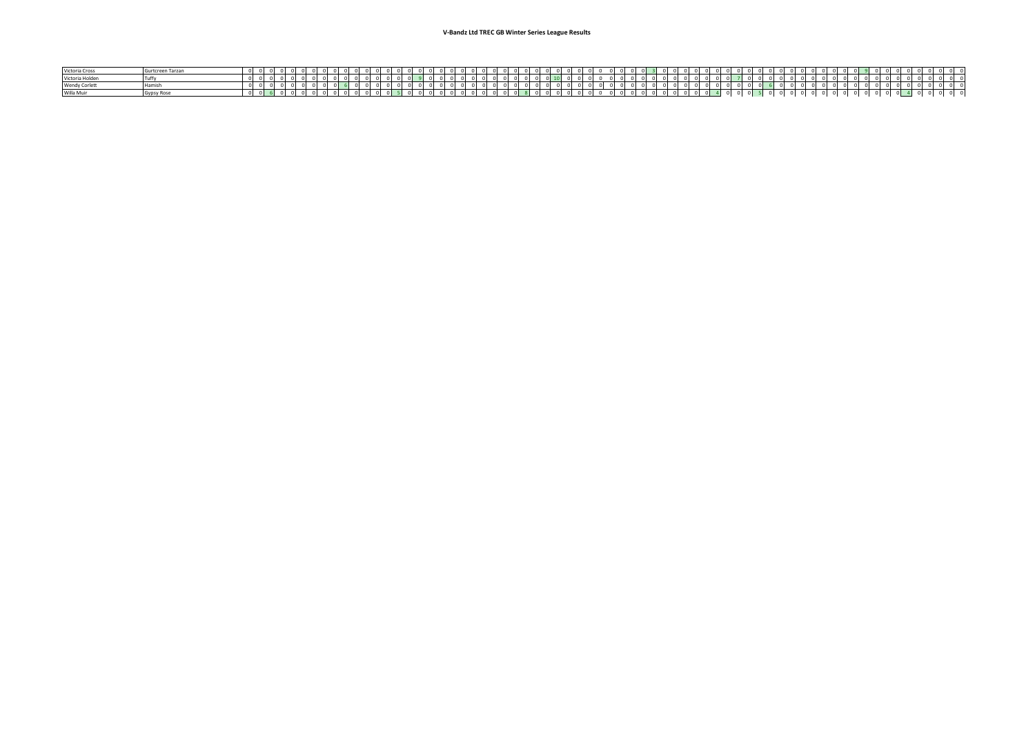# V-Bandz Ltd TREC GB Winter Series League Results

| | | | | | | | | | | | | | | | | | | | | | | | | | | | | | | | | | | | | | | | | | | | | | | | | | | | | | | | | | | | | | | | | | | | | | |
|---|---|---|---|---|---|---|---|---|---|---|---|---|---|---|---|---|---|---|---|---|---|---|---|---|---|---|---|---|---|---|---|---|---|---|---|---|---|---|---|---|---|---|---|---|---|---|---|---|---|---|---|---|---|---|---|---|---|---|---|---|---|---|---|---|---|---|---|---|---|
| Victoria Cross | Gurtcreen Tarzan | 0 | 0 | 0 | 0 | 0 | 0 | 0 | 0 | 0 | 0 | 0 | 0 | 0 | 0 | 0 | 0 | 0 | 0 | 0 | 0 | 0 | 0 | 0 | 0 | 0 | 0 | 0 | 0 | 0 | 0 | 0 | 0 | 0 | 0 | 0 | 0 | 0 | 0 | 3 | 0 | 0 | 0 | 0 | 0 | 0 | 0 | 0 | 0 | 0 | 0 | 0 | 0 | 0 | 0 | 0 | 0 | 0 | 0 | 9 | 0 | 0 | 0 | 0 | 0 | 0 | 0 | 0 | 0 |
| Victoria Holden | Tuffy | 0 | 0 | 0 | 0 | 0 | 0 | 0 | 0 | 0 | 0 | 0 | 0 | 0 | 0 | 0 | 9 | 0 | 0 | 0 | 0 | 0 | 0 | 0 | 0 | 0 | 0 | 0 | 0 | 0 | 10 | 0 | 0 | 0 | 0 | 0 | 0 | 0 | 0 | 0 | 0 | 0 | 0 | 0 | 0 | 0 | 0 | 7 | 0 | 0 | 0 | 0 | 0 | 0 | 0 | 0 | 0 | 0 | 0 | 0 | 0 | 0 | 0 | 0 | 0 | 0 | 0 | 0 | 0 |
| Wendy Corlett | Hamish | 0 | 0 | 0 | 0 | 0 | 0 | 0 | 0 | 0 | 6 | 0 | 0 | 0 | 0 | 0 | 0 | 0 | 0 | 0 | 0 | 0 | 0 | 0 | 0 | 0 | 0 | 0 | 0 | 0 | 0 | 0 | 0 | 0 | 0 | 0 | 0 | 0 | 0 | 0 | 0 | 0 | 0 | 0 | 0 | 0 | 0 | 0 | 0 | 0 | 6 | 0 | 0 | 0 | 0 | 0 | 0 | 0 | 0 | 0 | 0 | 0 | 0 | 0 | 0 | 0 | 0 | 0 | 0 |
| Willa Muir | Gypsy Rose | 0 | 0 | 6 | 0 | 0 | 0 | 0 | 0 | 0 | 0 | 0 | 0 | 0 | 0 | 5 | 0 | 0 | 0 | 0 | 0 | 0 | 0 | 0 | 0 | 0 | 0 | 8 | 0 | 0 | 0 | 0 | 0 | 0 | 0 | 0 | 0 | 0 | 0 | 0 | 0 | 0 | 0 | 0 | 0 | 4 | 0 | 0 | 0 | 5 | 0 | 0 | 0 | 0 | 0 | 0 | 0 | 0 | 0 | 0 | 0 | 0 | 0 | 4 | 0 | 0 | 0 | 0 | 0 |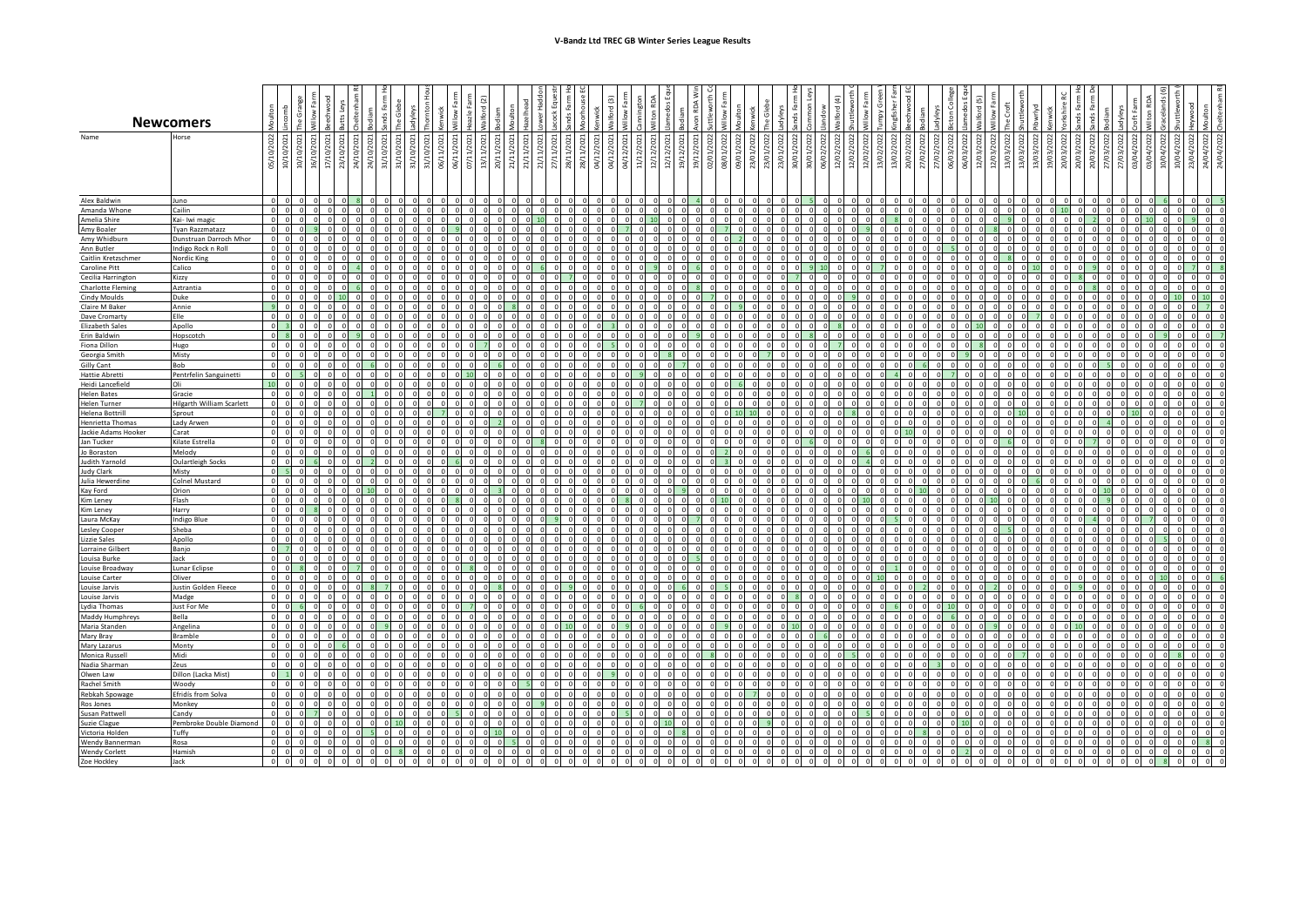# V-Bandz Ltd TREC GB Winter Series League Results

## Newcomers

| Name | Horse | Moulton 05/10/2022 | Lincomb 10/10/2021 | The Grange 10/10/2021 | Willow Farm 16/10/2021 | Beechwood 17/10/2021 | Butts Leys 23/10/2021 | Cheltenham RC 24/10/2021 | Bodiam 24/10/2021 | Sands Farm Ho 31/10/2021 | The Glebe 31/10/2021 | Ladyleys 31/10/2021 | Thornton Hous 31/10/2021 | Kenwick 06/11/2021 | Willow Farm 06/11/2021 | Heazle Farm 07/11/2021 | Walford (2) 13/11/2021 | Bodiam 20/11/2021 | Moulton 21/11/2021 | Hazelhead 21/11/2021 | lower Haddon 21/11/2021 | Lacock Equestr 27/11/2021 | Sands Farm Ho 28/11/2021 | Moorhouse EC 28/11/2021 | Kenwick 04/12/2021 | Walford (3) 04/12/2021 | Willow Farm 04/12/2021 | Cannington 11/12/2021 | Wilton RDA 12/12/2021 | Llanedos Equ 12/12/2021 | Bodiam 19/12/2021 | Avon RDA Win 19/12/2021 | Suttleworth Co 02/01/2022 | Willow Farm 08/01/2022 | Moulton 09/01/2022 | Kenwick 23/01/2022 | The Glebe 23/01/2022 | Ladyleys 23/01/2022 | Sands Farm Ho 30/01/2022 | Common Leys 30/01/2022 | Llandow 06/02/2022 | Walford (4) 12/02/2022 | Shuttleworth 12/02/2022 | Willow Farm 12/02/2022 | Turnpy Green 13/02/2022 | Kingfisher Farm 13/02/2022 | Beechwood EC 20/02/2022 | Bodiam 27/02/2022 | Ladyleys 27/02/2022 | Bicton College 06/03/2022 | Llanedos Equ 06/03/2022 | Walford (5) 12/03/2022 | Willow Farm 12/03/2022 | The Croft 13/03/2022 | Shuttleworth 13/03/2022 | Pitwinyd 13/03/2022 | Kenwick 19/03/2022 | Yorkshire RC 20/03/2022 | Sands Farm Ho 20/03/2022 | Sands Farm De 20/03/2022 | Bodiam 27/03/2022 | Ladyleys 27/03/2022 | Croft Farm 03/04/2022 | Wilton RDA 03/04/2022 | Gracelands (6) 10/04/2022 | Shuttleworth 10/04/2022 | Heywood 23/04/2022 | Moulton 24/04/2022 | Cheltenham RC 24/04/2022 |
|---|---|---|---|---|---|---|---|---|---|---|---|---|---|---|---|---|---|---|---|---|---|---|---|---|---|---|---|---|---|---|---|---|---|---|---|---|---|---|---|---|---|---|---|---|---|---|---|---|---|---|---|---|---|---|---|---|---|---|---|---|---|---|---|---|---|---|---|---|---|
| Alex Baldwin | Juno | 0 | 0 | 0 | 0 | 0 | 0 | 8 | 0 | 0 | 0 | 0 | 0 | 0 | 0 | 0 | 0 | 0 | 0 | 0 | 0 | 0 | 0 | 0 | 0 | 0 | 0 | 0 | 0 | 0 | 0 | 4 | 0 | 0 | 0 | 0 | 0 | 0 | 0 | 0 | 5 | 0 | 0 | 0 | 0 | 0 | 0 | 0 | 0 | 0 | 0 | 0 | 0 | 0 | 0 | 0 | 0 | 0 | 0 | 0 | 0 | 0 | 0 | 0 | 6 | 0 | 0 | 0 | 5 |
| Amanda Whone | Cailin | 0 | 0 | 0 | 0 | 0 | 0 | 0 | 0 | 0 | 0 | 0 | 0 | 0 | 0 | 0 | 0 | 0 | 0 | 0 | 0 | 0 | 0 | 0 | 0 | 0 | 0 | 0 | 0 | 0 | 0 | 0 | 0 | 0 | 0 | 0 | 0 | 0 | 0 | 0 | 0 | 0 | 0 | 0 | 0 | 0 | 0 | 0 | 0 | 0 | 0 | 0 | 0 | 0 | 0 | 0 | 0 | 0 | 0 | 0 | 0 | 10 | 0 | 0 | 0 | 0 | 0 | 0 | 0 |
| Amelia Shire | Kai- Iwi magic | 0 | 0 | 0 | 0 | 0 | 0 | 0 | 0 | 0 | 0 | 0 | 0 | 0 | 0 | 0 | 0 | 0 | 0 | 10 | 0 | 0 | 0 | 0 | 0 | 0 | 0 | 10 | 0 | 0 | 0 | 0 | 0 | 0 | 0 | 0 | 0 | 0 | 0 | 0 | 0 | 0 | 8 | 0 | 0 | 0 | 0 | 0 | 0 | 0 | 9 | 0 | 0 | 0 | 0 | 0 | 0 | 0 | 0 | 0 | 2 | 0 | 0 | 0 | 10 | 0 | 0 | 9 | 0 |
| Amy Boaler | Tyan Razzmatazz | 0 | 0 | 0 | 9 | 0 | 0 | 0 | 0 | 0 | 0 | 0 | 0 | 0 | 9 | 0 | 0 | 0 | 0 | 0 | 0 | 0 | 0 | 0 | 0 | 0 | 7 | 0 | 0 | 0 | 0 | 0 | 0 | 7 | 0 | 0 | 0 | 0 | 0 | 0 | 0 | 0 | 0 | 0 | 0 | 0 | 0 | 0 | 0 | 0 | 0 | 0 | 0 | 0 | 0 | 0 | 0 | 0 | 0 | 0 | 0 | 0 | 0 | 0 | 0 | 0 | 0 | 0 | 0 |
| Amy Whidburn | Dunstruan Darroch Mhor | 0 | 0 | 0 | 0 | 0 | 0 | 0 | 0 | 0 | 0 | 0 | 0 | 0 | 0 | 0 | 0 | 0 | 0 | 0 | 0 | 0 | 0 | 0 | 0 | 0 | 0 | 0 | 0 | 0 | 0 | 0 | 0 | 0 | 0 | 2 | 0 | 0 | 0 | 0 | 0 | 0 | 0 | 0 | 0 | 0 | 0 | 0 | 0 | 0 | 0 | 0 | 0 | 0 | 0 | 0 | 0 | 0 | 0 | 0 | 0 | 0 | 0 | 0 | 0 | 0 | 0 | 0 | 0 |
| Ann Butler | Indigo Rock n Roll | 0 | 0 | 0 | 0 | 0 | 0 | 0 | 0 | 0 | 0 | 0 | 0 | 0 | 0 | 0 | 0 | 0 | 0 | 0 | 0 | 0 | 0 | 0 | 0 | 0 | 0 | 0 | 0 | 0 | 0 | 0 | 0 | 0 | 0 | 0 | 0 | 0 | 0 | 0 | 0 | 0 | 0 | 0 | 0 | 0 | 0 | 0 | 0 | 0 | 5 | 0 | 0 | 0 | 0 | 0 | 0 | 0 | 0 | 0 | 0 | 0 | 0 | 0 | 0 | 0 | 0 | 0 | 0 |
| Caitlin Kretzschmer | Nordic King | 0 | 0 | 0 | 0 | 0 | 0 | 0 | 0 | 0 | 0 | 0 | 0 | 0 | 0 | 0 | 0 | 0 | 0 | 0 | 0 | 0 | 0 | 0 | 0 | 0 | 0 | 0 | 0 | 0 | 0 | 0 | 0 | 0 | 0 | 0 | 0 | 0 | 0 | 0 | 0 | 0 | 0 | 0 | 0 | 0 | 0 | 0 | 0 | 0 | 0 | 0 | 0 | 8 | 0 | 0 | 0 | 0 | 0 | 0 | 0 | 0 | 0 | 0 | 0 | 0 | 0 | 0 | 0 |
| Caroline Pitt | Calico | 0 | 0 | 0 | 0 | 0 | 0 | 4 | 0 | 0 | 0 | 0 | 0 | 0 | 0 | 0 | 0 | 0 | 0 | 0 | 0 | 0 | 0 | 0 | 0 | 0 | 0 | 9 | 0 | 0 | 0 | 6 | 0 | 0 | 0 | 0 | 0 | 0 | 0 | 9 | 10 | 0 | 0 | 7 | 0 | 0 | 0 | 0 | 0 | 0 | 0 | 0 | 0 | 0 | 0 | 10 | 0 | 0 | 0 | 9 | 0 | 0 | 0 | 0 | 0 | 0 | 7 | 0 | 8 |
| Cecilia Harrington | Kizzy | 0 | 0 | 0 | 0 | 0 | 0 | 0 | 0 | 0 | 0 | 0 | 0 | 0 | 0 | 0 | 0 | 0 | 0 | 0 | 0 | 0 | 7 | 0 | 0 | 0 | 0 | 0 | 0 | 0 | 0 | 0 | 0 | 0 | 0 | 0 | 0 | 0 | 7 | 0 | 0 | 0 | 0 | 0 | 0 | 0 | 0 | 0 | 0 | 0 | 0 | 0 | 0 | 0 | 0 | 0 | 0 | 0 | 8 | 0 | 0 | 0 | 0 | 0 | 0 | 0 | 0 | 0 | 0 |
| Charlotte Fleming | Aztrantia | 0 | 0 | 0 | 0 | 0 | 0 | 6 | 0 | 0 | 0 | 0 | 0 | 0 | 0 | 0 | 0 | 0 | 0 | 0 | 0 | 0 | 0 | 0 | 0 | 0 | 0 | 0 | 0 | 0 | 8 | 0 | 0 | 0 | 0 | 0 | 0 | 0 | 0 | 0 | 0 | 0 | 0 | 0 | 0 | 0 | 0 | 0 | 0 | 0 | 0 | 0 | 0 | 0 | 0 | 0 | 0 | 0 | 0 | 0 | 8 | 0 | 0 | 0 | 0 | 0 | 0 | 0 | 0 |
| Cindy Moulds | Duke | 0 | 0 | 0 | 0 | 0 | 10 | 0 | 0 | 0 | 0 | 0 | 0 | 0 | 0 | 0 | 0 | 0 | 0 | 0 | 0 | 0 | 0 | 0 | 0 | 0 | 0 | 0 | 0 | 0 | 0 | 0 | 0 | 7 | 0 | 0 | 0 | 0 | 0 | 0 | 0 | 0 | 9 | 0 | 0 | 0 | 0 | 0 | 0 | 0 | 0 | 0 | 0 | 0 | 0 | 0 | 0 | 0 | 0 | 0 | 0 | 0 | 0 | 0 | 0 | 10 | 0 | 10 | 0 |
| Claire M Baker | Annie | 9 | 0 | 0 | 0 | 0 | 0 | 0 | 0 | 0 | 0 | 0 | 0 | 0 | 0 | 0 | 0 | 0 | 8 | 0 | 0 | 0 | 0 | 0 | 0 | 0 | 0 | 0 | 0 | 0 | 0 | 0 | 0 | 0 | 0 | 9 | 0 | 0 | 0 | 0 | 0 | 0 | 0 | 0 | 0 | 0 | 0 | 0 | 0 | 0 | 0 | 0 | 0 | 0 | 0 | 0 | 0 | 0 | 0 | 0 | 0 | 0 | 0 | 0 | 0 | 0 | 0 | 0 | 7 |
| Dave Cromarty | Elle | 0 | 0 | 0 | 0 | 0 | 0 | 0 | 0 | 0 | 0 | 0 | 0 | 0 | 0 | 0 | 0 | 0 | 0 | 0 | 0 | 0 | 0 | 0 | 0 | 0 | 0 | 0 | 0 | 0 | 0 | 0 | 0 | 0 | 0 | 0 | 0 | 0 | 0 | 0 | 0 | 0 | 0 | 0 | 0 | 0 | 0 | 0 | 0 | 0 | 0 | 0 | 0 | 0 | 0 | 7 | 0 | 0 | 0 | 0 | 0 | 0 | 0 | 0 | 0 | 0 | 0 | 0 | 0 |
| Elizabeth Sales | Apollo | 0 | 3 | 0 | 0 | 0 | 0 | 0 | 0 | 0 | 0 | 0 | 0 | 0 | 0 | 0 | 0 | 0 | 0 | 0 | 0 | 0 | 0 | 0 | 0 | 3 | 0 | 0 | 0 | 0 | 0 | 0 | 0 | 0 | 0 | 0 | 0 | 0 | 0 | 0 | 0 | 8 | 0 | 0 | 0 | 0 | 0 | 0 | 0 | 0 | 0 | 10 | 0 | 0 | 0 | 0 | 0 | 0 | 0 | 0 | 0 | 0 | 0 | 0 | 0 | 0 | 0 | 0 | 0 |
| Erin Baldwin | Hopscotch | 0 | 8 | 0 | 0 | 0 | 0 | 9 | 0 | 0 | 0 | 0 | 0 | 0 | 0 | 0 | 0 | 0 | 0 | 0 | 0 | 0 | 0 | 0 | 0 | 0 | 0 | 0 | 0 | 0 | 0 | 9 | 0 | 0 | 0 | 0 | 0 | 0 | 0 | 0 | 8 | 0 | 0 | 0 | 0 | 0 | 0 | 0 | 0 | 0 | 0 | 0 | 0 | 0 | 0 | 0 | 0 | 0 | 0 | 0 | 0 | 0 | 0 | 0 | 9 | 0 | 0 | 0 | 7 |
| Fiona Dillon | Hugo | 0 | 0 | 0 | 0 | 0 | 0 | 0 | 0 | 0 | 0 | 0 | 0 | 0 | 0 | 0 | 7 | 0 | 0 | 0 | 0 | 0 | 0 | 0 | 0 | 5 | 0 | 0 | 0 | 0 | 0 | 0 | 0 | 0 | 0 | 0 | 0 | 0 | 0 | 0 | 0 | 7 | 0 | 0 | 0 | 0 | 0 | 0 | 0 | 0 | 0 | 8 | 0 | 0 | 0 | 0 | 0 | 0 | 0 | 0 | 0 | 0 | 0 | 0 | 0 | 0 | 0 | 0 | 0 |
| Georgia Smith | Misty | 0 | 0 | 0 | 0 | 0 | 0 | 0 | 0 | 0 | 0 | 0 | 0 | 0 | 0 | 0 | 0 | 0 | 0 | 0 | 0 | 0 | 0 | 0 | 0 | 0 | 0 | 0 | 0 | 8 | 0 | 0 | 0 | 0 | 0 | 0 | 0 | 7 | 0 | 0 | 0 | 0 | 0 | 0 | 0 | 0 | 0 | 0 | 0 | 0 | 9 | 0 | 0 | 0 | 0 | 0 | 0 | 0 | 0 | 0 | 0 | 0 | 0 | 0 | 0 | 0 | 0 | 0 | 0 |
| Gilly Cant | Bob | 0 | 0 | 0 | 0 | 0 | 0 | 6 | 0 | 0 | 0 | 0 | 0 | 0 | 0 | 0 | 0 | 6 | 0 | 0 | 0 | 0 | 0 | 0 | 0 | 0 | 0 | 0 | 0 | 0 | 7 | 0 | 0 | 0 | 0 | 0 | 0 | 0 | 0 | 0 | 0 | 0 | 0 | 0 | 0 | 0 | 0 | 0 | 6 | 0 | 0 | 0 | 0 | 0 | 0 | 0 | 0 | 0 | 0 | 5 | 0 | 0 | 0 | 0 | 0 | 0 | 0 | 0 | 0 |
| Hattie Abretti | Pentrfelin Sanguinetti | 0 | 0 | 5 | 0 | 0 | 0 | 0 | 0 | 0 | 0 | 0 | 0 | 0 | 0 | 10 | 0 | 0 | 0 | 0 | 0 | 0 | 0 | 0 | 0 | 0 | 0 | 0 | 9 | 0 | 0 | 0 | 0 | 0 | 0 | 0 | 0 | 0 | 0 | 0 | 0 | 0 | 0 | 0 | 4 | 0 | 0 | 0 | 0 | 7 | 0 | 0 | 0 | 0 | 0 | 0 | 0 | 0 | 0 | 0 | 0 | 0 | 0 | 0 | 0 | 0 | 0 | 0 | 0 |
| Heidi Lancefield | Oli | 10 | 0 | 0 | 0 | 0 | 0 | 0 | 0 | 0 | 0 | 0 | 0 | 0 | 0 | 0 | 0 | 0 | 0 | 0 | 0 | 0 | 0 | 0 | 0 | 0 | 0 | 0 | 0 | 0 | 0 | 0 | 0 | 0 | 0 | 6 | 0 | 0 | 0 | 0 | 0 | 0 | 0 | 0 | 0 | 0 | 0 | 0 | 0 | 0 | 0 | 0 | 0 | 0 | 0 | 0 | 0 | 0 | 0 | 0 | 0 | 0 | 0 | 0 | 0 | 0 | 0 | 0 | 0 |
| Helen Bates | Gracie | 0 | 0 | 0 | 0 | 0 | 0 | 0 | 1 | 0 | 0 | 0 | 0 | 0 | 0 | 0 | 0 | 0 | 0 | 0 | 0 | 0 | 0 | 0 | 0 | 0 | 0 | 0 | 0 | 0 | 0 | 0 | 0 | 0 | 0 | 0 | 0 | 0 | 0 | 0 | 0 | 0 | 0 | 0 | 0 | 0 | 0 | 0 | 0 | 0 | 0 | 0 | 0 | 0 | 0 | 0 | 0 | 0 | 0 | 0 | 0 | 0 | 0 | 0 | 0 | 0 | 0 | 0 | 0 |
| Helen Turner | Hilgarth William Scarlett | 0 | 0 | 0 | 0 | 0 | 0 | 0 | 0 | 0 | 0 | 0 | 0 | 0 | 0 | 0 | 0 | 0 | 0 | 0 | 0 | 0 | 0 | 0 | 0 | 0 | 7 | 0 | 0 | 0 | 0 | 0 | 0 | 0 | 0 | 0 | 0 | 0 | 0 | 0 | 0 | 0 | 0 | 0 | 0 | 0 | 0 | 0 | 0 | 0 | 0 | 0 | 0 | 0 | 0 | 0 | 0 | 0 | 0 | 0 | 0 | 0 | 0 | 0 | 0 | 0 | 0 | 0 | 0 |
| Helena Bottrill | Sprout | 0 | 0 | 0 | 0 | 0 | 0 | 0 | 0 | 0 | 0 | 0 | 0 | 0 | 0 | 0 | 0 | 0 | 0 | 0 | 0 | 0 | 0 | 0 | 0 | 0 | 0 | 0 | 0 | 0 | 0 | 0 | 0 | 0 | 10 | 10 | 0 | 0 | 0 | 0 | 0 | 0 | 8 | 0 | 0 | 0 | 0 | 0 | 0 | 0 | 0 | 0 | 0 | 0 | 10 | 0 | 0 | 0 | 0 | 0 | 0 | 0 | 10 | 0 | 0 | 0 | 0 | 0 | 0 |
| Henrietta Thomas | Lady Arwen | 0 | 0 | 0 | 0 | 0 | 0 | 0 | 0 | 0 | 0 | 0 | 0 | 0 | 0 | 0 | 0 | 2 | 0 | 0 | 0 | 0 | 0 | 0 | 0 | 0 | 0 | 0 | 0 | 0 | 0 | 0 | 0 | 0 | 0 | 0 | 0 | 0 | 0 | 0 | 0 | 0 | 0 | 0 | 0 | 0 | 0 | 0 | 0 | 0 | 0 | 0 | 0 | 0 | 0 | 0 | 0 | 0 | 0 | 0 | 0 | 4 | 0 | 0 | 0 | 0 | 0 | 0 | 0 |
| Jackie Adams Hooker | Carat | 0 | 0 | 0 | 0 | 0 | 0 | 0 | 0 | 0 | 0 | 0 | 0 | 0 | 0 | 0 | 0 | 0 | 0 | 0 | 0 | 0 | 0 | 0 | 0 | 0 | 0 | 0 | 0 | 0 | 0 | 0 | 0 | 0 | 0 | 0 | 0 | 0 | 0 | 0 | 0 | 0 | 0 | 0 | 0 | 0 | 10 | 0 | 0 | 0 | 0 | 0 | 0 | 0 | 0 | 0 | 0 | 0 | 0 | 0 | 0 | 0 | 0 | 0 | 0 | 0 | 0 | 0 | 0 |
| Jan Tucker | Kilate Estrella | 0 | 0 | 0 | 0 | 0 | 0 | 0 | 0 | 0 | 0 | 0 | 0 | 0 | 0 | 0 | 0 | 0 | 0 | 0 | 8 | 0 | 0 | 0 | 0 | 0 | 0 | 0 | 0 | 0 | 0 | 0 | 0 | 0 | 0 | 0 | 0 | 0 | 0 | 6 | 0 | 0 | 0 | 0 | 0 | 0 | 0 | 0 | 0 | 0 | 0 | 0 | 0 | 6 | 0 | 0 | 0 | 0 | 0 | 7 | 0 | 0 | 0 | 0 | 0 | 0 | 0 | 0 | 0 |
| Jo Boraston | Melody | 0 | 0 | 0 | 0 | 0 | 0 | 0 | 0 | 0 | 0 | 0 | 0 | 0 | 0 | 0 | 0 | 0 | 0 | 0 | 0 | 0 | 0 | 0 | 0 | 0 | 0 | 0 | 0 | 0 | 0 | 0 | 0 | 2 | 0 | 0 | 0 | 0 | 0 | 0 | 0 | 0 | 0 | 0 | 0 | 0 | 0 | 0 | 0 | 0 | 0 | 0 | 0 | 0 | 0 | 0 | 0 | 0 | 0 | 0 | 0 | 0 | 0 | 0 | 0 | 0 | 0 | 0 | 0 |
| Judith Yarnold | Oulartleigh Socks | 0 | 0 | 0 | 0 | 6 | 0 | 0 | 2 | 0 | 0 | 0 | 0 | 0 | 0 | 6 | 0 | 0 | 0 | 0 | 0 | 0 | 0 | 0 | 0 | 0 | 0 | 0 | 0 | 0 | 0 | 0 | 0 | 0 | 3 | 0 | 0 | 0 | 0 | 0 | 0 | 0 | 6 | 0 | 0 | 0 | 0 | 0 | 0 | 0 | 0 | 0 | 0 | 0 | 0 | 0 | 0 | 0 | 0 | 0 | 0 | 0 | 0 | 0 | 0 | 0 | 0 | 0 | 0 |
| Judy Clark | Misty | 0 | 5 | 0 | 0 | 0 | 0 | 0 | 0 | 0 | 0 | 0 | 0 | 0 | 0 | 0 | 0 | 0 | 0 | 0 | 0 | 0 | 0 | 0 | 0 | 0 | 0 | 0 | 0 | 0 | 0 | 0 | 0 | 0 | 0 | 0 | 0 | 0 | 0 | 0 | 0 | 0 | 0 | 0 | 0 | 0 | 0 | 0 | 0 | 0 | 0 | 0 | 0 | 0 | 0 | 0 | 0 | 0 | 0 | 0 | 0 | 0 | 0 | 0 | 0 | 0 | 0 | 0 | 0 |
| Julia Hewerdine | Colnel Mustard | 0 | 0 | 0 | 0 | 0 | 0 | 0 | 0 | 0 | 0 | 0 | 0 | 0 | 0 | 0 | 0 | 0 | 0 | 0 | 0 | 0 | 0 | 0 | 0 | 0 | 0 | 0 | 0 | 0 | 0 | 0 | 0 | 0 | 0 | 0 | 0 | 0 | 0 | 0 | 0 | 0 | 0 | 0 | 0 | 0 | 0 | 0 | 0 | 0 | 0 | 0 | 0 | 0 | 0 | 0 | 6 | 0 | 0 | 0 | 0 | 0 | 0 | 0 | 0 | 0 | 0 | 0 | 0 |
| Kay Ford | Orion | 0 | 0 | 0 | 0 | 0 | 0 | 0 | 10 | 0 | 0 | 0 | 0 | 0 | 0 | 0 | 0 | 3 | 0 | 0 | 0 | 0 | 0 | 0 | 0 | 0 | 0 | 0 | 0 | 0 | 9 | 0 | 0 | 0 | 0 | 0 | 0 | 0 | 0 | 0 | 0 | 0 | 0 | 0 | 0 | 0 | 0 | 10 | 0 | 0 | 0 | 0 | 0 | 0 | 0 | 0 | 0 | 0 | 0 | 0 | 0 | 10 | 0 | 0 | 0 | 0 | 0 | 0 | 0 |
| Kim Leney | Flash | 0 | 0 | 0 | 0 | 0 | 0 | 0 | 0 | 0 | 0 | 0 | 0 | 0 | 8 | 0 | 0 | 0 | 0 | 0 | 0 | 0 | 0 | 0 | 0 | 0 | 8 | 0 | 0 | 0 | 0 | 0 | 0 | 0 | 10 | 0 | 0 | 0 | 0 | 0 | 0 | 0 | 0 | 10 | 0 | 0 | 0 | 0 | 0 | 0 | 0 | 0 | 10 | 0 | 0 | 0 | 0 | 0 | 0 | 0 | 0 | 9 | 0 | 0 | 0 | 0 | 0 | 0 | 0 |
| Kim Leney | Harry | 0 | 0 | 0 | 8 | 0 | 0 | 0 | 0 | 0 | 0 | 0 | 0 | 7 | 0 | 0 | 0 | 0 | 0 | 0 | 0 | 0 | 0 | 0 | 0 | 0 | 0 | 0 | 0 | 0 | 0 | 0 | 0 | 0 | 0 | 0 | 0 | 0 | 0 | 0 | 0 | 0 | 0 | 0 | 0 | 0 | 0 | 0 | 0 | 0 | 0 | 0 | 0 | 10 | 0 | 0 | 0 | 0 | 0 | 0 | 0 | 0 | 0 | 10 | 0 | 0 | 0 | 0 | 0 |
| Laura McKay | Indigo Blue | 0 | 0 | 0 | 0 | 0 | 0 | 0 | 0 | 0 | 0 | 0 | 0 | 0 | 0 | 0 | 0 | 0 | 0 | 0 | 0 | 9 | 0 | 0 | 0 | 0 | 0 | 0 | 0 | 0 | 0 | 7 | 0 | 0 | 0 | 0 | 0 | 0 | 0 | 0 | 0 | 0 | 0 | 0 | 0 | 5 | 0 | 0 | 0 | 0 | 0 | 0 | 0 | 0 | 0 | 0 | 0 | 0 | 0 | 0 | 0 | 4 | 0 | 0 | 7 | 0 | 0 | 0 | 0 |
| Lesley Cooper | Sheba | 0 | 0 | 0 | 0 | 0 | 0 | 0 | 0 | 0 | 0 | 0 | 0 | 0 | 0 | 0 | 0 | 0 | 0 | 0 | 0 | 0 | 0 | 0 | 0 | 0 | 0 | 0 | 0 | 0 | 0 | 0 | 0 | 0 | 0 | 0 | 0 | 0 | 0 | 0 | 0 | 0 | 0 | 0 | 0 | 0 | 0 | 0 | 0 | 0 | 0 | 0 | 0 | 5 | 0 | 0 | 0 | 0 | 0 | 0 | 0 | 0 | 0 | 0 | 0 | 0 | 0 | 0 | 0 |
| Lizzie Sales | Apollo | 0 | 0 | 0 | 0 | 0 | 0 | 0 | 0 | 0 | 0 | 0 | 0 | 0 | 0 | 0 | 0 | 0 | 0 | 0 | 0 | 0 | 0 | 0 | 0 | 0 | 0 | 0 | 0 | 0 | 0 | 0 | 0 | 0 | 0 | 0 | 0 | 0 | 0 | 0 | 0 | 0 | 0 | 0 | 0 | 0 | 0 | 0 | 0 | 0 | 0 | 0 | 0 | 0 | 0 | 0 | 0 | 0 | 0 | 0 | 0 | 0 | 0 | 0 | 0 | 5 | 0 | 0 | 0 |
| Lorraine Gilbert | Banjo | 0 | 7 | 0 | 0 | 0 | 0 | 0 | 0 | 0 | 0 | 0 | 0 | 0 | 0 | 0 | 0 | 0 | 0 | 0 | 0 | 0 | 0 | 0 | 0 | 0 | 0 | 0 | 0 | 0 | 0 | 0 | 0 | 0 | 0 | 0 | 0 | 0 | 0 | 0 | 0 | 0 | 0 | 0 | 0 | 0 | 0 | 0 | 0 | 0 | 0 | 0 | 0 | 0 | 0 | 0 | 0 | 0 | 0 | 0 | 0 | 0 | 0 | 0 | 0 | 0 | 0 | 0 | 0 |
| Louisa Burke | Jack | 0 | 0 | 0 | 0 | 0 | 0 | 0 | 0 | 0 | 0 | 0 | 0 | 0 | 0 | 0 | 0 | 0 | 0 | 0 | 0 | 0 | 0 | 0 | 0 | 0 | 0 | 0 | 0 | 0 | 0 | 0 | 5 | 0 | 0 | 0 | 0 | 0 | 0 | 0 | 0 | 0 | 0 | 0 | 0 | 0 | 0 | 0 | 0 | 0 | 0 | 0 | 0 | 0 | 0 | 0 | 0 | 0 | 0 | 0 | 0 | 0 | 0 | 0 | 0 | 0 | 0 | 0 | 0 |
| Louise Broadway | Lunar Eclipse | 0 | 0 | 8 | 0 | 0 | 0 | 7 | 0 | 0 | 0 | 0 | 0 | 0 | 0 | 8 | 0 | 0 | 0 | 0 | 0 | 0 | 0 | 0 | 0 | 0 | 0 | 0 | 0 | 0 | 0 | 0 | 0 | 0 | 0 | 0 | 0 | 0 | 0 | 0 | 0 | 0 | 0 | 0 | 1 | 0 | 0 | 0 | 0 | 0 | 0 | 0 | 0 | 0 | 0 | 0 | 0 | 0 | 0 | 0 | 0 | 0 | 0 | 0 | 0 | 0 | 0 | 0 | 0 |
| Louise Carter | Oliver | 0 | 0 | 0 | 0 | 0 | 0 | 0 | 0 | 0 | 0 | 0 | 0 | 0 | 0 | 0 | 0 | 0 | 0 | 0 | 0 | 0 | 0 | 0 | 0 | 0 | 0 | 0 | 0 | 0 | 0 | 0 | 0 | 0 | 0 | 0 | 0 | 0 | 0 | 0 | 0 | 0 | 0 | 0 | 10 | 0 | 0 | 0 | 0 | 0 | 0 | 0 | 0 | 0 | 0 | 0 | 0 | 0 | 0 | 0 | 0 | 0 | 0 | 0 | 0 | 10 | 0 | 0 | 6 |
| Louise Jarvis | Justin Golden Fleece | 0 | 0 | 0 | 0 | 0 | 0 | 0 | 8 | 7 | 0 | 0 | 0 | 0 | 0 | 0 | 0 | 0 | 8 | 0 | 0 | 0 | 9 | 0 | 0 | 0 | 0 | 0 | 0 | 0 | 0 | 6 | 0 | 5 | 0 | 0 | 0 | 0 | 0 | 0 | 0 | 0 | 0 | 0 | 0 | 0 | 0 | 0 | 2 | 0 | 0 | 0 | 2 | 0 | 0 | 0 | 0 | 0 | 0 | 9 | 0 | 0 | 0 | 0 | 0 | 0 | 0 | 0 | 0 |
| Louise Jarvis | Madge | 0 | 0 | 0 | 0 | 0 | 0 | 0 | 0 | 0 | 0 | 0 | 0 | 0 | 0 | 0 | 0 | 0 | 0 | 0 | 0 | 0 | 0 | 0 | 0 | 0 | 0 | 0 | 0 | 0 | 0 | 0 | 0 | 0 | 0 | 0 | 0 | 0 | 0 | 8 | 0 | 0 | 0 | 0 | 0 | 0 | 0 | 0 | 0 | 0 | 0 | 0 | 0 | 0 | 0 | 0 | 0 | 0 | 0 | 0 | 0 | 0 | 0 | 0 | 0 | 0 | 0 | 0 | 0 |
| Lydia Thomas | Just For Me | 0 | 0 | 6 | 0 | 0 | 0 | 0 | 0 | 0 | 0 | 0 | 0 | 0 | 0 | 0 | 7 | 0 | 0 | 0 | 0 | 0 | 0 | 0 | 0 | 0 | 0 | 6 | 0 | 0 | 0 | 0 | 0 | 0 | 0 | 0 | 0 | 0 | 0 | 0 | 0 | 0 | 0 | 0 | 0 | 6 | 0 | 0 | 0 | 10 | 0 | 0 | 0 | 0 | 0 | 0 | 0 | 0 | 0 | 0 | 0 | 0 | 0 | 0 | 0 | 0 | 0 | 0 | 0 |
| Maddy Humphreys | Bella | 0 | 0 | 0 | 0 | 0 | 0 | 0 | 0 | 0 | 0 | 0 | 0 | 0 | 0 | 0 | 0 | 0 | 0 | 0 | 0 | 0 | 0 | 0 | 0 | 0 | 0 | 0 | 0 | 0 | 0 | 0 | 0 | 0 | 0 | 0 | 0 | 0 | 0 | 0 | 0 | 0 | 0 | 0 | 0 | 0 | 0 | 0 | 6 | 0 | 0 | 0 | 0 | 0 | 0 | 0 | 0 | 0 | 0 | 0 | 0 | 0 | 0 | 0 | 0 | 0 | 0 | 0 | 0 |
| Maria Standen | Angelina | 0 | 0 | 0 | 0 | 0 | 0 | 0 | 0 | 9 | 0 | 0 | 0 | 0 | 0 | 0 | 0 | 0 | 0 | 0 | 0 | 0 | 10 | 0 | 0 | 0 | 9 | 0 | 0 | 0 | 0 | 0 | 0 | 0 | 9 | 0 | 0 | 0 | 0 | 0 | 10 | 0 | 0 | 0 | 0 | 0 | 0 | 0 | 0 | 0 | 0 | 0 | 9 | 0 | 0 | 0 | 0 | 0 | 10 | 0 | 0 | 0 | 0 | 0 | 0 | 0 | 0 | 0 | 0 |
| Mary Bray | Bramble | 0 | 0 | 0 | 0 | 0 | 0 | 0 | 0 | 0 | 0 | 0 | 0 | 0 | 0 | 0 | 0 | 0 | 0 | 0 | 0 | 0 | 0 | 0 | 0 | 0 | 0 | 0 | 0 | 0 | 0 | 0 | 0 | 0 | 0 | 0 | 0 | 0 | 0 | 0 | 0 | 6 | 0 | 0 | 0 | 0 | 0 | 0 | 0 | 0 | 0 | 0 | 0 | 0 | 0 | 0 | 0 | 0 | 0 | 0 | 0 | 0 | 0 | 0 | 0 | 0 | 0 | 0 | 0 |
| Mary Lazarus | Monty | 0 | 0 | 0 | 0 | 0 | 0 | 0 | 0 | 0 | 0 | 0 | 0 | 0 | 0 | 0 | 0 | 0 | 0 | 0 | 0 | 0 | 0 | 0 | 0 | 0 | 0 | 0 | 0 | 0 | 0 | 0 | 0 | 0 | 0 | 0 | 0 | 0 | 0 | 0 | 0 | 0 | 0 | 0 | 0 | 0 | 0 | 0 | 0 | 0 | 0 | 0 | 0 | 0 | 0 | 0 | 0 | 0 | 0 | 0 | 0 | 0 | 0 | 0 | 0 | 0 | 0 | 0 | 0 |
| Monica Russell | Midi | 0 | 0 | 0 | 0 | 0 | 0 | 0 | 0 | 0 | 0 | 0 | 0 | 0 | 0 | 0 | 0 | 0 | 0 | 0 | 0 | 0 | 0 | 0 | 0 | 0 | 0 | 0 | 0 | 0 | 0 | 0 | 0 | 8 | 0 | 0 | 0 | 0 | 0 | 0 | 0 | 0 | 0 | 5 | 0 | 0 | 0 | 0 | 0 | 0 | 0 | 0 | 0 | 0 | 0 | 7 | 0 | 0 | 0 | 0 | 0 | 0 | 0 | 0 | 0 | 8 | 0 | 0 | 0 |
| Nadia Sharman | Zeus | 0 | 0 | 0 | 0 | 0 | 0 | 0 | 0 | 0 | 0 | 0 | 0 | 0 | 0 | 0 | 0 | 0 | 0 | 0 | 0 | 0 | 0 | 0 | 0 | 0 | 0 | 0 | 0 | 0 | 0 | 0 | 0 | 0 | 0 | 0 | 0 | 0 | 0 | 0 | 0 | 0 | 0 | 0 | 0 | 0 | 0 | 0 | 3 | 0 | 0 | 0 | 0 | 0 | 0 | 0 | 0 | 0 | 0 | 0 | 0 | 0 | 0 | 0 | 0 | 0 | 0 | 0 | 0 |
| Olwen Law | Dillon (Lacka Mist) | 0 | 1 | 0 | 0 | 0 | 0 | 0 | 0 | 0 | 0 | 0 | 0 | 0 | 0 | 0 | 0 | 0 | 0 | 0 | 0 | 0 | 0 | 0 | 0 | 9 | 0 | 0 | 0 | 0 | 0 | 0 | 0 | 0 | 0 | 0 | 0 | 0 | 0 | 0 | 0 | 0 | 0 | 0 | 0 | 0 | 0 | 0 | 0 | 0 | 0 | 0 | 0 | 0 | 0 | 0 | 0 | 0 | 0 | 0 | 0 | 0 | 0 | 0 | 0 | 0 | 0 | 0 | 0 |
| Rachel Smith | Woody | 0 | 0 | 0 | 0 | 0 | 0 | 0 | 0 | 0 | 0 | 0 | 0 | 0 | 0 | 0 | 0 | 0 | 0 | 5 | 0 | 0 | 0 | 0 | 0 | 0 | 0 | 0 | 0 | 0 | 0 | 0 | 0 | 0 | 0 | 0 | 0 | 0 | 0 | 0 | 0 | 0 | 0 | 0 | 0 | 0 | 0 | 0 | 0 | 0 | 0 | 0 | 0 | 0 | 0 | 0 | 0 | 0 | 0 | 0 | 0 | 0 | 0 | 0 | 0 | 0 | 0 | 0 | 0 |
| Rebkah Spowage | Efnidis from Solva | 0 | 0 | 0 | 0 | 0 | 0 | 0 | 0 | 0 | 0 | 0 | 0 | 0 | 0 | 0 | 0 | 0 | 0 | 0 | 0 | 0 | 0 | 0 | 0 | 0 | 0 | 0 | 0 | 0 | 0 | 0 | 0 | 0 | 0 | 0 | 0 | 7 | 0 | 0 | 0 | 0 | 0 | 0 | 0 | 0 | 0 | 0 | 0 | 0 | 0 | 0 | 0 | 0 | 0 | 0 | 0 | 0 | 0 | 0 | 0 | 0 | 0 | 0 | 0 | 0 | 0 | 0 | 0 |
| Ros Jones | Monkey | 0 | 0 | 0 | 0 | 0 | 0 | 0 | 0 | 0 | 0 | 0 | 0 | 0 | 0 | 0 | 0 | 0 | 0 | 0 | 9 | 0 | 0 | 0 | 0 | 0 | 0 | 0 | 0 | 0 | 0 | 0 | 0 | 0 | 0 | 0 | 0 | 0 | 0 | 0 | 0 | 0 | 0 | 0 | 0 | 0 | 0 | 0 | 0 | 0 | 0 | 0 | 0 | 0 | 0 | 0 | 0 | 0 | 0 | 0 | 0 | 0 | 0 | 0 | 0 | 0 | 0 | 0 | 0 |
| Susan Pattwell | Candy | 0 | 0 | 0 | 7 | 0 | 0 | 0 | 0 | 0 | 0 | 0 | 0 | 0 | 5 | 0 | 0 | 0 | 0 | 0 | 0 | 0 | 0 | 0 | 0 | 0 | 0 | 5 | 0 | 0 | 0 | 0 | 0 | 0 | 0 | 0 | 0 | 0 | 0 | 0 | 0 | 0 | 0 | 5 | 0 | 0 | 0 | 0 | 0 | 0 | 0 | 0 | 0 | 0 | 0 | 0 | 0 | 0 | 0 | 0 | 0 | 0 | 0 | 0 | 0 | 0 | 0 | 0 | 0 |
| Suzie Clague | Pembroke Double Diamond | 0 | 0 | 0 | 0 | 0 | 0 | 0 | 0 | 0 | 10 | 0 | 0 | 0 | 0 | 0 | 0 | 0 | 0 | 0 | 0 | 0 | 0 | 0 | 0 | 0 | 0 | 0 | 0 | 0 | 0 | 10 | 0 | 0 | 0 | 0 | 9 | 0 | 0 | 0 | 0 | 0 | 0 | 0 | 0 | 0 | 0 | 0 | 0 | 0 | 0 | 10 | 0 | 0 | 0 | 0 | 0 | 0 | 0 | 0 | 0 | 0 | 0 | 0 | 0 | 0 | 0 | 0 | 0 |
| Victoria Holden | Tuffy | 0 | 0 | 0 | 0 | 0 | 0 | 0 | 0 | 5 | 0 | 0 | 0 | 0 | 0 | 0 | 0 | 0 | 10 | 0 | 0 | 0 | 0 | 0 | 0 | 0 | 0 | 0 | 0 | 0 | 0 | 8 | 0 | 0 | 0 | 0 | 0 | 0 | 0 | 0 | 0 | 0 | 0 | 0 | 0 | 0 | 0 | 0 | 0 | 8 | 0 | 0 | 0 | 0 | 0 | 0 | 0 | 0 | 0 | 0 | 0 | 0 | 0 | 0 | 0 | 0 | 0 | 0 | 0 |
| Wendy Bannerman | Rosa | 0 | 0 | 0 | 0 | 0 | 0 | 0 | 0 | 0 | 0 | 0 | 0 | 0 | 0 | 0 | 0 | 5 | 0 | 0 | 0 | 0 | 0 | 0 | 0 | 0 | 0 | 0 | 0 | 0 | 0 | 0 | 0 | 0 | 0 | 0 | 0 | 0 | 0 | 0 | 0 | 0 | 0 | 0 | 0 | 0 | 0 | 0 | 0 | 0 | 0 | 0 | 0 | 0 | 0 | 0 | 0 | 0 | 0 | 0 | 0 | 0 | 0 | 0 | 0 | 0 | 0 | 8 | 0 |
| Wendy Corlett | Hamish | 0 | 0 | 0 | 0 | 0 | 0 | 0 | 0 | 0 | 8 | 0 | 0 | 0 | 0 | 0 | 0 | 0 | 0 | 0 | 0 | 0 | 0 | 0 | 0 | 0 | 0 | 0 | 0 | 0 | 0 | 0 | 0 | 0 | 0 | 0 | 0 | 0 | 0 | 0 | 0 | 0 | 0 | 0 | 0 | 0 | 0 | 0 | 0 | 0 | 0 | 2 | 0 | 0 | 0 | 0 | 0 | 0 | 0 | 0 | 0 | 0 | 0 | 0 | 0 | 0 | 0 | 0 | 0 |
| Zoe Hockley | Jack | 0 | 0 | 0 | 0 | 0 | 0 | 0 | 0 | 0 | 0 | 0 | 0 | 0 | 0 | 0 | 0 | 0 | 0 | 0 | 0 | 0 | 0 | 0 | 0 | 0 | 0 | 0 | 0 | 0 | 0 | 0 | 0 | 0 | 0 | 0 | 0 | 0 | 0 | 0 | 0 | 0 | 0 | 0 | 0 | 0 | 0 | 0 | 0 | 0 | 0 | 0 | 0 | 0 | 0 | 0 | 0 | 0 | 0 | 0 | 0 | 0 | 0 | 0 | 8 | 0 | 0 | 0 | 0 |